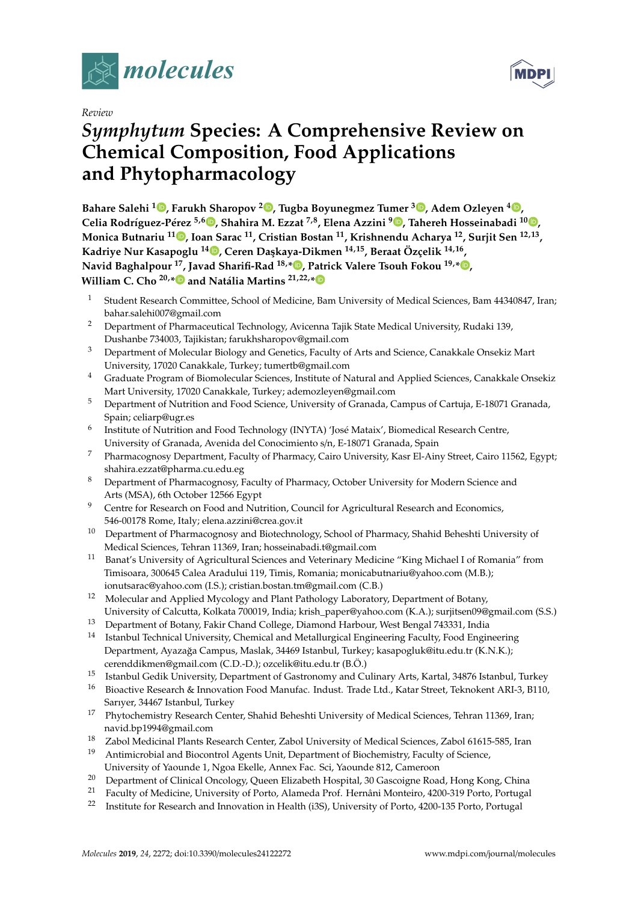Review

# *Symphytum* Species: A Comprehensive Review on Chemical Composition, Food Applications and Phytopharmacology

**Bahare Salehi [1], Farukh Sharopov [2], Tugba Boyunegmez Tumer [3], Adem Ozleyen [4], Celia Rodríguez-Pérez [5,6], Shahira M. Ezzat [7,8], Elena Azzini [9], Tahereh Hosseinabadi [10], Monica Butnariu [11], Ioan Sarac [11], Cristian Bostan [11], Krishnendu Acharya [12], Surjit Sen [12,13], Kadriye Nur Kasapoglu [14], Ceren Daşkaya-Dikmen [14,15], Beraat Özçelik [14,16], Navid Baghalpour [17], Javad Sharifi-Rad [18,*], Patrick Valere Tsouh Fokou [19,*], William C. Cho [20,*] and Natália Martins [21,22,*]**

1. Student Research Committee, School of Medicine, Bam University of Medical Sciences, Bam 44340847, Iran; bahar.salehi007@gmail.com
2. Department of Pharmaceutical Technology, Avicenna Tajik State Medical University, Rudaki 139, Dushanbe 734003, Tajikistan; farukhsharopov@gmail.com
3. Department of Molecular Biology and Genetics, Faculty of Arts and Science, Canakkale Onsekiz Mart University, 17020 Canakkale, Turkey; tumertb@gmail.com
4. Graduate Program of Biomolecular Sciences, Institute of Natural and Applied Sciences, Canakkale Onsekiz Mart University, 17020 Canakkale, Turkey; ademozleyen@gmail.com
5. Department of Nutrition and Food Science, University of Granada, Campus of Cartuja, E-18071 Granada, Spain; celiarp@ugr.es
6. Institute of Nutrition and Food Technology (INYTA) 'José Mataix', Biomedical Research Centre, University of Granada, Avenida del Conocimiento s/n, E-18071 Granada, Spain
7. Pharmacognosy Department, Faculty of Pharmacy, Cairo University, Kasr El-Ainy Street, Cairo 11562, Egypt; shahira.ezzat@pharma.cu.edu.eg
8. Department of Pharmacognosy, Faculty of Pharmacy, October University for Modern Science and Arts (MSA), 6th October 12566 Egypt
9. Centre for Research on Food and Nutrition, Council for Agricultural Research and Economics, 546-00178 Rome, Italy; elena.azzini@crea.gov.it
10. Department of Pharmacognosy and Biotechnology, School of Pharmacy, Shahid Beheshti University of Medical Sciences, Tehran 11369, Iran; hosseinabadi.t@gmail.com
11. Banat's University of Agricultural Sciences and Veterinary Medicine "King Michael I of Romania" from Timisoara, 300645 Calea Aradului 119, Timis, Romania; monicabutnariu@yahoo.com (M.B.); ionutsarac@yahoo.com (I.S.); cristian.bostan.tm@gmail.com (C.B.)
12. Molecular and Applied Mycology and Plant Pathology Laboratory, Department of Botany, University of Calcutta, Kolkata 700019, India; krish_paper@yahoo.com (K.A.); surjitsen09@gmail.com (S.S.)
13. Department of Botany, Fakir Chand College, Diamond Harbour, West Bengal 743331, India
14. Istanbul Technical University, Chemical and Metallurgical Engineering Faculty, Food Engineering Department, Ayazağa Campus, Maslak, 34469 Istanbul, Turkey; kasapogluk@itu.edu.tr (K.N.K.); cerenddikmen@gmail.com (C.D.-D.); ozcelik@itu.edu.tr (B.Ö.)
15. Istanbul Gedik University, Department of Gastronomy and Culinary Arts, Kartal, 34876 Istanbul, Turkey
16. Bioactive Research & Innovation Food Manufac. Indust. Trade Ltd., Katar Street, Teknokent ARI-3, B110, Sarıyer, 34467 Istanbul, Turkey
17. Phytochemistry Research Center, Shahid Beheshti University of Medical Sciences, Tehran 11369, Iran; navid.bp1994@gmail.com
18. Zabol Medicinal Plants Research Center, Zabol University of Medical Sciences, Zabol 61615-585, Iran
19. Antimicrobial and Biocontrol Agents Unit, Department of Biochemistry, Faculty of Science, University of Yaounde 1, Ngoa Ekelle, Annex Fac. Sci, Yaounde 812, Cameroon
20. Department of Clinical Oncology, Queen Elizabeth Hospital, 30 Gascoigne Road, Hong Kong, China
21. Faculty of Medicine, University of Porto, Alameda Prof. Hernâni Monteiro, 4200-319 Porto, Portugal
22. Institute for Research and Innovation in Health (i3S), University of Porto, 4200-135 Porto, Portugal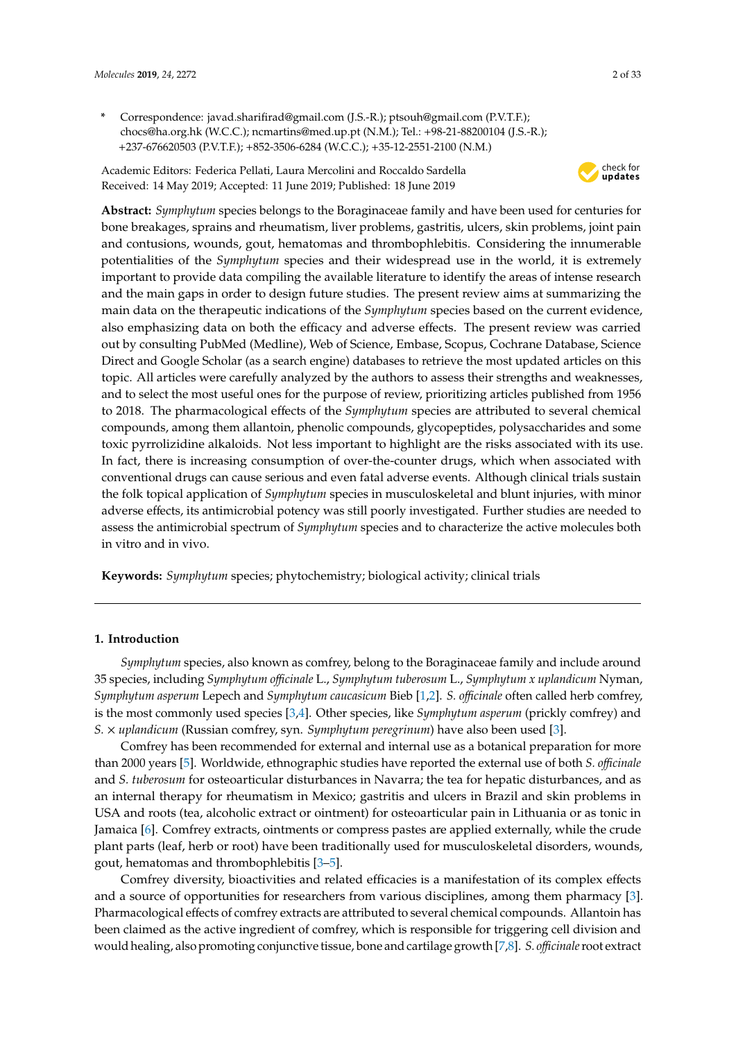\* Correspondence: javad.sharifirad@gmail.com (J.S.-R.); ptsouh@gmail.com (P.V.T.F.); chocs@ha.org.hk (W.C.C.); ncmartins@med.up.pt (N.M.); Tel.: +98-21-88200104 (J.S.-R.); +237-676620503 (P.V.T.F.); +852-3506-6284 (W.C.C.); +35-12-2551-2100 (N.M.)

Academic Editors: Federica Pellati, Laura Mercolini and Roccaldo Sardella
Received: 14 May 2019; Accepted: 11 June 2019; Published: 18 June 2019

**Abstract:** *Symphytum* species belongs to the Boraginaceae family and have been used for centuries for bone breakages, sprains and rheumatism, liver problems, gastritis, ulcers, skin problems, joint pain and contusions, wounds, gout, hematomas and thrombophlebitis. Considering the innumerable potentialities of the *Symphytum* species and their widespread use in the world, it is extremely important to provide data compiling the available literature to identify the areas of intense research and the main gaps in order to design future studies. The present review aims at summarizing the main data on the therapeutic indications of the *Symphytum* species based on the current evidence, also emphasizing data on both the efficacy and adverse effects. The present review was carried out by consulting PubMed (Medline), Web of Science, Embase, Scopus, Cochrane Database, Science Direct and Google Scholar (as a search engine) databases to retrieve the most updated articles on this topic. All articles were carefully analyzed by the authors to assess their strengths and weaknesses, and to select the most useful ones for the purpose of review, prioritizing articles published from 1956 to 2018. The pharmacological effects of the *Symphytum* species are attributed to several chemical compounds, among them allantoin, phenolic compounds, glycopeptides, polysaccharides and some toxic pyrrolizidine alkaloids. Not less important to highlight are the risks associated with its use. In fact, there is increasing consumption of over-the-counter drugs, which when associated with conventional drugs can cause serious and even fatal adverse events. Although clinical trials sustain the folk topical application of *Symphytum* species in musculoskeletal and blunt injuries, with minor adverse effects, its antimicrobial potency was still poorly investigated. Further studies are needed to assess the antimicrobial spectrum of *Symphytum* species and to characterize the active molecules both in vitro and in vivo.

**Keywords:** *Symphytum* species; phytochemistry; biological activity; clinical trials

## 1. Introduction

*Symphytum* species, also known as comfrey, belong to the Boraginaceae family and include around 35 species, including *Symphytum officinale* L., *Symphytum tuberosum* L., *Symphytum x uplandicum* Nyman, *Symphytum asperum* Lepech and *Symphytum caucasicum* Bieb [1,2]. *S. officinale* often called herb comfrey, is the most commonly used species [3,4]. Other species, like *Symphytum asperum* (prickly comfrey) and *S.* × *uplandicum* (Russian comfrey, syn. *Symphytum peregrinum*) have also been used [3].

Comfrey has been recommended for external and internal use as a botanical preparation for more than 2000 years [5]. Worldwide, ethnographic studies have reported the external use of both *S. officinale* and *S. tuberosum* for osteoarticular disturbances in Navarra; the tea for hepatic disturbances, and as an internal therapy for rheumatism in Mexico; gastritis and ulcers in Brazil and skin problems in USA and roots (tea, alcoholic extract or ointment) for osteoarticular pain in Lithuania or as tonic in Jamaica [6]. Comfrey extracts, ointments or compress pastes are applied externally, while the crude plant parts (leaf, herb or root) have been traditionally used for musculoskeletal disorders, wounds, gout, hematomas and thrombophlebitis [3–5].

Comfrey diversity, bioactivities and related efficacies is a manifestation of its complex effects and a source of opportunities for researchers from various disciplines, among them pharmacy [3]. Pharmacological effects of comfrey extracts are attributed to several chemical compounds. Allantoin has been claimed as the active ingredient of comfrey, which is responsible for triggering cell division and would healing, also promoting conjunctive tissue, bone and cartilage growth [7,8]. *S. officinale* root extract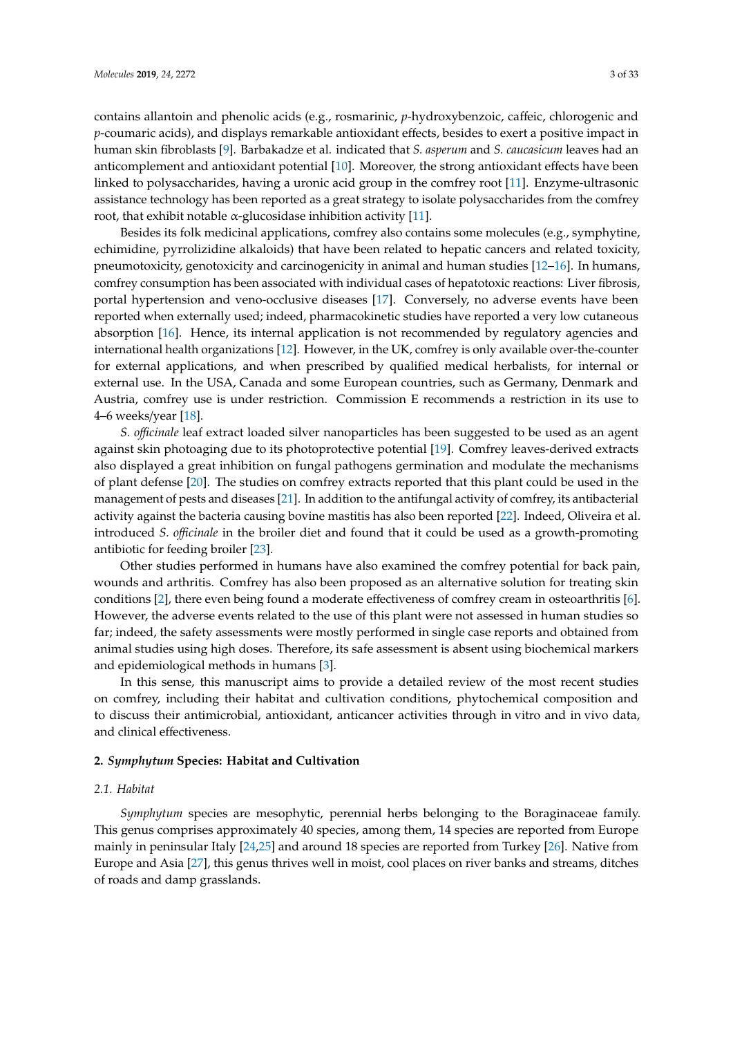contains allantoin and phenolic acids (e.g., rosmarinic, *p*-hydroxybenzoic, caffeic, chlorogenic and *p*-coumaric acids), and displays remarkable antioxidant effects, besides to exert a positive impact in human skin fibroblasts [9]. Barbakadze et al. indicated that *S. asperum* and *S. caucasicum* leaves had an anticomplement and antioxidant potential [10]. Moreover, the strong antioxidant effects have been linked to polysaccharides, having a uronic acid group in the comfrey root [11]. Enzyme-ultrasonic assistance technology has been reported as a great strategy to isolate polysaccharides from the comfrey root, that exhibit notable α-glucosidase inhibition activity [11].

Besides its folk medicinal applications, comfrey also contains some molecules (e.g., symphytine, echimidine, pyrrolizidine alkaloids) that have been related to hepatic cancers and related toxicity, pneumotoxicity, genotoxicity and carcinogenicity in animal and human studies [12–16]. In humans, comfrey consumption has been associated with individual cases of hepatotoxic reactions: Liver fibrosis, portal hypertension and veno-occlusive diseases [17]. Conversely, no adverse events have been reported when externally used; indeed, pharmacokinetic studies have reported a very low cutaneous absorption [16]. Hence, its internal application is not recommended by regulatory agencies and international health organizations [12]. However, in the UK, comfrey is only available over-the-counter for external applications, and when prescribed by qualified medical herbalists, for internal or external use. In the USA, Canada and some European countries, such as Germany, Denmark and Austria, comfrey use is under restriction. Commission E recommends a restriction in its use to 4–6 weeks/year [18].

*S. officinale* leaf extract loaded silver nanoparticles has been suggested to be used as an agent against skin photoaging due to its photoprotective potential [19]. Comfrey leaves-derived extracts also displayed a great inhibition on fungal pathogens germination and modulate the mechanisms of plant defense [20]. The studies on comfrey extracts reported that this plant could be used in the management of pests and diseases [21]. In addition to the antifungal activity of comfrey, its antibacterial activity against the bacteria causing bovine mastitis has also been reported [22]. Indeed, Oliveira et al. introduced *S. officinale* in the broiler diet and found that it could be used as a growth-promoting antibiotic for feeding broiler [23].

Other studies performed in humans have also examined the comfrey potential for back pain, wounds and arthritis. Comfrey has also been proposed as an alternative solution for treating skin conditions [2], there even being found a moderate effectiveness of comfrey cream in osteoarthritis [6]. However, the adverse events related to the use of this plant were not assessed in human studies so far; indeed, the safety assessments were mostly performed in single case reports and obtained from animal studies using high doses. Therefore, its safe assessment is absent using biochemical markers and epidemiological methods in humans [3].

In this sense, this manuscript aims to provide a detailed review of the most recent studies on comfrey, including their habitat and cultivation conditions, phytochemical composition and to discuss their antimicrobial, antioxidant, anticancer activities through in vitro and in vivo data, and clinical effectiveness.

## 2. *Symphytum* Species: Habitat and Cultivation

### 2.1. Habitat

*Symphytum* species are mesophytic, perennial herbs belonging to the Boraginaceae family. This genus comprises approximately 40 species, among them, 14 species are reported from Europe mainly in peninsular Italy [24,25] and around 18 species are reported from Turkey [26]. Native from Europe and Asia [27], this genus thrives well in moist, cool places on river banks and streams, ditches of roads and damp grasslands.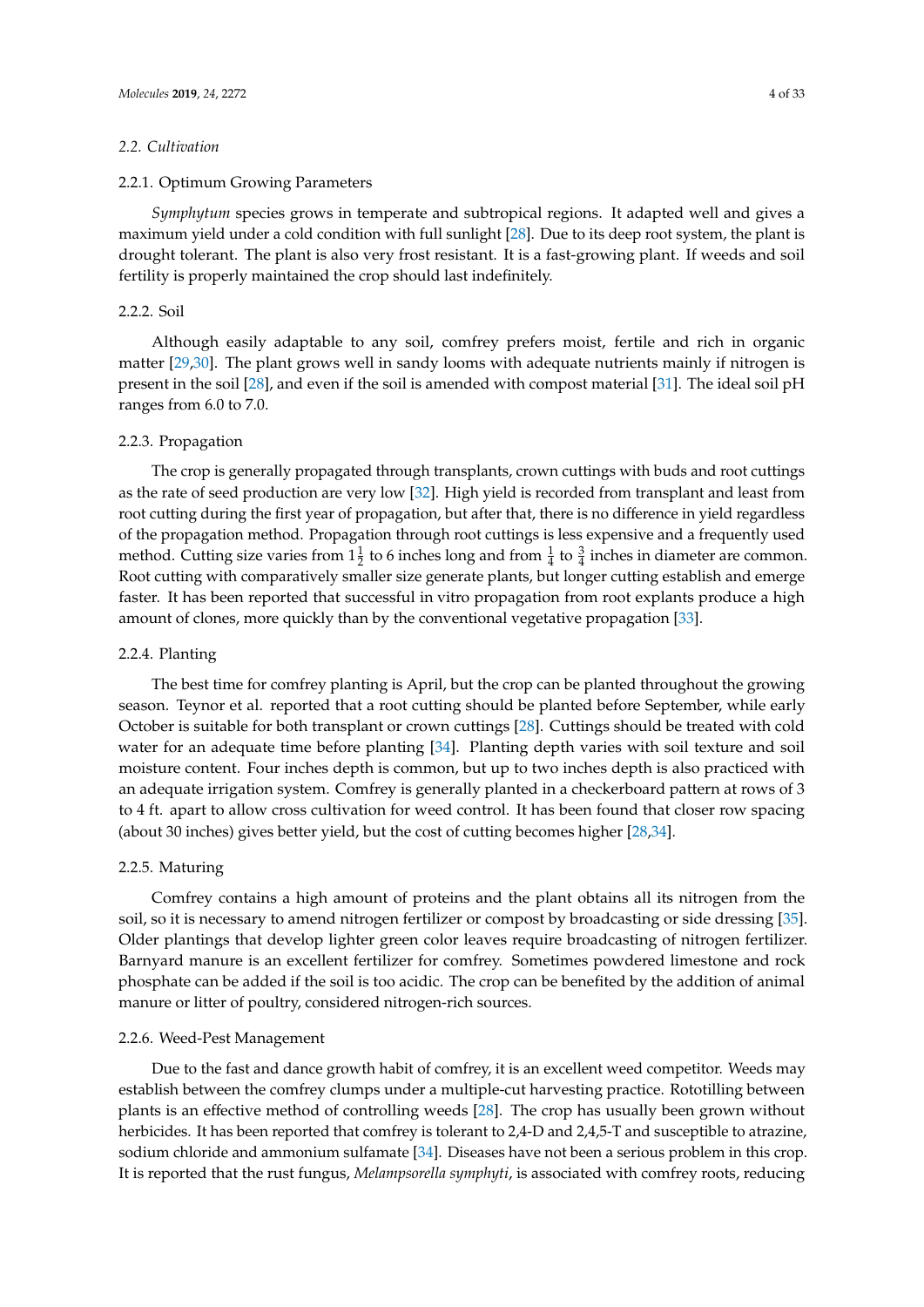### 2.2. Cultivation

#### 2.2.1. Optimum Growing Parameters

*Symphytum* species grows in temperate and subtropical regions. It adapted well and gives a maximum yield under a cold condition with full sunlight [28]. Due to its deep root system, the plant is drought tolerant. The plant is also very frost resistant. It is a fast-growing plant. If weeds and soil fertility is properly maintained the crop should last indefinitely.

#### 2.2.2. Soil

Although easily adaptable to any soil, comfrey prefers moist, fertile and rich in organic matter [29,30]. The plant grows well in sandy looms with adequate nutrients mainly if nitrogen is present in the soil [28], and even if the soil is amended with compost material [31]. The ideal soil pH ranges from 6.0 to 7.0.

#### 2.2.3. Propagation

The crop is generally propagated through transplants, crown cuttings with buds and root cuttings as the rate of seed production are very low [32]. High yield is recorded from transplant and least from root cutting during the first year of propagation, but after that, there is no difference in yield regardless of the propagation method. Propagation through root cuttings is less expensive and a frequently used method. Cutting size varies from $1\frac{1}{2}$ to 6 inches long and from $\frac{1}{4}$ to $\frac{3}{4}$ inches in diameter are common. Root cutting with comparatively smaller size generate plants, but longer cutting establish and emerge faster. It has been reported that successful in vitro propagation from root explants produce a high amount of clones, more quickly than by the conventional vegetative propagation [33].

#### 2.2.4. Planting

The best time for comfrey planting is April, but the crop can be planted throughout the growing season. Teynor et al. reported that a root cutting should be planted before September, while early October is suitable for both transplant or crown cuttings [28]. Cuttings should be treated with cold water for an adequate time before planting [34]. Planting depth varies with soil texture and soil moisture content. Four inches depth is common, but up to two inches depth is also practiced with an adequate irrigation system. Comfrey is generally planted in a checkerboard pattern at rows of 3 to 4 ft. apart to allow cross cultivation for weed control. It has been found that closer row spacing (about 30 inches) gives better yield, but the cost of cutting becomes higher [28,34].

#### 2.2.5. Maturing

Comfrey contains a high amount of proteins and the plant obtains all its nitrogen from the soil, so it is necessary to amend nitrogen fertilizer or compost by broadcasting or side dressing [35]. Older plantings that develop lighter green color leaves require broadcasting of nitrogen fertilizer. Barnyard manure is an excellent fertilizer for comfrey. Sometimes powdered limestone and rock phosphate can be added if the soil is too acidic. The crop can be benefited by the addition of animal manure or litter of poultry, considered nitrogen-rich sources.

#### 2.2.6. Weed-Pest Management

Due to the fast and dance growth habit of comfrey, it is an excellent weed competitor. Weeds may establish between the comfrey clumps under a multiple-cut harvesting practice. Rototilling between plants is an effective method of controlling weeds [28]. The crop has usually been grown without herbicides. It has been reported that comfrey is tolerant to 2,4-D and 2,4,5-T and susceptible to atrazine, sodium chloride and ammonium sulfamate [34]. Diseases have not been a serious problem in this crop. It is reported that the rust fungus, *Melampsorella symphyti*, is associated with comfrey roots, reducing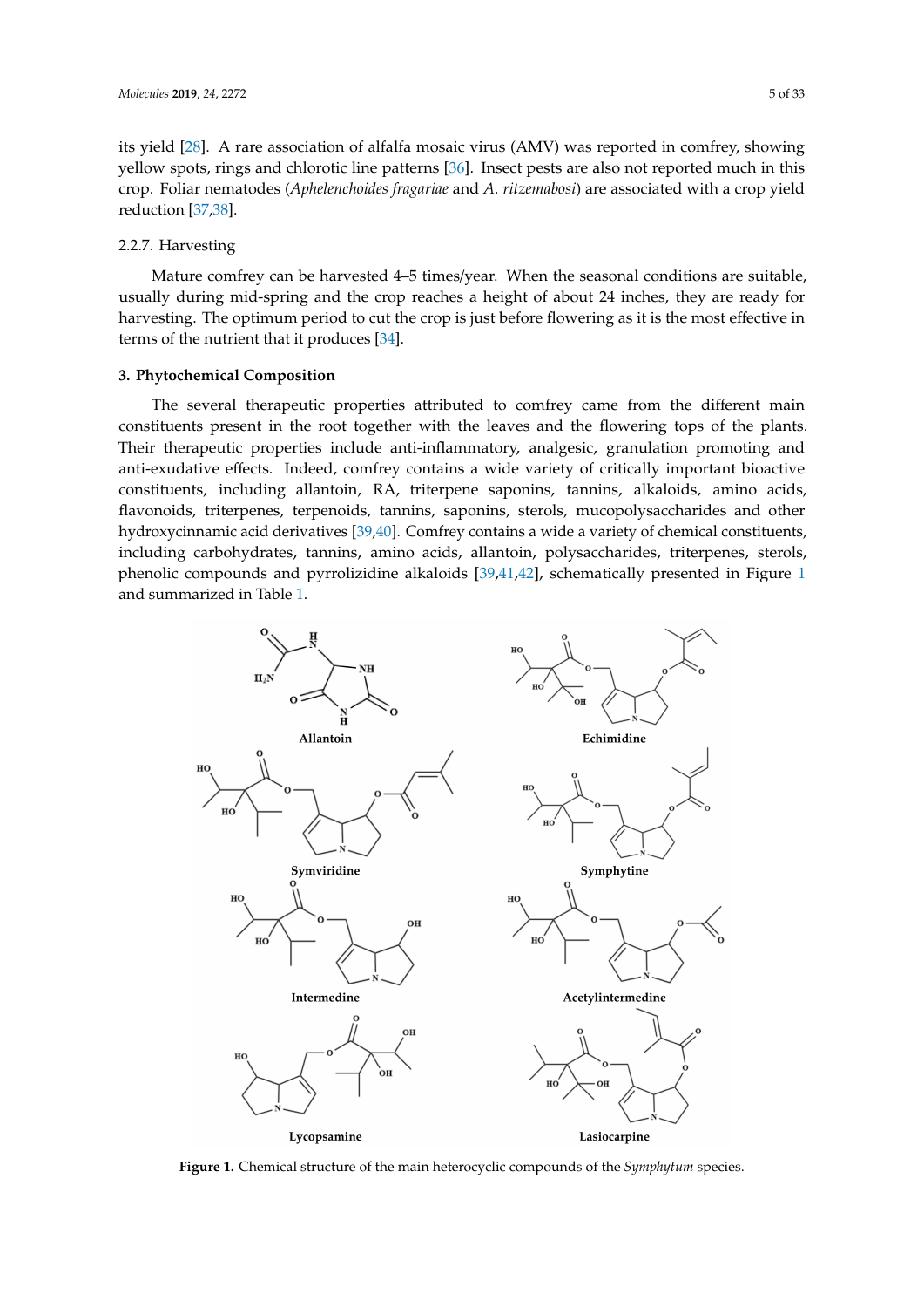its yield [28]. A rare association of alfalfa mosaic virus (AMV) was reported in comfrey, showing yellow spots, rings and chlorotic line patterns [36]. Insect pests are also not reported much in this crop. Foliar nematodes (*Aphelenchoides fragariae* and *A. ritzemabosi*) are associated with a crop yield reduction [37,38].

#### 2.2.7. Harvesting

Mature comfrey can be harvested 4–5 times/year. When the seasonal conditions are suitable, usually during mid-spring and the crop reaches a height of about 24 inches, they are ready for harvesting. The optimum period to cut the crop is just before flowering as it is the most effective in terms of the nutrient that it produces [34].

## 3. Phytochemical Composition

The several therapeutic properties attributed to comfrey came from the different main constituents present in the root together with the leaves and the flowering tops of the plants. Their therapeutic properties include anti-inflammatory, analgesic, granulation promoting and anti-exudative effects. Indeed, comfrey contains a wide variety of critically important bioactive constituents, including allantoin, RA, triterpene saponins, tannins, alkaloids, amino acids, flavonoids, triterpenes, terpenoids, tannins, saponins, sterols, mucopolysaccharides and other hydroxycinnamic acid derivatives [39,40]. Comfrey contains a wide a variety of chemical constituents, including carbohydrates, tannins, amino acids, allantoin, polysaccharides, triterpenes, sterols, phenolic compounds and pyrrolizidine alkaloids [39,41,42], schematically presented in Figure 1 and summarized in Table 1.

**Figure 1.** Chemical structure of the main heterocyclic compounds of the *Symphytum* species.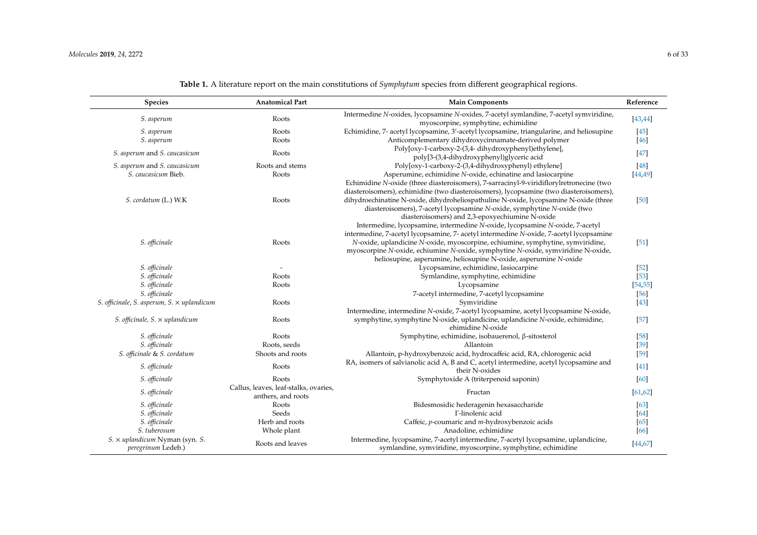**Table 1.** A literature report on the main constitutions of *Symphytum* species from different geographical regions.

| Species | Anatomical Part | Main Components | Reference |
|---|---|---|---|
| *S. asperum* | Roots | Intermedine *N*-oxides, lycopsamine *N*-oxides, 7-acetyl symlandine, 7-acetyl symviridine, myoscorpine, symphytine, echimidine | [43,44] |
| *S. asperum* | Roots | Echimidine, 7- acetyl lycopsamine, 3′-acetyl lycopsamine, triangularine, and heliosupine | [45] |
| *S. asperum* | Roots | Anticomplementary dihydroxycinnamate-derived polymer | [46] |
| *S. asperum* and *S. caucasicum* | Roots | Poly[oxy-1-carboxy-2-(3,4- dihydroxyphenyl)ethylene], poly[3-(3,4-dihydroxyphenyl)glyceric acid | [47] |
| *S. asperum* and *S. caucasicum* | Roots and stems | Poly[oxy-1-carboxy-2-(3,4-dihydroxyphenyl) ethylene] | [48] |
| *S. caucasicum* Bieb. | Roots | Asperumine, echimidine *N*-oxide, echinatine and lasiocarpine | [44,49] |
| *S. cordatum* (L.) W.K | Roots | Echimidine *N*-oxide (three diasteroisomers), 7-sarracinyl-9-viridiflorylretronecine (two diasteroisomers), echimidine (two diasteroisomers), lycopsamine (two diasteroisomers), dihydroechinatine N-oxide, dihydroheliospathuline N-oxide, lycopsamine N-oxide (three diasteroisomers), 7-acetyl lycopsamine *N*-oxide, symphytine *N*-oxide (two diasteroisomers) and 2,3-epoxyechiumine N-oxide | [50] |
| *S. officinale* | Roots | Intermedine, lycopsamine, intermedine *N*-oxide, lycopsamine *N*-oxide, 7-acetyl intermedine, 7-acetyl lycopsamine, 7- acetyl intermedine *N*-oxide, 7-acetyl lycopsamine *N*-oxide, uplandicine *N*-oxide, myoscorpine, echiumine, symphytine, symviridine, myoscorpine *N*-oxide, echiumine *N*-oxide, symphytine *N*-oxide, symviridine N-oxide, heliosupine, asperumine, heliosupine N-oxide, asperumine *N*-oxide | [51] |
| *S. officinale* | - | Lycopsamine, echimidine, lasiocarpine | [52] |
| *S. officinale* | Roots | Symlandine, symphytine, echimidine | [53] |
| *S. officinale* | Roots | Lycopsamine | [54,55] |
| *S. officinale* | | 7-acetyl intermedine, 7-acetyl lycopsamine | [56] |
| *S. officinale*, *S. asperum*, *S.* × *uplandicum* | Roots | Symviridine | [43] |
| *S. officinale*, *S.* × *uplandicum* | Roots | Intermedine, intermedine *N*-oxide, 7-acetyl lycopsamine, acetyl lycopsamine N-oxide, symphytine, symphytine N-oxide, uplandicine, uplandicine *N*-oxide, echimidine, ehimidine N-oxide | [57] |
| *S. officinale* | Roots | Symphytine, echimidine, isobauerenol, β-sitosterol | [58] |
| *S. officinale* | Roots, seeds | Allantoin | [39] |
| *S. officinale* & *S. cordatum* | Shoots and roots | Allantoin, p-hydroxybenzoic acid, hydrocaffeic acid, RA, chlorogenic acid | [59] |
| *S. officinale* | Roots | RA, isomers of salvianolic acid A, B and C, acetyl intermedine, acetyl lycopsamine and their N-oxides | [41] |
| *S. officinale* | Roots | Symphytoxide A (triterpenoid saponin) | [60] |
| *S. officinale* | Callus, leaves, leaf-stalks, ovaries, anthers, and roots | Fructan | [61,62] |
| *S. officinale* | Roots | Bidesmosidic hederagenin hexasaccharide | [63] |
| *S. officinale* | Seeds | Γ-linolenic acid | [64] |
| *S. officinale* | Herb and roots | Caffeic, *p*-coumaric and *m*-hydroxybenzoic acids | [65] |
| *S. tuberosum* | Whole plant | Anadoline, echimidine | [66] |
| *S.* × *uplandicum* Nyman (syn. *S. peregrinum* Ledeb.) | Roots and leaves | Intermedine, lycopsamine, 7-acetyl intermedine, 7-acetyl lycopsamine, uplandicine, symlandine, symviridine, myoscorpine, symphytine, echimidine | [44,67] |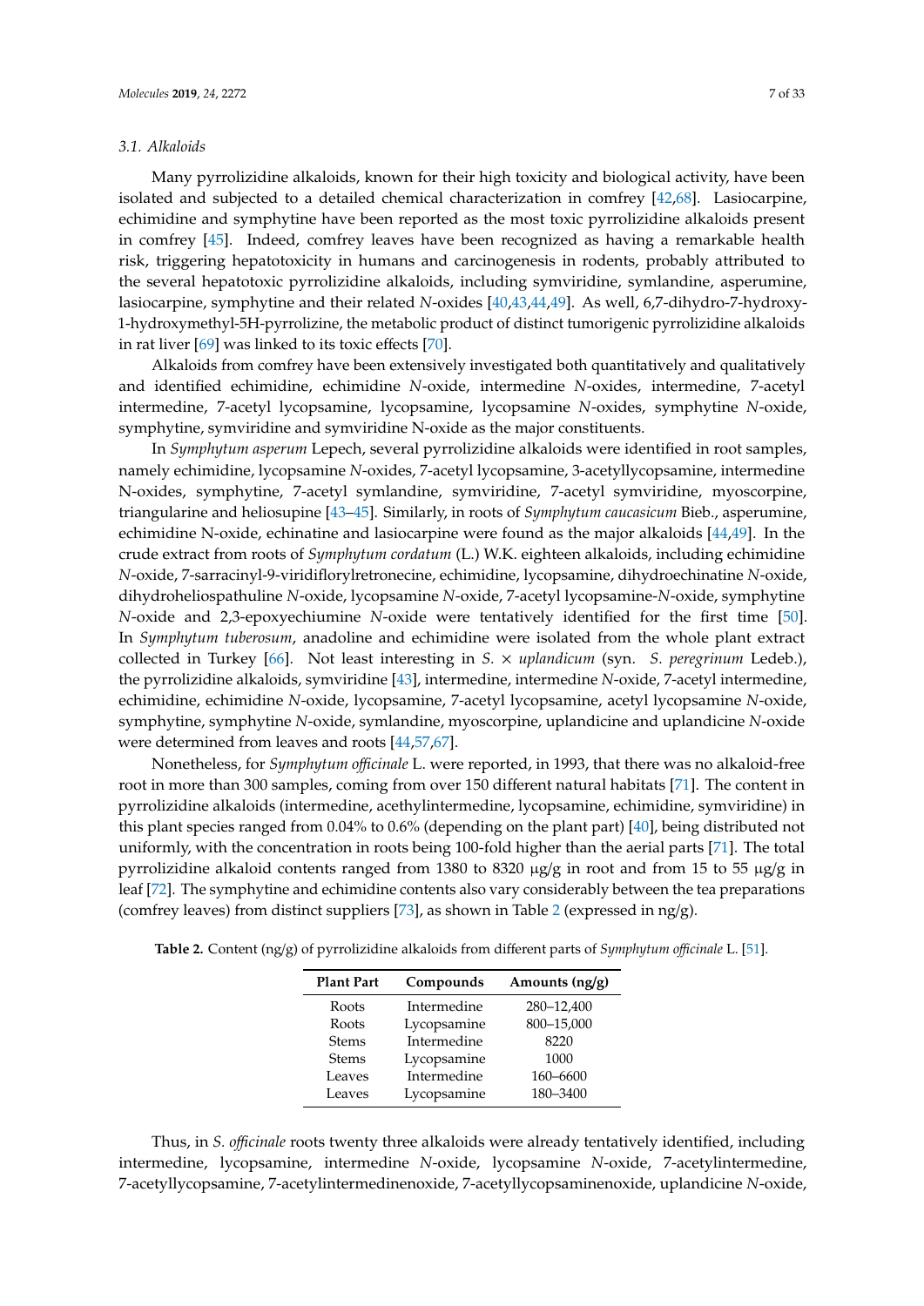### 3.1. Alkaloids

Many pyrrolizidine alkaloids, known for their high toxicity and biological activity, have been isolated and subjected to a detailed chemical characterization in comfrey [42,68]. Lasiocarpine, echimidine and symphytine have been reported as the most toxic pyrrolizidine alkaloids present in comfrey [45]. Indeed, comfrey leaves have been recognized as having a remarkable health risk, triggering hepatotoxicity in humans and carcinogenesis in rodents, probably attributed to the several hepatotoxic pyrrolizidine alkaloids, including symviridine, symlandine, asperumine, lasiocarpine, symphytine and their related *N*-oxides [40,43,44,49]. As well, 6,7-dihydro-7-hydroxy-1-hydroxymethyl-5H-pyrrolizine, the metabolic product of distinct tumorigenic pyrrolizidine alkaloids in rat liver [69] was linked to its toxic effects [70].

Alkaloids from comfrey have been extensively investigated both quantitatively and qualitatively and identified echimidine, echimidine *N*-oxide, intermedine *N*-oxides, intermedine, 7-acetyl intermedine, 7-acetyl lycopsamine, lycopsamine, lycopsamine *N*-oxides, symphytine *N*-oxide, symphytine, symviridine and symviridine N-oxide as the major constituents.

In *Symphytum asperum* Lepech, several pyrrolizidine alkaloids were identified in root samples, namely echimidine, lycopsamine *N*-oxides, 7-acetyl lycopsamine, 3-acetyllycopsamine, intermedine N-oxides, symphytine, 7-acetyl symlandine, symviridine, 7-acetyl symviridine, myoscorpine, triangularine and heliosupine [43–45]. Similarly, in roots of *Symphytum caucasicum* Bieb., asperumine, echimidine N-oxide, echinatine and lasiocarpine were found as the major alkaloids [44,49]. In the crude extract from roots of *Symphytum cordatum* (L.) W.K. eighteen alkaloids, including echimidine *N*-oxide, 7-sarracinyl-9-viridiflorylretronecine, echimidine, lycopsamine, dihydroechinatine *N*-oxide, dihydroheliospathuline *N*-oxide, lycopsamine *N*-oxide, 7-acetyl lycopsamine-*N*-oxide, symphytine *N*-oxide and 2,3-epoxyechiumine *N*-oxide were tentatively identified for the first time [50]. In *Symphytum tuberosum*, anadoline and echimidine were isolated from the whole plant extract collected in Turkey [66]. Not least interesting in *S.* × *uplandicum* (syn. *S. peregrinum* Ledeb.), the pyrrolizidine alkaloids, symviridine [43], intermedine, intermedine *N*-oxide, 7-acetyl intermedine, echimidine, echimidine *N*-oxide, lycopsamine, 7-acetyl lycopsamine, acetyl lycopsamine *N*-oxide, symphytine, symphytine *N*-oxide, symlandine, myoscorpine, uplandicine and uplandicine *N*-oxide were determined from leaves and roots [44,57,67].

Nonetheless, for *Symphytum officinale* L. were reported, in 1993, that there was no alkaloid-free root in more than 300 samples, coming from over 150 different natural habitats [71]. The content in pyrrolizidine alkaloids (intermedine, acethylintermedine, lycopsamine, echimidine, symviridine) in this plant species ranged from 0.04% to 0.6% (depending on the plant part) [40], being distributed not uniformly, with the concentration in roots being 100-fold higher than the aerial parts [71]. The total pyrrolizidine alkaloid contents ranged from 1380 to 8320 μg/g in root and from 15 to 55 μg/g in leaf [72]. The symphytine and echimidine contents also vary considerably between the tea preparations (comfrey leaves) from distinct suppliers [73], as shown in Table 2 (expressed in ng/g).

**Table 2.** Content (ng/g) of pyrrolizidine alkaloids from different parts of *Symphytum officinale* L. [51].

| Plant Part | Compounds | Amounts (ng/g) |
|---|---|---|
| Roots | Intermedine | 280–12,400 |
| Roots | Lycopsamine | 800–15,000 |
| Stems | Intermedine | 8220 |
| Stems | Lycopsamine | 1000 |
| Leaves | Intermedine | 160–6600 |
| Leaves | Lycopsamine | 180–3400 |

Thus, in *S. officinale* roots twenty three alkaloids were already tentatively identified, including intermedine, lycopsamine, intermedine *N*-oxide, lycopsamine *N*-oxide, 7-acetylintermedine, 7-acetyllycopsamine, 7-acetylintermedinenoxide, 7-acetyllycopsaminenoxide, uplandicine *N*-oxide,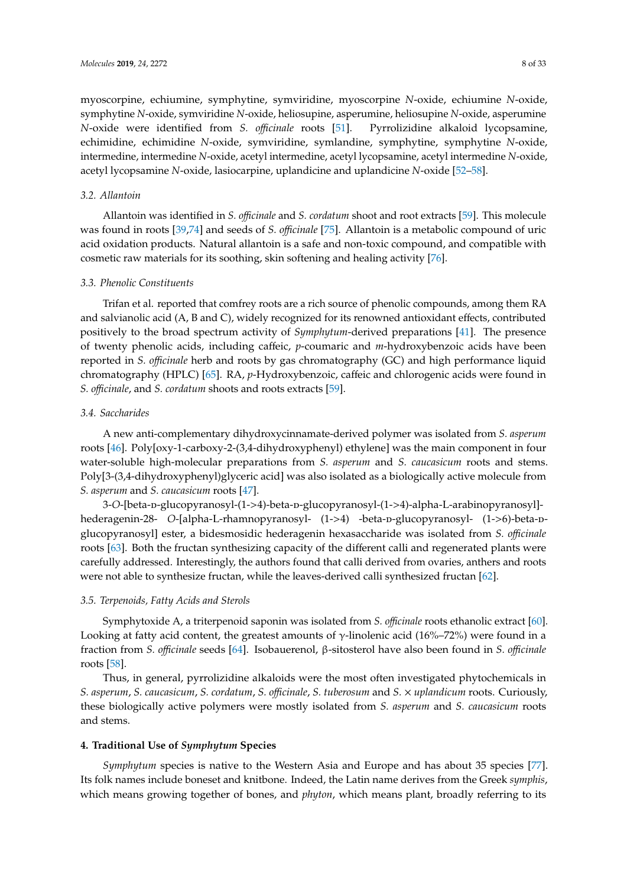myoscorpine, echiumine, symphytine, symviridine, myoscorpine *N*-oxide, echiumine *N*-oxide, symphytine *N*-oxide, symviridine *N*-oxide, heliosupine, asperumine, heliosupine *N*-oxide, asperumine *N*-oxide were identified from *S. officinale* roots [51]. Pyrrolizidine alkaloid lycopsamine, echimidine, echimidine *N*-oxide, symviridine, symlandine, symphytine, symphytine *N*-oxide, intermedine, intermedine *N*-oxide, acetyl intermedine, acetyl lycopsamine, acetyl intermedine *N*-oxide, acetyl lycopsamine *N*-oxide, lasiocarpine, uplandicine and uplandicine *N*-oxide [52–58].

### *3.2. Allantoin*

Allantoin was identified in *S. officinale* and *S. cordatum* shoot and root extracts [59]. This molecule was found in roots [39,74] and seeds of *S. officinale* [75]. Allantoin is a metabolic compound of uric acid oxidation products. Natural allantoin is a safe and non-toxic compound, and compatible with cosmetic raw materials for its soothing, skin softening and healing activity [76].

### *3.3. Phenolic Constituents*

Trifan et al. reported that comfrey roots are a rich source of phenolic compounds, among them RA and salvianolic acid (A, B and C), widely recognized for its renowned antioxidant effects, contributed positively to the broad spectrum activity of *Symphytum*-derived preparations [41]. The presence of twenty phenolic acids, including caffeic, *p*-coumaric and *m*-hydroxybenzoic acids have been reported in *S. officinale* herb and roots by gas chromatography (GC) and high performance liquid chromatography (HPLC) [65]. RA, *p*-Hydroxybenzoic, caffeic and chlorogenic acids were found in *S. officinale*, and *S. cordatum* shoots and roots extracts [59].

### *3.4. Saccharides*

A new anti-complementary dihydroxycinnamate-derived polymer was isolated from *S. asperum* roots [46]. Poly[oxy-1-carboxy-2-(3,4-dihydroxyphenyl) ethylene] was the main component in four water-soluble high-molecular preparations from *S. asperum* and *S. caucasicum* roots and stems. Poly[3-(3,4-dihydroxyphenyl)glyceric acid] was also isolated as a biologically active molecule from *S. asperum* and *S. caucasicum* roots [47].

3-*O*-[beta-D-glucopyranosyl-(1->4)-beta-D-glucopyranosyl-(1->4)-alpha-L-arabinopyranosyl]-hederagenin-28- *O*-[alpha-L-rhamnopyranosyl- (1->4) -beta-D-glucopyranosyl- (1->6)-beta-D-glucopyranosyl] ester, a bidesmosidic hederagenin hexasaccharide was isolated from *S. officinale* roots [63]. Both the fructan synthesizing capacity of the different calli and regenerated plants were carefully addressed. Interestingly, the authors found that calli derived from ovaries, anthers and roots were not able to synthesize fructan, while the leaves-derived calli synthesized fructan [62].

### *3.5. Terpenoids, Fatty Acids and Sterols*

Symphytoxide A, a triterpenoid saponin was isolated from *S. officinale* roots ethanolic extract [60]. Looking at fatty acid content, the greatest amounts of $\gamma$-linolenic acid (16%–72%) were found in a fraction from *S. officinale* seeds [64]. Isobauerenol, $\beta$-sitosterol have also been found in *S. officinale* roots [58].

Thus, in general, pyrrolizidine alkaloids were the most often investigated phytochemicals in *S. asperum*, *S. caucasicum*, *S. cordatum*, *S. officinale*, *S. tuberosum* and *S.* × *uplandicum* roots. Curiously, these biologically active polymers were mostly isolated from *S. asperum* and *S. caucasicum* roots and stems.

## **4. Traditional Use of *Symphytum* Species**

*Symphytum* species is native to the Western Asia and Europe and has about 35 species [77]. Its folk names include boneset and knitbone. Indeed, the Latin name derives from the Greek *symphis*, which means growing together of bones, and *phyton*, which means plant, broadly referring to its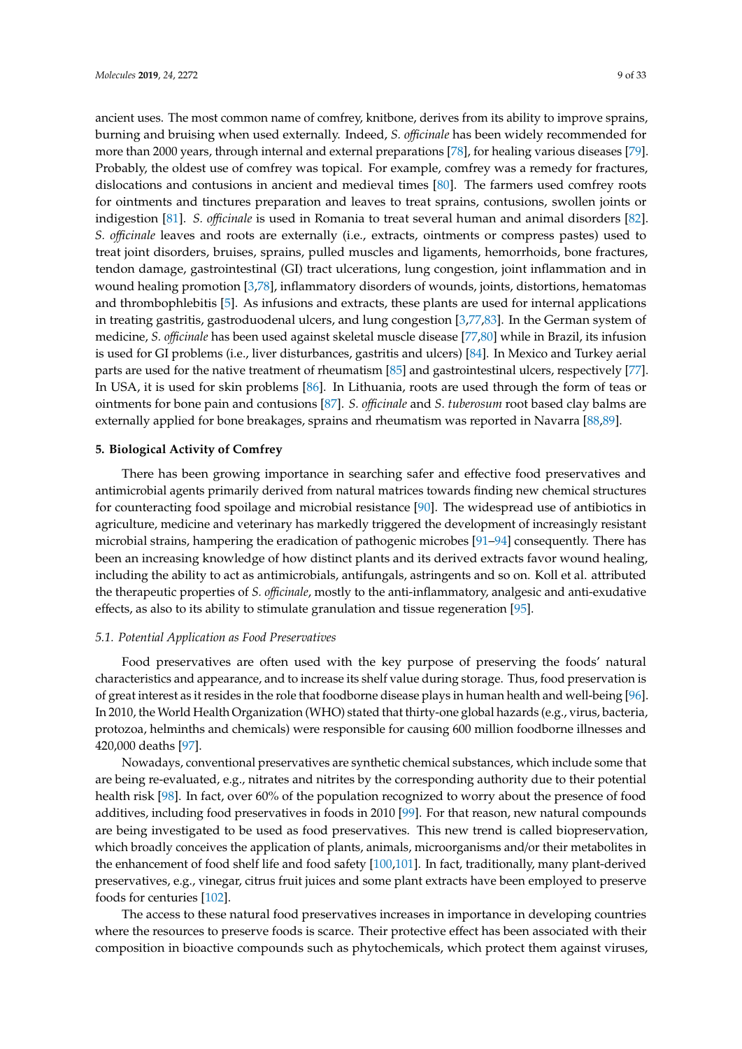ancient uses. The most common name of comfrey, knitbone, derives from its ability to improve sprains, burning and bruising when used externally. Indeed, *S. officinale* has been widely recommended for more than 2000 years, through internal and external preparations [78], for healing various diseases [79]. Probably, the oldest use of comfrey was topical. For example, comfrey was a remedy for fractures, dislocations and contusions in ancient and medieval times [80]. The farmers used comfrey roots for ointments and tinctures preparation and leaves to treat sprains, contusions, swollen joints or indigestion [81]. *S. officinale* is used in Romania to treat several human and animal disorders [82]. *S. officinale* leaves and roots are externally (i.e., extracts, ointments or compress pastes) used to treat joint disorders, bruises, sprains, pulled muscles and ligaments, hemorrhoids, bone fractures, tendon damage, gastrointestinal (GI) tract ulcerations, lung congestion, joint inflammation and in wound healing promotion [3,78], inflammatory disorders of wounds, joints, distortions, hematomas and thrombophlebitis [5]. As infusions and extracts, these plants are used for internal applications in treating gastritis, gastroduodenal ulcers, and lung congestion [3,77,83]. In the German system of medicine, *S. officinale* has been used against skeletal muscle disease [77,80] while in Brazil, its infusion is used for GI problems (i.e., liver disturbances, gastritis and ulcers) [84]. In Mexico and Turkey aerial parts are used for the native treatment of rheumatism [85] and gastrointestinal ulcers, respectively [77]. In USA, it is used for skin problems [86]. In Lithuania, roots are used through the form of teas or ointments for bone pain and contusions [87]. *S. officinale* and *S. tuberosum* root based clay balms are externally applied for bone breakages, sprains and rheumatism was reported in Navarra [88,89].

## 5. Biological Activity of Comfrey

There has been growing importance in searching safer and effective food preservatives and antimicrobial agents primarily derived from natural matrices towards finding new chemical structures for counteracting food spoilage and microbial resistance [90]. The widespread use of antibiotics in agriculture, medicine and veterinary has markedly triggered the development of increasingly resistant microbial strains, hampering the eradication of pathogenic microbes [91–94] consequently. There has been an increasing knowledge of how distinct plants and its derived extracts favor wound healing, including the ability to act as antimicrobials, antifungals, astringents and so on. Koll et al. attributed the therapeutic properties of *S. officinale*, mostly to the anti-inflammatory, analgesic and anti-exudative effects, as also to its ability to stimulate granulation and tissue regeneration [95].

### *5.1. Potential Application as Food Preservatives*

Food preservatives are often used with the key purpose of preserving the foods' natural characteristics and appearance, and to increase its shelf value during storage. Thus, food preservation is of great interest as it resides in the role that foodborne disease plays in human health and well-being [96]. In 2010, the World Health Organization (WHO) stated that thirty-one global hazards (e.g., virus, bacteria, protozoa, helminths and chemicals) were responsible for causing 600 million foodborne illnesses and 420,000 deaths [97].

Nowadays, conventional preservatives are synthetic chemical substances, which include some that are being re-evaluated, e.g., nitrates and nitrites by the corresponding authority due to their potential health risk [98]. In fact, over 60% of the population recognized to worry about the presence of food additives, including food preservatives in foods in 2010 [99]. For that reason, new natural compounds are being investigated to be used as food preservatives. This new trend is called biopreservation, which broadly conceives the application of plants, animals, microorganisms and/or their metabolites in the enhancement of food shelf life and food safety [100,101]. In fact, traditionally, many plant-derived preservatives, e.g., vinegar, citrus fruit juices and some plant extracts have been employed to preserve foods for centuries [102].

The access to these natural food preservatives increases in importance in developing countries where the resources to preserve foods is scarce. Their protective effect has been associated with their composition in bioactive compounds such as phytochemicals, which protect them against viruses,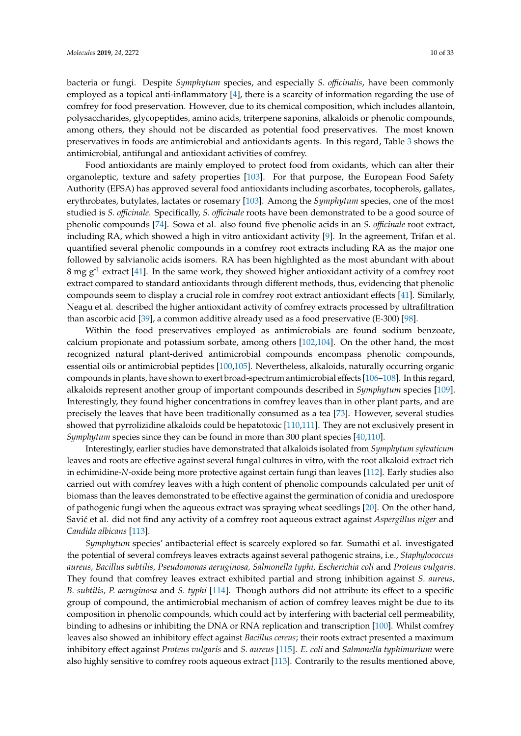bacteria or fungi. Despite *Symphytum* species, and especially *S. officinalis*, have been commonly employed as a topical anti-inflammatory [4], there is a scarcity of information regarding the use of comfrey for food preservation. However, due to its chemical composition, which includes allantoin, polysaccharides, glycopeptides, amino acids, triterpene saponins, alkaloids or phenolic compounds, among others, they should not be discarded as potential food preservatives. The most known preservatives in foods are antimicrobial and antioxidants agents. In this regard, Table 3 shows the antimicrobial, antifungal and antioxidant activities of comfrey.

Food antioxidants are mainly employed to protect food from oxidants, which can alter their organoleptic, texture and safety properties [103]. For that purpose, the European Food Safety Authority (EFSA) has approved several food antioxidants including ascorbates, tocopherols, gallates, erythrobates, butylates, lactates or rosemary [103]. Among the *Symphytum* species, one of the most studied is *S. officinale*. Specifically, *S. officinale* roots have been demonstrated to be a good source of phenolic compounds [74]. Sowa et al. also found five phenolic acids in an *S. officinale* root extract, including RA, which showed a high in vitro antioxidant activity [9]. In the agreement, Trifan et al. quantified several phenolic compounds in a comfrey root extracts including RA as the major one followed by salvianolic acids isomers. RA has been highlighted as the most abundant with about 8 mg $g^{-1}$ extract [41]. In the same work, they showed higher antioxidant activity of a comfrey root extract compared to standard antioxidants through different methods, thus, evidencing that phenolic compounds seem to display a crucial role in comfrey root extract antioxidant effects [41]. Similarly, Neagu et al. described the higher antioxidant activity of comfrey extracts processed by ultrafiltration than ascorbic acid [39], a common additive already used as a food preservative (E-300) [98].

Within the food preservatives employed as antimicrobials are found sodium benzoate, calcium propionate and potassium sorbate, among others [102,104]. On the other hand, the most recognized natural plant-derived antimicrobial compounds encompass phenolic compounds, essential oils or antimicrobial peptides [100,105]. Nevertheless, alkaloids, naturally occurring organic compounds in plants, have shown to exert broad-spectrum antimicrobial effects [106–108]. In this regard, alkaloids represent another group of important compounds described in *Symphytum* species [109]. Interestingly, they found higher concentrations in comfrey leaves than in other plant parts, and are precisely the leaves that have been traditionally consumed as a tea [73]. However, several studies showed that pyrrolizidine alkaloids could be hepatotoxic [110,111]. They are not exclusively present in *Symphytum* species since they can be found in more than 300 plant species [40,110].

Interestingly, earlier studies have demonstrated that alkaloids isolated from *Symphytum sylvaticum* leaves and roots are effective against several fungal cultures in vitro, with the root alkaloid extract rich in echimidine-*N*-oxide being more protective against certain fungi than leaves [112]. Early studies also carried out with comfrey leaves with a high content of phenolic compounds calculated per unit of biomass than the leaves demonstrated to be effective against the germination of conidia and uredospore of pathogenic fungi when the aqueous extract was spraying wheat seedlings [20]. On the other hand, Savić et al. did not find any activity of a comfrey root aqueous extract against *Aspergillus niger* and *Candida albicans* [113].

*Symphytum* species' antibacterial effect is scarcely explored so far. Sumathi et al. investigated the potential of several comfreys leaves extracts against several pathogenic strains, i.e., *Staphylococcus aureus, Bacillus subtilis, Pseudomonas aeruginosa, Salmonella typhi, Escherichia coli* and *Proteus vulgaris*. They found that comfrey leaves extract exhibited partial and strong inhibition against *S. aureus, B. subtilis, P. aeruginosa* and *S. typhi* [114]. Though authors did not attribute its effect to a specific group of compound, the antimicrobial mechanism of action of comfrey leaves might be due to its composition in phenolic compounds, which could act by interfering with bacterial cell permeability, binding to adhesins or inhibiting the DNA or RNA replication and transcription [100]. Whilst comfrey leaves also showed an inhibitory effect against *Bacillus cereus*; their roots extract presented a maximum inhibitory effect against *Proteus vulgaris* and *S. aureus* [115]. *E. coli* and *Salmonella typhimurium* were also highly sensitive to comfrey roots aqueous extract [113]. Contrarily to the results mentioned above,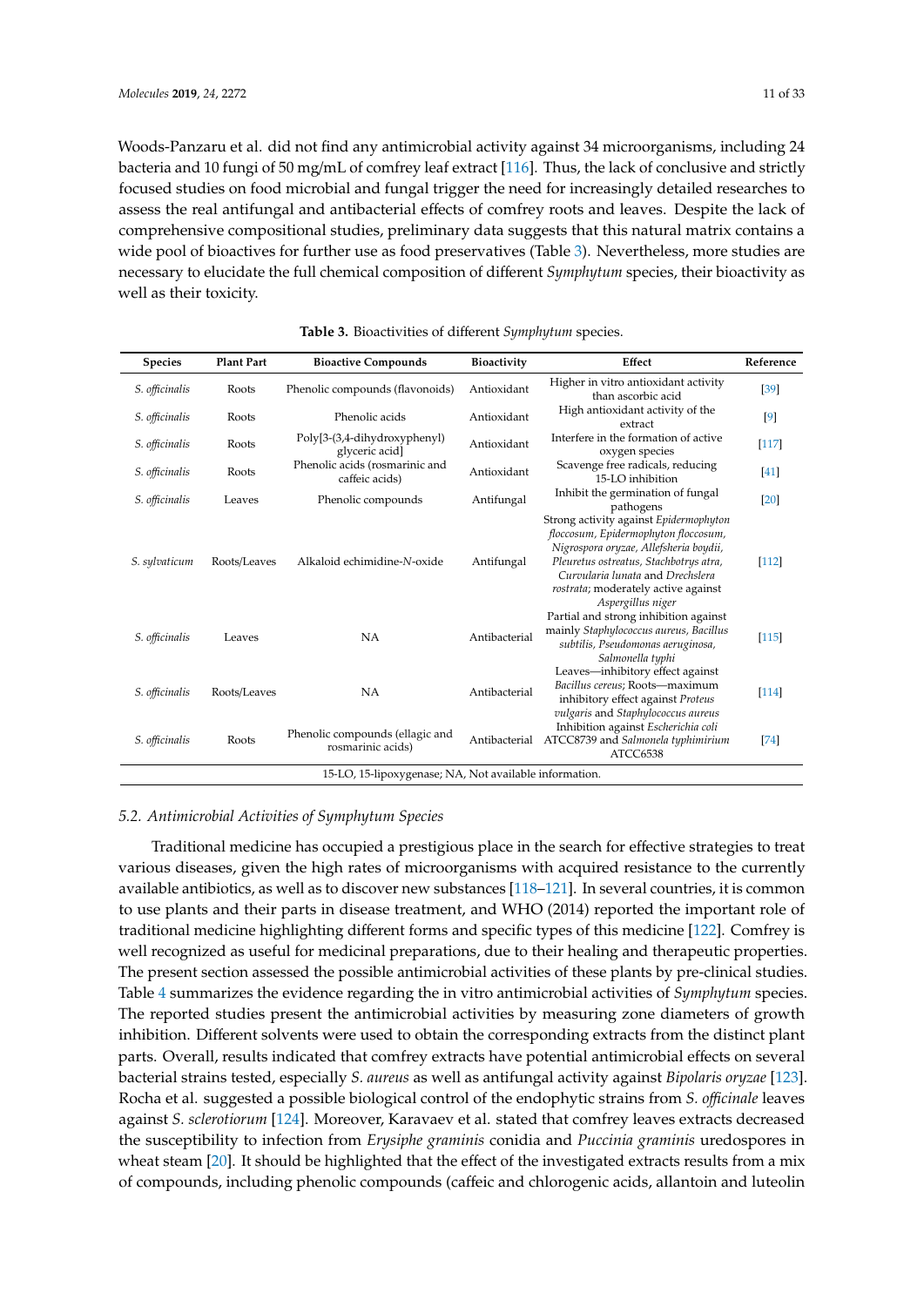Woods-Panzaru et al. did not find any antimicrobial activity against 34 microorganisms, including 24 bacteria and 10 fungi of 50 mg/mL of comfrey leaf extract [116]. Thus, the lack of conclusive and strictly focused studies on food microbial and fungal trigger the need for increasingly detailed researches to assess the real antifungal and antibacterial effects of comfrey roots and leaves. Despite the lack of comprehensive compositional studies, preliminary data suggests that this natural matrix contains a wide pool of bioactives for further use as food preservatives (Table 3). Nevertheless, more studies are necessary to elucidate the full chemical composition of different *Symphytum* species, their bioactivity as well as their toxicity.

**Table 3.** Bioactivities of different *Symphytum* species.

| Species | Plant Part | Bioactive Compounds | Bioactivity | Effect | Reference |
|---|---|---|---|---|---|
| *S. officinalis* | Roots | Phenolic compounds (flavonoids) | Antioxidant | Higher in vitro antioxidant activity than ascorbic acid | [39] |
| *S. officinalis* | Roots | Phenolic acids | Antioxidant | High antioxidant activity of the extract | [9] |
| *S. officinalis* | Roots | Poly[3-(3,4-dihydroxyphenyl) glyceric acid] | Antioxidant | Interfere in the formation of active oxygen species | [117] |
| *S. officinalis* | Roots | Phenolic acids (rosmarinic and caffeic acids) | Antioxidant | Scavenge free radicals, reducing 15-LO inhibition | [41] |
| *S. officinalis* | Leaves | Phenolic compounds | Antifungal | Inhibit the germination of fungal pathogens | [20] |
| *S. sylvaticum* | Roots/Leaves | Alkaloid echimidine-*N*-oxide | Antifungal | Strong activity against *Epidermophyton floccosum, Epidermophyton floccosum, Nigrospora oryzae, Allefsheria boydii, Pleuretus ostreatus, Stachbotrys atra, Curvularia lunata* and *Drechslera rostrata*; moderately active against *Aspergillus niger* | [112] |
| *S. officinalis* | Leaves | NA | Antibacterial | Partial and strong inhibition against mainly *Staphylococcus aureus, Bacillus subtilis, Pseudomonas aeruginosa, Salmonella typhi* | [115] |
| *S. officinalis* | Roots/Leaves | NA | Antibacterial | Leaves—inhibitory effect against *Bacillus cereus*; Roots—maximum inhibitory effect against *Proteus vulgaris* and *Staphylococcus aureus* | [114] |
| *S. officinalis* | Roots | Phenolic compounds (ellagic and rosmarinic acids) | Antibacterial | Inhibition against *Escherichia coli* ATCC8739 and *Salmonela typhimirium* ATCC6538 | [74] |

15-LO, 15-lipoxygenase; NA, Not available information.

### 5.2. Antimicrobial Activities of *Symphytum* Species

Traditional medicine has occupied a prestigious place in the search for effective strategies to treat various diseases, given the high rates of microorganisms with acquired resistance to the currently available antibiotics, as well as to discover new substances [118–121]. In several countries, it is common to use plants and their parts in disease treatment, and WHO (2014) reported the important role of traditional medicine highlighting different forms and specific types of this medicine [122]. Comfrey is well recognized as useful for medicinal preparations, due to their healing and therapeutic properties. The present section assessed the possible antimicrobial activities of these plants by pre-clinical studies. Table 4 summarizes the evidence regarding the in vitro antimicrobial activities of *Symphytum* species. The reported studies present the antimicrobial activities by measuring zone diameters of growth inhibition. Different solvents were used to obtain the corresponding extracts from the distinct plant parts. Overall, results indicated that comfrey extracts have potential antimicrobial effects on several bacterial strains tested, especially *S. aureus* as well as antifungal activity against *Bipolaris oryzae* [123]. Rocha et al. suggested a possible biological control of the endophytic strains from *S. officinale* leaves against *S. sclerotiorum* [124]. Moreover, Karavaev et al. stated that comfrey leaves extracts decreased the susceptibility to infection from *Erysiphe graminis* conidia and *Puccinia graminis* uredospores in wheat steam [20]. It should be highlighted that the effect of the investigated extracts results from a mix of compounds, including phenolic compounds (caffeic and chlorogenic acids, allantoin and luteolin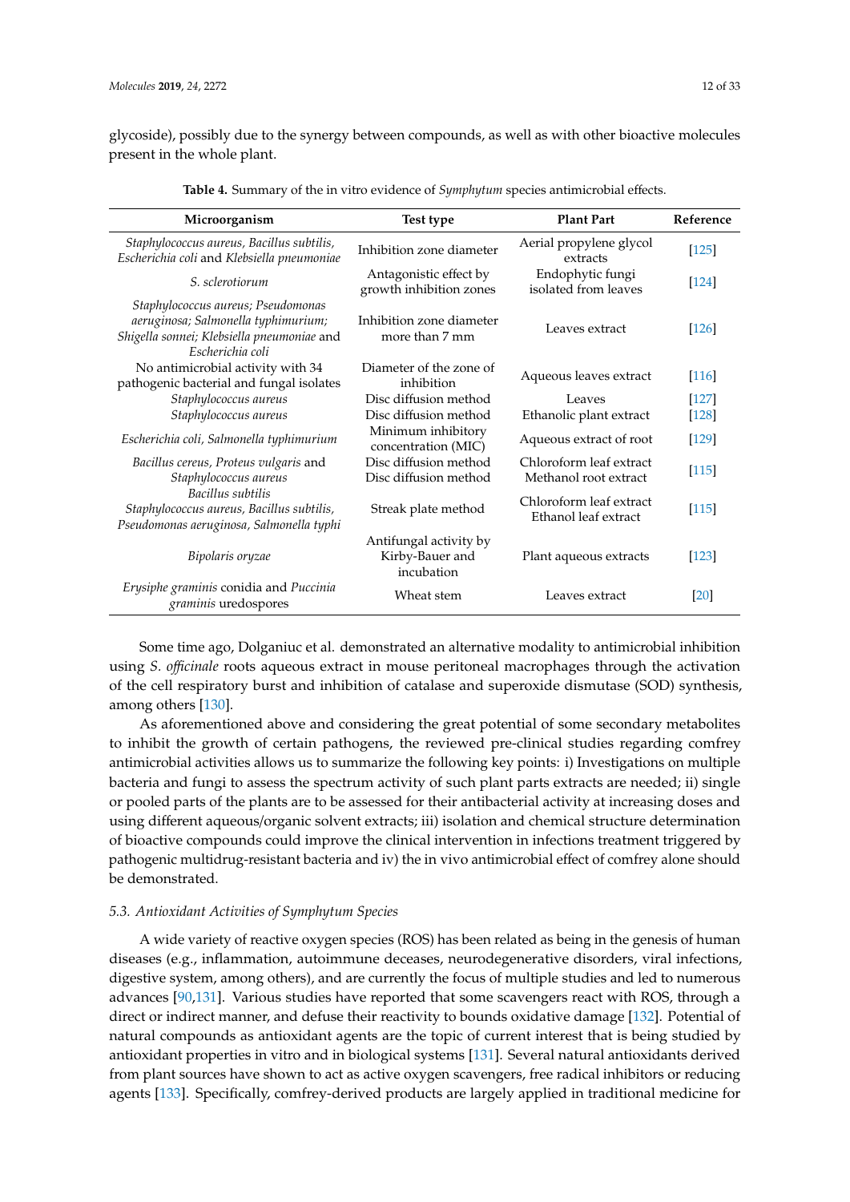glycoside), possibly due to the synergy between compounds, as well as with other bioactive molecules present in the whole plant.

**Table 4.** Summary of the in vitro evidence of *Symphytum* species antimicrobial effects.

| Microorganism | Test type | Plant Part | Reference |
|---|---|---|---|
| *Staphylococcus aureus, Bacillus subtilis, Escherichia coli* and *Klebsiella pneumoniae* | Inhibition zone diameter | Aerial propylene glycol extracts | [125] |
| *S. sclerotiorum* | Antagonistic effect by growth inhibition zones | Endophytic fungi isolated from leaves | [124] |
| *Staphylococcus aureus; Pseudomonas aeruginosa; Salmonella typhimurium; Shigella sonnei; Klebsiella pneumoniae* and *Escherichia coli* | Inhibition zone diameter more than 7 mm | Leaves extract | [126] |
| No antimicrobial activity with 34 pathogenic bacterial and fungal isolates | Diameter of the zone of inhibition | Aqueous leaves extract | [116] |
| *Staphylococcus aureus* | Disc diffusion method | Leaves | [127] |
| *Staphylococcus aureus* | Disc diffusion method | Ethanolic plant extract | [128] |
| *Escherichia coli, Salmonella typhimurium* | Minimum inhibitory concentration (MIC) | Aqueous extract of root | [129] |
| *Bacillus cereus, Proteus vulgaris* and *Staphylococcus aureus*<br>*Bacillus subtilis* | Disc diffusion method<br>Disc diffusion method | Chloroform leaf extract<br>Methanol root extract | [115] |
| *Staphylococcus aureus, Bacillus subtilis, Pseudomonas aeruginosa, Salmonella typhi* | Streak plate method | Chloroform leaf extract<br>Ethanol leaf extract | [115] |
| *Bipolaris oryzae* | Antifungal activity by Kirby-Bauer and incubation | Plant aqueous extracts | [123] |
| *Erysiphe graminis* conidia and *Puccinia graminis* uredospores | Wheat stem | Leaves extract | [20] |

Some time ago, Dolganiuc et al. demonstrated an alternative modality to antimicrobial inhibition using *S. officinale* roots aqueous extract in mouse peritoneal macrophages through the activation of the cell respiratory burst and inhibition of catalase and superoxide dismutase (SOD) synthesis, among others [130].

As aforementioned above and considering the great potential of some secondary metabolites to inhibit the growth of certain pathogens, the reviewed pre-clinical studies regarding comfrey antimicrobial activities allows us to summarize the following key points: i) Investigations on multiple bacteria and fungi to assess the spectrum activity of such plant parts extracts are needed; ii) single or pooled parts of the plants are to be assessed for their antibacterial activity at increasing doses and using different aqueous/organic solvent extracts; iii) isolation and chemical structure determination of bioactive compounds could improve the clinical intervention in infections treatment triggered by pathogenic multidrug-resistant bacteria and iv) the in vivo antimicrobial effect of comfrey alone should be demonstrated.

### 5.3. Antioxidant Activities of Symphytum Species

A wide variety of reactive oxygen species (ROS) has been related as being in the genesis of human diseases (e.g., inflammation, autoimmune deceases, neurodegenerative disorders, viral infections, digestive system, among others), and are currently the focus of multiple studies and led to numerous advances [90,131]. Various studies have reported that some scavengers react with ROS, through a direct or indirect manner, and defuse their reactivity to bounds oxidative damage [132]. Potential of natural compounds as antioxidant agents are the topic of current interest that is being studied by antioxidant properties in vitro and in biological systems [131]. Several natural antioxidants derived from plant sources have shown to act as active oxygen scavengers, free radical inhibitors or reducing agents [133]. Specifically, comfrey-derived products are largely applied in traditional medicine for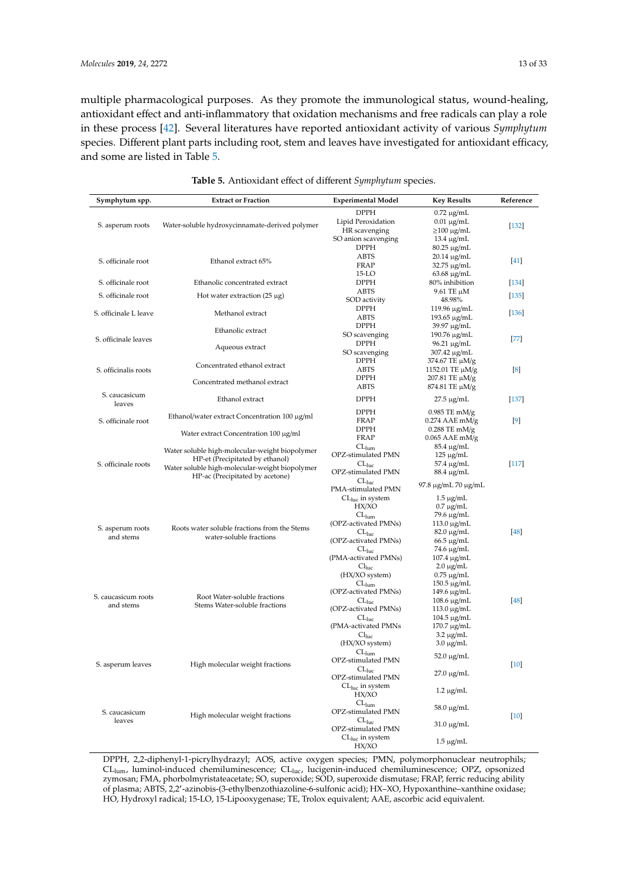multiple pharmacological purposes. As they promote the immunological status, wound-healing, antioxidant effect and anti-inflammatory that oxidation mechanisms and free radicals can play a role in these process [42]. Several literatures have reported antioxidant activity of various *Symphytum* species. Different plant parts including root, stem and leaves have investigated for antioxidant efficacy, and some are listed in Table 5.

**Table 5.** Antioxidant effect of different *Symphytum* species.

| Symphytum spp. | Extract or Fraction | Experimental Model | Key Results | Reference |
|---|---|---|---|---|
| S. asperum roots | Water-soluble hydroxycinnamate-derived polymer | DPPH<br>Lipid Peroxidation<br>HR scavenging<br>SO anion scavenging | 0.72 µg/mL<br>0.01 µg/mL<br>≥100 µg/mL<br>13.4 µg/mL | [132] |
| S. officinale root | Ethanol extract 65% | DPPH<br>ABTS<br>FRAP<br>15-LO | 80.25 µg/mL<br>20.14 µg/mL<br>32.75 µg/mL<br>63.68 µg/mL | [41] |
| S. officinale root | Ethanolic concentrated extract | DPPH | 80% inhibition | [134] |
| S. officinale root | Hot water extraction (25 µg) | ABTS<br>SOD activity | 9.61 TE µM<br>48.98% | [135] |
| S. officinale L leave | Methanol extract | DPPH<br>ABTS | 119.96 µg/mL<br>193.65 µg/mL | [136] |
| S. officinale leaves | Ethanolic extract | DPPH<br>SO scavenging | 39.97 µg/mL<br>190.76 µg/mL | [77] |
| | Aqueous extract | DPPH<br>SO scavenging | 96.21 µg/mL<br>307.42 µg/mL | |
| S. officinalis roots | Concentrated ethanol extract | DPPH<br>ABTS | 374.67 TE µM/g<br>1152.01 TE µM/g | [8] |
| | Concentrated methanol extract | DPPH<br>ABTS | 207.81 TE µM/g<br>874.81 TE µM/g | |
| S. caucasicum leaves | Ethanol extract | DPPH | 27.5 µg/mL | [137] |
| S. officinale root | Ethanol/water extract Concentration 100 µg/ml | DPPH<br>FRAP | 0.985 TE mM/g<br>0.274 AAE mM/g | [9] |
| | Water extract Concentration 100 µg/ml | DPPH<br>FRAP | 0.288 TE mM/g<br>0.065 AAE mM/g | |
| S. officinale roots | Water soluble high-molecular-weight biopolymer HP-et (Precipitated by ethanol)<br>Water soluble high-molecular-weight biopolymer HP-ac (Precipitated by acetone) | $CL_{lum}$ OPZ-stimulated PMN<br>$CL_{luc}$ OPZ-stimulated PMN<br>$CL_{luc}$ PMA-stimulated PMN | 85.4 µg/mL<br>125 µg/mL<br>57.4 µg/mL<br>88.4 µg/mL<br>97.8 µg/mL 70 µg/mL | [117] |
| S. asperum roots and stems | Roots water soluble fractions from the Stems water-soluble fractions | $CL_{luc}$ in system HX/XO<br>$CL_{lum}$ (OPZ-activated PMNs)<br>$CL_{luc}$ (OPZ-activated PMNs)<br>$CL_{luc}$ (PMA-activated PMNs)<br>$Cl_{luc}$ (HX/XO system) | 1.5 µg/mL<br>0.7 µg/mL<br>79.6 µg/mL<br>113.0 µg/mL<br>82.0 µg/mL<br>66.5 µg/mL<br>74.6 µg/mL<br>107.4 µg/mL<br>2.0 µg/mL<br>0.75 µg/mL | [48] |
| S. caucasicum roots and stems | Root Water-soluble fractions<br>Stems Water-soluble fractions | $CL_{lum}$ (OPZ-activated PMNs)<br>$CL_{luc}$ (OPZ-activated PMNs)<br>$CL_{luc}$ (PMA-activated PMNs<br>$Cl_{luc}$ (HX/XO system) | 150.5 µg/mL<br>149.6 µg/mL<br>108.6 µg/mL<br>113.0 µg/mL<br>104.5 µg/mL<br>170.7 µg/mL<br>3.2 µg/mL<br>3.0 µg/mL | [48] |
| S. asperum leaves | High molecular weight fractions | $CL_{lum}$ OPZ-stimulated PMN<br>$CL_{luc}$ OPZ-stimulated PMN<br>$CL_{luc}$ in system HX/XO | 52.0 µg/mL<br>27.0 µg/mL<br>1.2 µg/mL | [10] |
| S. caucasicum leaves | High molecular weight fractions | $CL_{lum}$ OPZ-stimulated PMN<br>$CL_{luc}$ OPZ-stimulated PMN<br>$CL_{luc}$ in system HX/XO | 58.0 µg/mL<br>31.0 µg/mL<br>1.5 µg/mL | [10] |

DPPH, 2,2-diphenyl-1-picrylhydrazyl; AOS, active oxygen species; PMN, polymorphonuclear neutrophils; $CL_{lum}$, luminol-induced chemiluminescence; $CL_{luc}$, lucigenin-induced chemiluminescence; OPZ, opsonized zymosan; FMA, phorbolmyristateacetate; SO, superoxide; SOD, superoxide dismutase; FRAP, ferric reducing ability of plasma; ABTS, 2,2′-azinobis-(3-ethylbenzothiazoline-6-sulfonic acid); HX–XO, Hypoxanthine–xanthine oxidase; HO, Hydroxyl radical; 15-LO, 15-Lipooxygenase; TE, Trolox equivalent; AAE, ascorbic acid equivalent.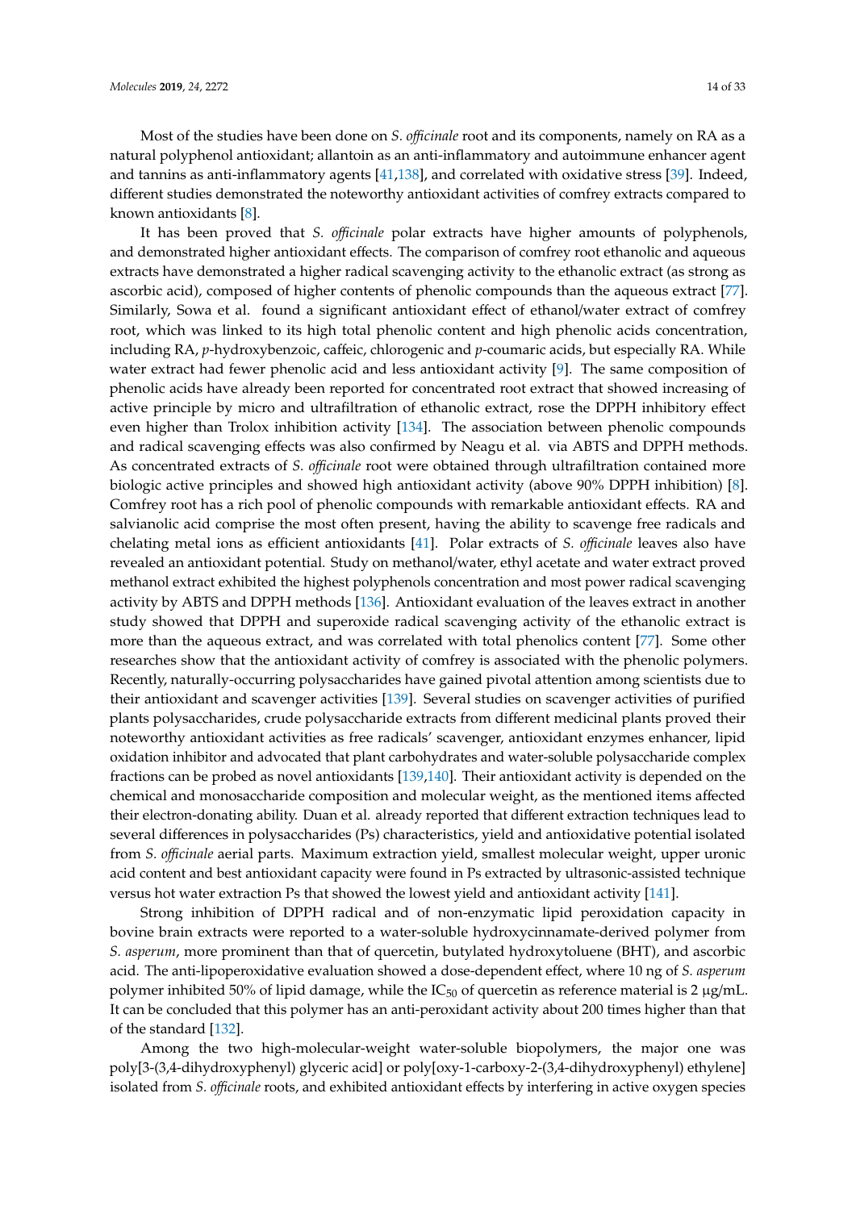Most of the studies have been done on *S. officinale* root and its components, namely on RA as a natural polyphenol antioxidant; allantoin as an anti-inflammatory and autoimmune enhancer agent and tannins as anti-inflammatory agents [41,138], and correlated with oxidative stress [39]. Indeed, different studies demonstrated the noteworthy antioxidant activities of comfrey extracts compared to known antioxidants [8].

It has been proved that *S. officinale* polar extracts have higher amounts of polyphenols, and demonstrated higher antioxidant effects. The comparison of comfrey root ethanolic and aqueous extracts have demonstrated a higher radical scavenging activity to the ethanolic extract (as strong as ascorbic acid), composed of higher contents of phenolic compounds than the aqueous extract [77]. Similarly, Sowa et al. found a significant antioxidant effect of ethanol/water extract of comfrey root, which was linked to its high total phenolic content and high phenolic acids concentration, including RA, *p*-hydroxybenzoic, caffeic, chlorogenic and *p*-coumaric acids, but especially RA. While water extract had fewer phenolic acid and less antioxidant activity [9]. The same composition of phenolic acids have already been reported for concentrated root extract that showed increasing of active principle by micro and ultrafiltration of ethanolic extract, rose the DPPH inhibitory effect even higher than Trolox inhibition activity [134]. The association between phenolic compounds and radical scavenging effects was also confirmed by Neagu et al. via ABTS and DPPH methods. As concentrated extracts of *S. officinale* root were obtained through ultrafiltration contained more biologic active principles and showed high antioxidant activity (above 90% DPPH inhibition) [8]. Comfrey root has a rich pool of phenolic compounds with remarkable antioxidant effects. RA and salvianolic acid comprise the most often present, having the ability to scavenge free radicals and chelating metal ions as efficient antioxidants [41]. Polar extracts of *S. officinale* leaves also have revealed an antioxidant potential. Study on methanol/water, ethyl acetate and water extract proved methanol extract exhibited the highest polyphenols concentration and most power radical scavenging activity by ABTS and DPPH methods [136]. Antioxidant evaluation of the leaves extract in another study showed that DPPH and superoxide radical scavenging activity of the ethanolic extract is more than the aqueous extract, and was correlated with total phenolics content [77]. Some other researches show that the antioxidant activity of comfrey is associated with the phenolic polymers. Recently, naturally-occurring polysaccharides have gained pivotal attention among scientists due to their antioxidant and scavenger activities [139]. Several studies on scavenger activities of purified plants polysaccharides, crude polysaccharide extracts from different medicinal plants proved their noteworthy antioxidant activities as free radicals' scavenger, antioxidant enzymes enhancer, lipid oxidation inhibitor and advocated that plant carbohydrates and water-soluble polysaccharide complex fractions can be probed as novel antioxidants [139,140]. Their antioxidant activity is depended on the chemical and monosaccharide composition and molecular weight, as the mentioned items affected their electron-donating ability. Duan et al. already reported that different extraction techniques lead to several differences in polysaccharides (Ps) characteristics, yield and antioxidative potential isolated from *S. officinale* aerial parts. Maximum extraction yield, smallest molecular weight, upper uronic acid content and best antioxidant capacity were found in Ps extracted by ultrasonic-assisted technique versus hot water extraction Ps that showed the lowest yield and antioxidant activity [141].

Strong inhibition of DPPH radical and of non-enzymatic lipid peroxidation capacity in bovine brain extracts were reported to a water-soluble hydroxycinnamate-derived polymer from *S. asperum*, more prominent than that of quercetin, butylated hydroxytoluene (BHT), and ascorbic acid. The anti-lipoperoxidative evaluation showed a dose-dependent effect, where 10 ng of *S. asperum* polymer inhibited 50% of lipid damage, while the $IC_{50}$ of quercetin as reference material is 2 μg/mL. It can be concluded that this polymer has an anti-peroxidant activity about 200 times higher than that of the standard [132].

Among the two high-molecular-weight water-soluble biopolymers, the major one was poly[3-(3,4-dihydroxyphenyl) glyceric acid] or poly[oxy-1-carboxy-2-(3,4-dihydroxyphenyl) ethylene] isolated from *S. officinale* roots, and exhibited antioxidant effects by interfering in active oxygen species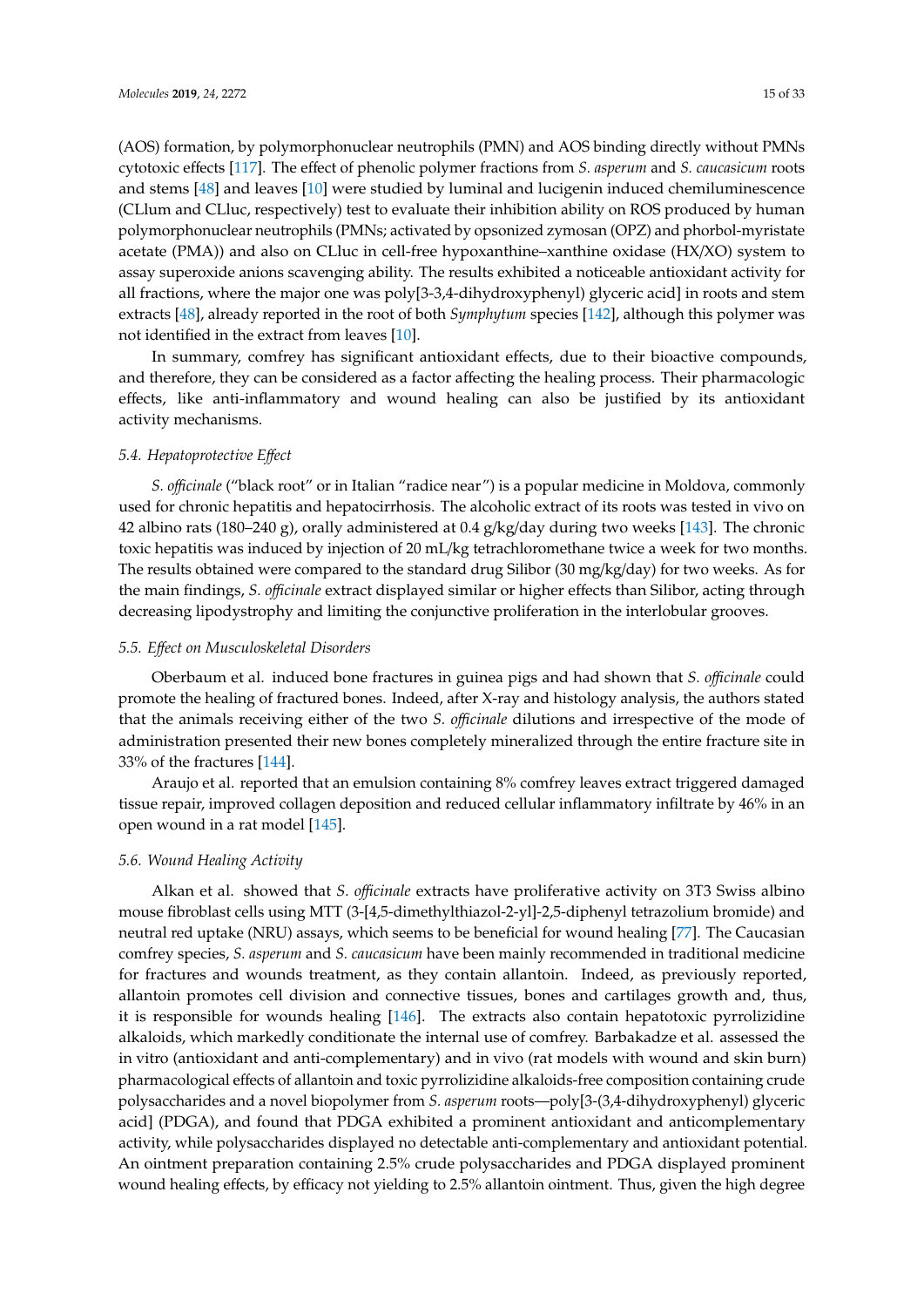(AOS) formation, by polymorphonuclear neutrophils (PMN) and AOS binding directly without PMNs cytotoxic effects [117]. The effect of phenolic polymer fractions from *S. asperum* and *S. caucasicum* roots and stems [48] and leaves [10] were studied by luminal and lucigenin induced chemiluminescence (CLlum and CLluc, respectively) test to evaluate their inhibition ability on ROS produced by human polymorphonuclear neutrophils (PMNs; activated by opsonized zymosan (OPZ) and phorbol-myristate acetate (PMA)) and also on CLluc in cell-free hypoxanthine–xanthine oxidase (HX/XO) system to assay superoxide anions scavenging ability. The results exhibited a noticeable antioxidant activity for all fractions, where the major one was poly[3-3,4-dihydroxyphenyl) glyceric acid] in roots and stem extracts [48], already reported in the root of both *Symphytum* species [142], although this polymer was not identified in the extract from leaves [10].

In summary, comfrey has significant antioxidant effects, due to their bioactive compounds, and therefore, they can be considered as a factor affecting the healing process. Their pharmacologic effects, like anti-inflammatory and wound healing can also be justified by its antioxidant activity mechanisms.

### *5.4. Hepatoprotective Effect*

*S. officinale* ("black root" or in Italian "radice near") is a popular medicine in Moldova, commonly used for chronic hepatitis and hepatocirrhosis. The alcoholic extract of its roots was tested in vivo on 42 albino rats (180–240 g), orally administered at 0.4 g/kg/day during two weeks [143]. The chronic toxic hepatitis was induced by injection of 20 mL/kg tetrachloromethane twice a week for two months. The results obtained were compared to the standard drug Silibor (30 mg/kg/day) for two weeks. As for the main findings, *S. officinale* extract displayed similar or higher effects than Silibor, acting through decreasing lipodystrophy and limiting the conjunctive proliferation in the interlobular grooves.

### *5.5. Effect on Musculoskeletal Disorders*

Oberbaum et al. induced bone fractures in guinea pigs and had shown that *S. officinale* could promote the healing of fractured bones. Indeed, after X-ray and histology analysis, the authors stated that the animals receiving either of the two *S. officinale* dilutions and irrespective of the mode of administration presented their new bones completely mineralized through the entire fracture site in 33% of the fractures [144].

Araujo et al. reported that an emulsion containing 8% comfrey leaves extract triggered damaged tissue repair, improved collagen deposition and reduced cellular inflammatory infiltrate by 46% in an open wound in a rat model [145].

### *5.6. Wound Healing Activity*

Alkan et al. showed that *S. officinale* extracts have proliferative activity on 3T3 Swiss albino mouse fibroblast cells using MTT (3-[4,5-dimethylthiazol-2-yl]-2,5-diphenyl tetrazolium bromide) and neutral red uptake (NRU) assays, which seems to be beneficial for wound healing [77]. The Caucasian comfrey species, *S. asperum* and *S. caucasicum* have been mainly recommended in traditional medicine for fractures and wounds treatment, as they contain allantoin. Indeed, as previously reported, allantoin promotes cell division and connective tissues, bones and cartilages growth and, thus, it is responsible for wounds healing [146]. The extracts also contain hepatotoxic pyrrolizidine alkaloids, which markedly conditionate the internal use of comfrey. Barbakadze et al. assessed the in vitro (antioxidant and anti-complementary) and in vivo (rat models with wound and skin burn) pharmacological effects of allantoin and toxic pyrrolizidine alkaloids-free composition containing crude polysaccharides and a novel biopolymer from *S. asperum* roots—poly[3-(3,4-dihydroxyphenyl) glyceric acid] (PDGA), and found that PDGA exhibited a prominent antioxidant and anticomplementary activity, while polysaccharides displayed no detectable anti-complementary and antioxidant potential. An ointment preparation containing 2.5% crude polysaccharides and PDGA displayed prominent wound healing effects, by efficacy not yielding to 2.5% allantoin ointment. Thus, given the high degree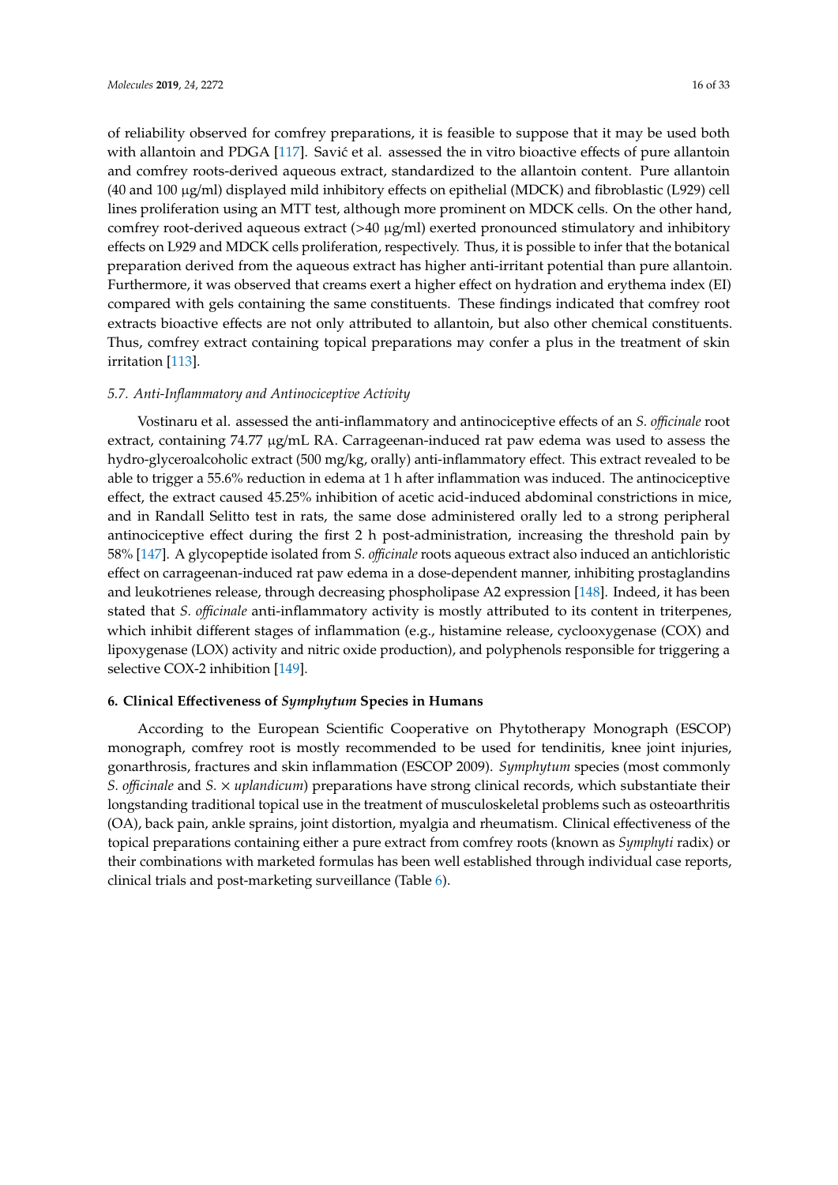of reliability observed for comfrey preparations, it is feasible to suppose that it may be used both with allantoin and PDGA [117]. Savić et al. assessed the in vitro bioactive effects of pure allantoin and comfrey roots-derived aqueous extract, standardized to the allantoin content. Pure allantoin (40 and 100 μg/ml) displayed mild inhibitory effects on epithelial (MDCK) and fibroblastic (L929) cell lines proliferation using an MTT test, although more prominent on MDCK cells. On the other hand, comfrey root-derived aqueous extract (>40 μg/ml) exerted pronounced stimulatory and inhibitory effects on L929 and MDCK cells proliferation, respectively. Thus, it is possible to infer that the botanical preparation derived from the aqueous extract has higher anti-irritant potential than pure allantoin. Furthermore, it was observed that creams exert a higher effect on hydration and erythema index (EI) compared with gels containing the same constituents. These findings indicated that comfrey root extracts bioactive effects are not only attributed to allantoin, but also other chemical constituents. Thus, comfrey extract containing topical preparations may confer a plus in the treatment of skin irritation [113].

### 5.7. Anti-Inflammatory and Antinociceptive Activity

Vostinaru et al. assessed the anti-inflammatory and antinociceptive effects of an *S. officinale* root extract, containing 74.77 μg/mL RA. Carrageenan-induced rat paw edema was used to assess the hydro-glyceroalcoholic extract (500 mg/kg, orally) anti-inflammatory effect. This extract revealed to be able to trigger a 55.6% reduction in edema at 1 h after inflammation was induced. The antinociceptive effect, the extract caused 45.25% inhibition of acetic acid-induced abdominal constrictions in mice, and in Randall Selitto test in rats, the same dose administered orally led to a strong peripheral antinociceptive effect during the first 2 h post-administration, increasing the threshold pain by 58% [147]. A glycopeptide isolated from *S. officinale* roots aqueous extract also induced an antichloristic effect on carrageenan-induced rat paw edema in a dose-dependent manner, inhibiting prostaglandins and leukotrienes release, through decreasing phospholipase A2 expression [148]. Indeed, it has been stated that *S. officinale* anti-inflammatory activity is mostly attributed to its content in triterpenes, which inhibit different stages of inflammation (e.g., histamine release, cyclooxygenase (COX) and lipoxygenase (LOX) activity and nitric oxide production), and polyphenols responsible for triggering a selective COX-2 inhibition [149].

## 6. Clinical Effectiveness of *Symphytum* Species in Humans

According to the European Scientific Cooperative on Phytotherapy Monograph (ESCOP) monograph, comfrey root is mostly recommended to be used for tendinitis, knee joint injuries, gonarthrosis, fractures and skin inflammation (ESCOP 2009). *Symphytum* species (most commonly *S. officinale* and *S.* × *uplandicum*) preparations have strong clinical records, which substantiate their longstanding traditional topical use in the treatment of musculoskeletal problems such as osteoarthritis (OA), back pain, ankle sprains, joint distortion, myalgia and rheumatism. Clinical effectiveness of the topical preparations containing either a pure extract from comfrey roots (known as *Symphyti* radix) or their combinations with marketed formulas has been well established through individual case reports, clinical trials and post-marketing surveillance (Table 6).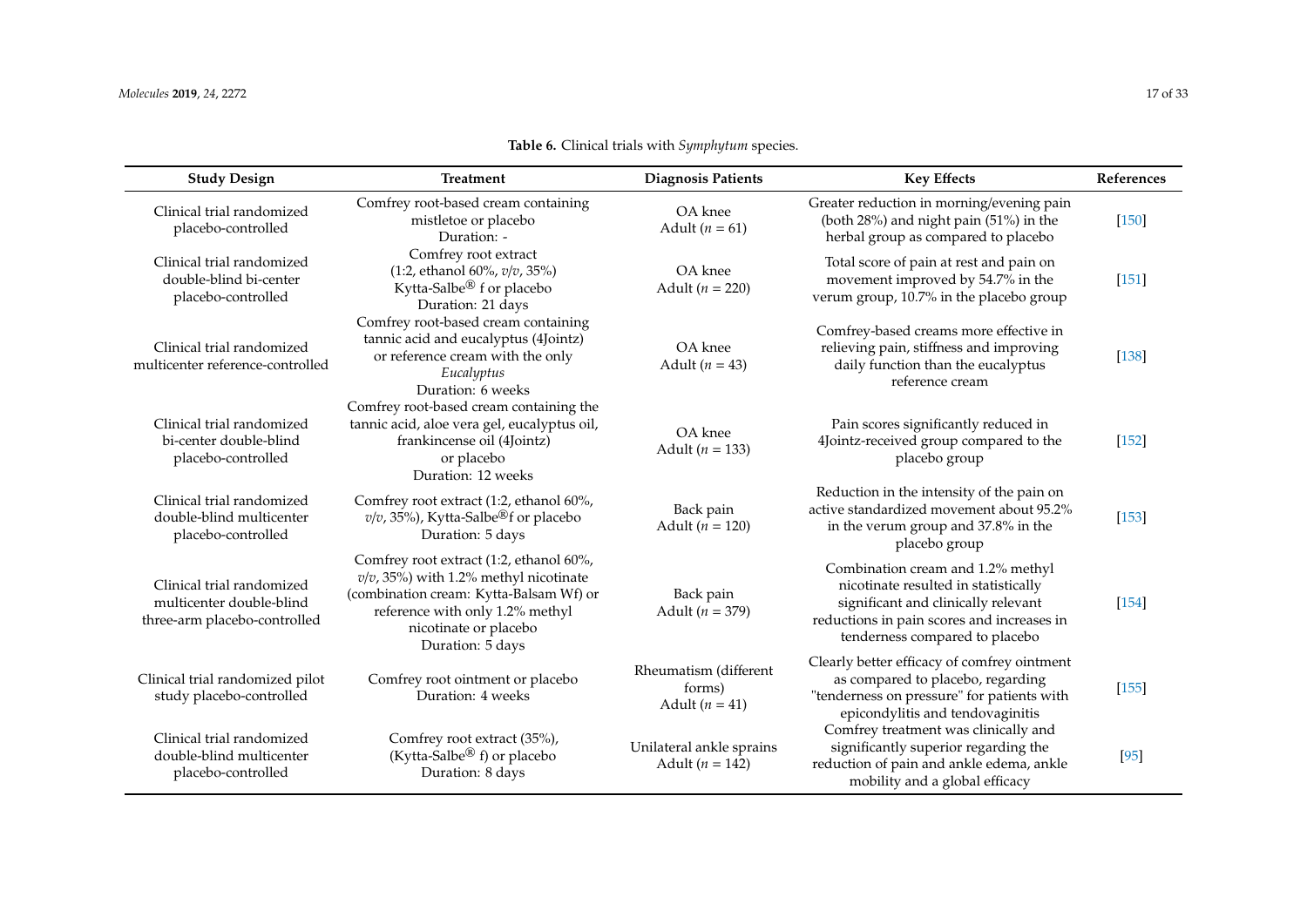**Table 6.** Clinical trials with *Symphytum* species.

| Study Design | Treatment | Diagnosis Patients | Key Effects | References |
|---|---|---|---|---|
| Clinical trial randomized placebo-controlled | Comfrey root-based cream containing mistletoe or placebo<br>Duration: - | OA knee<br>Adult ($n$ = 61) | Greater reduction in morning/evening pain (both 28%) and night pain (51%) in the herbal group as compared to placebo | [150] |
| Clinical trial randomized double-blind bi-center placebo-controlled | Comfrey root extract (1:2, ethanol 60%, *v*/*v*, 35%) Kytta-Salbe® f or placebo<br>Duration: 21 days | OA knee<br>Adult ($n$ = 220) | Total score of pain at rest and pain on movement improved by 54.7% in the verum group, 10.7% in the placebo group | [151] |
| Clinical trial randomized multicenter reference-controlled | Comfrey root-based cream containing tannic acid and eucalyptus (4Jointz) or reference cream with the only *Eucalyptus*<br>Duration: 6 weeks | OA knee<br>Adult ($n$ = 43) | Comfrey-based creams more effective in relieving pain, stiffness and improving daily function than the eucalyptus reference cream | [138] |
| Clinical trial randomized bi-center double-blind placebo-controlled | Comfrey root-based cream containing the tannic acid, aloe vera gel, eucalyptus oil, frankincense oil (4Jointz) or placebo<br>Duration: 12 weeks | OA knee<br>Adult ($n$ = 133) | Pain scores significantly reduced in 4Jointz-received group compared to the placebo group | [152] |
| Clinical trial randomized double-blind multicenter placebo-controlled | Comfrey root extract (1:2, ethanol 60%, *v*/*v*, 35%), Kytta-Salbe®f or placebo<br>Duration: 5 days | Back pain<br>Adult ($n$ = 120) | Reduction in the intensity of the pain on active standardized movement about 95.2% in the verum group and 37.8% in the placebo group | [153] |
| Clinical trial randomized multicenter double-blind three-arm placebo-controlled | Comfrey root extract (1:2, ethanol 60%, *v*/*v*, 35%) with 1.2% methyl nicotinate (combination cream: Kytta-Balsam Wf) or reference with only 1.2% methyl nicotinate or placebo<br>Duration: 5 days | Back pain<br>Adult ($n$ = 379) | Combination cream and 1.2% methyl nicotinate resulted in statistically significant and clinically relevant reductions in pain scores and increases in tenderness compared to placebo | [154] |
| Clinical trial randomized pilot study placebo-controlled | Comfrey root ointment or placebo<br>Duration: 4 weeks | Rheumatism (different forms)<br>Adult ($n$ = 41) | Clearly better efficacy of comfrey ointment as compared to placebo, regarding "tenderness on pressure" for patients with epicondylitis and tendovaginitis | [155] |
| Clinical trial randomized double-blind multicenter placebo-controlled | Comfrey root extract (35%), (Kytta-Salbe® f) or placebo<br>Duration: 8 days | Unilateral ankle sprains<br>Adult ($n$ = 142) | Comfrey treatment was clinically and significantly superior regarding the reduction of pain and ankle edema, ankle mobility and a global efficacy | [95] |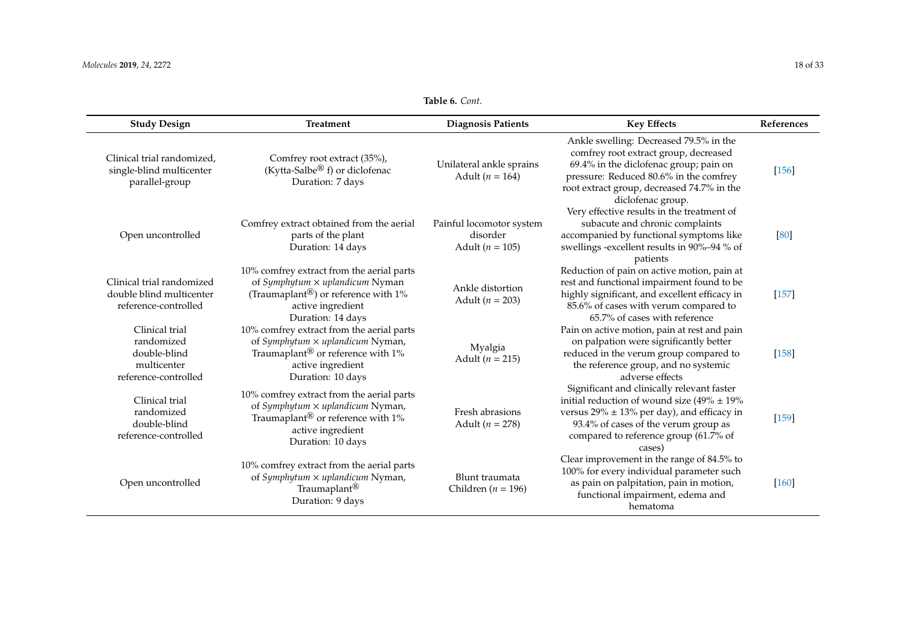**Table 6.** *Cont.*

| Study Design | Treatment | Diagnosis Patients | Key Effects | References |
| --- | --- | --- | --- | --- |
| Clinical trial randomized, single-blind multicenter parallel-group | Comfrey root extract (35%), (Kytta-Salbe® f) or diclofenac Duration: 7 days | Unilateral ankle sprains Adult ($n$ = 164) | Ankle swelling: Decreased 79.5% in the comfrey root extract group, decreased 69.4% in the diclofenac group; pain on pressure: Reduced 80.6% in the comfrey root extract group, decreased 74.7% in the diclofenac group. | [156] |
| Open uncontrolled | Comfrey extract obtained from the aerial parts of the plant Duration: 14 days | Painful locomotor system disorder Adult ($n$ = 105) | Very effective results in the treatment of subacute and chronic complaints accompanied by functional symptoms like swellings -excellent results in 90%–94 % of patients | [80] |
| Clinical trial randomized double blind multicenter reference-controlled | 10% comfrey extract from the aerial parts of *Symphytum* × *uplandicum* Nyman (Traumaplant®) or reference with 1% active ingredient Duration: 14 days | Ankle distortion Adult ($n$ = 203) | Reduction of pain on active motion, pain at rest and functional impairment found to be highly significant, and excellent efficacy in 85.6% of cases with verum compared to 65.7% of cases with reference | [157] |
| Clinical trial randomized double-blind multicenter reference-controlled | 10% comfrey extract from the aerial parts of *Symphytum* × *uplandicum* Nyman, Traumaplant® or reference with 1% active ingredient Duration: 10 days | Myalgia Adult ($n$ = 215) | Pain on active motion, pain at rest and pain on palpation were significantly better reduced in the verum group compared to the reference group, and no systemic adverse effects | [158] |
| Clinical trial randomized double-blind reference-controlled | 10% comfrey extract from the aerial parts of *Symphytum* × *uplandicum* Nyman, Traumaplant® or reference with 1% active ingredient Duration: 10 days | Fresh abrasions Adult ($n$ = 278) | Significant and clinically relevant faster initial reduction of wound size (49% ± 19% versus 29% ± 13% per day), and efficacy in 93.4% of cases of the verum group as compared to reference group (61.7% of cases) | [159] |
| Open uncontrolled | 10% comfrey extract from the aerial parts of *Symphytum* × *uplandicum* Nyman, Traumaplant® Duration: 9 days | Blunt traumata Children ($n$ = 196) | Clear improvement in the range of 84.5% to 100% for every individual parameter such as pain on palpation, pain in motion, functional impairment, edema and hematoma | [160] |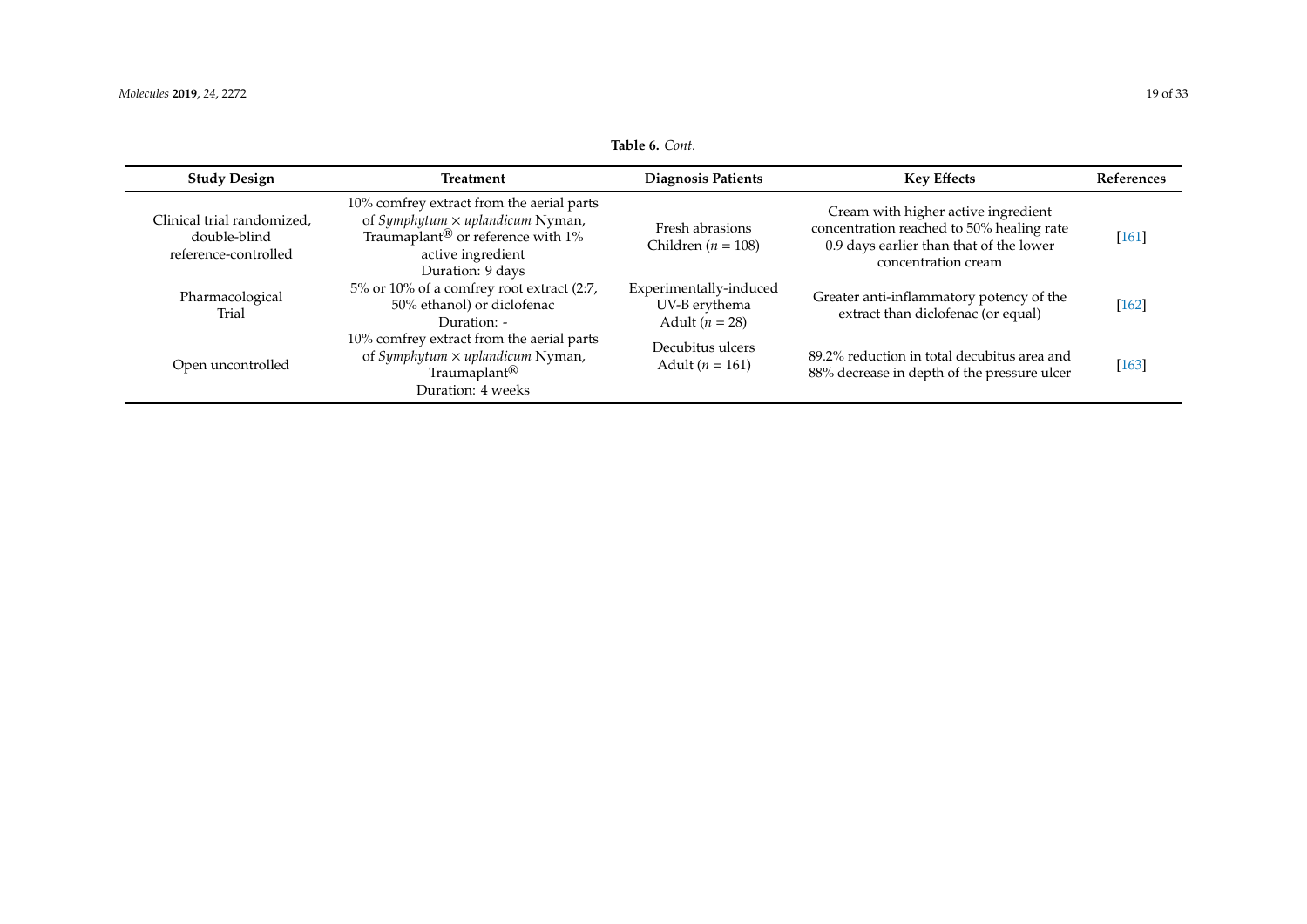**Table 6.** *Cont.*

| Study Design | Treatment | Diagnosis Patients | Key Effects | References |
| --- | --- | --- | --- | --- |
| Clinical trial randomized, double-blind reference-controlled | 10% comfrey extract from the aerial parts of *Symphytum × uplandicum* Nyman, Traumaplant® or reference with 1% active ingredient Duration: 9 days | Fresh abrasions Children (*n* = 108) | Cream with higher active ingredient concentration reached to 50% healing rate 0.9 days earlier than that of the lower concentration cream | [161] |
| Pharmacological Trial | 5% or 10% of a comfrey root extract (2:7, 50% ethanol) or diclofenac Duration: - | Experimentally-induced UV-B erythema Adult (*n* = 28) | Greater anti-inflammatory potency of the extract than diclofenac (or equal) | [162] |
| Open uncontrolled | 10% comfrey extract from the aerial parts of *Symphytum × uplandicum* Nyman, Traumaplant® Duration: 4 weeks | Decubitus ulcers Adult (*n* = 161) | 89.2% reduction in total decubitus area and 88% decrease in depth of the pressure ulcer | [163] |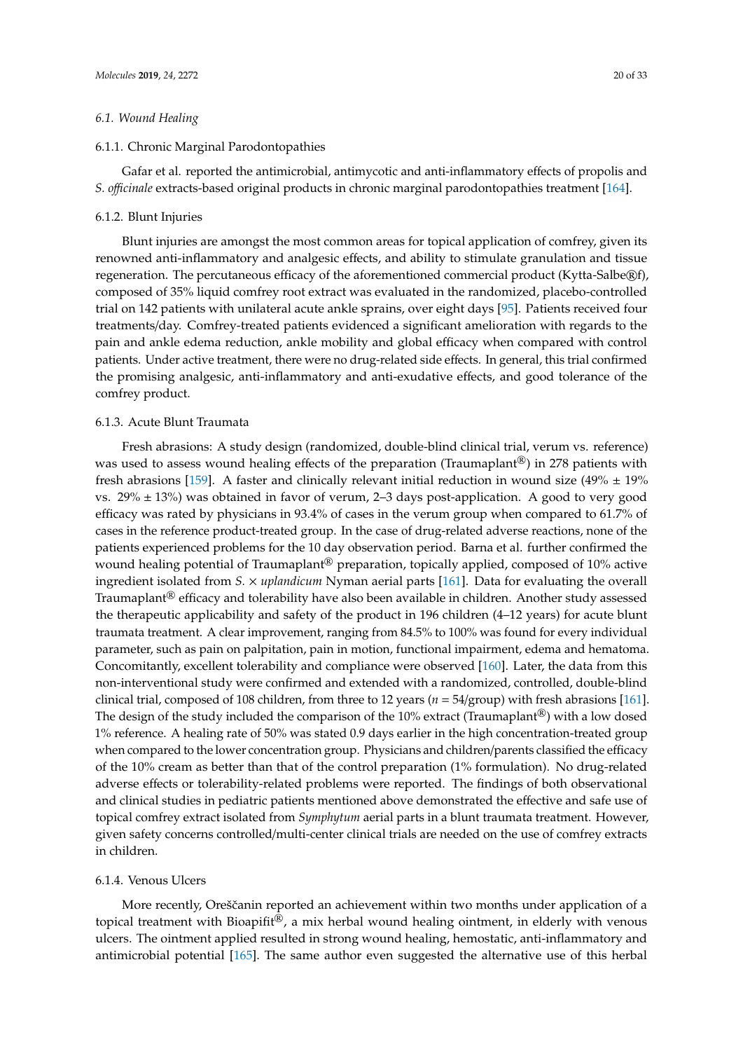### 6.1. Wound Healing

#### 6.1.1. Chronic Marginal Parodontopathies

Gafar et al. reported the antimicrobial, antimycotic and anti-inflammatory effects of propolis and *S. officinale* extracts-based original products in chronic marginal parodontopathies treatment [164].

#### 6.1.2. Blunt Injuries

Blunt injuries are amongst the most common areas for topical application of comfrey, given its renowned anti-inflammatory and analgesic effects, and ability to stimulate granulation and tissue regeneration. The percutaneous efficacy of the aforementioned commercial product (Kytta-Salbe®f), composed of 35% liquid comfrey root extract was evaluated in the randomized, placebo-controlled trial on 142 patients with unilateral acute ankle sprains, over eight days [95]. Patients received four treatments/day. Comfrey-treated patients evidenced a significant amelioration with regards to the pain and ankle edema reduction, ankle mobility and global efficacy when compared with control patients. Under active treatment, there were no drug-related side effects. In general, this trial confirmed the promising analgesic, anti-inflammatory and anti-exudative effects, and good tolerance of the comfrey product.

#### 6.1.3. Acute Blunt Traumata

Fresh abrasions: A study design (randomized, double-blind clinical trial, verum vs. reference) was used to assess wound healing effects of the preparation (Traumaplant®) in 278 patients with fresh abrasions [159]. A faster and clinically relevant initial reduction in wound size (49% ± 19% vs. 29% ± 13%) was obtained in favor of verum, 2–3 days post-application. A good to very good efficacy was rated by physicians in 93.4% of cases in the verum group when compared to 61.7% of cases in the reference product-treated group. In the case of drug-related adverse reactions, none of the patients experienced problems for the 10 day observation period. Barna et al. further confirmed the wound healing potential of Traumaplant® preparation, topically applied, composed of 10% active ingredient isolated from *S.* × *uplandicum* Nyman aerial parts [161]. Data for evaluating the overall Traumaplant® efficacy and tolerability have also been available in children. Another study assessed the therapeutic applicability and safety of the product in 196 children (4–12 years) for acute blunt traumata treatment. A clear improvement, ranging from 84.5% to 100% was found for every individual parameter, such as pain on palpitation, pain in motion, functional impairment, edema and hematoma. Concomitantly, excellent tolerability and compliance were observed [160]. Later, the data from this non-interventional study were confirmed and extended with a randomized, controlled, double-blind clinical trial, composed of 108 children, from three to 12 years ($n = 54$/group) with fresh abrasions [161]. The design of the study included the comparison of the 10% extract (Traumaplant®) with a low dosed 1% reference. A healing rate of 50% was stated 0.9 days earlier in the high concentration-treated group when compared to the lower concentration group. Physicians and children/parents classified the efficacy of the 10% cream as better than that of the control preparation (1% formulation). No drug-related adverse effects or tolerability-related problems were reported. The findings of both observational and clinical studies in pediatric patients mentioned above demonstrated the effective and safe use of topical comfrey extract isolated from *Symphytum* aerial parts in a blunt traumata treatment. However, given safety concerns controlled/multi-center clinical trials are needed on the use of comfrey extracts in children.

#### 6.1.4. Venous Ulcers

More recently, Oreščanin reported an achievement within two months under application of a topical treatment with Bioapifit®, a mix herbal wound healing ointment, in elderly with venous ulcers. The ointment applied resulted in strong wound healing, hemostatic, anti-inflammatory and antimicrobial potential [165]. The same author even suggested the alternative use of this herbal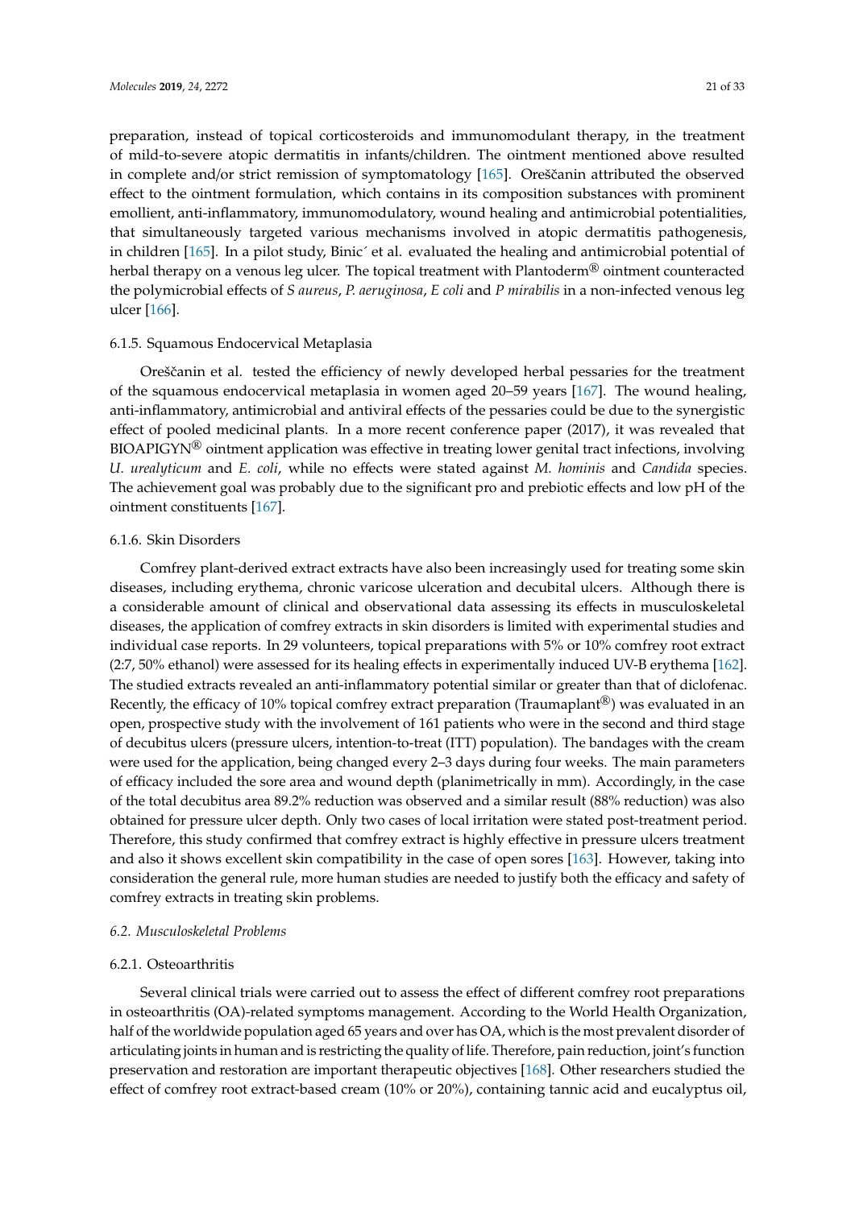preparation, instead of topical corticosteroids and immunomodulant therapy, in the treatment of mild-to-severe atopic dermatitis in infants/children. The ointment mentioned above resulted in complete and/or strict remission of symptomatology [165]. Oreščanin attributed the observed effect to the ointment formulation, which contains in its composition substances with prominent emollient, anti-inflammatory, immunomodulatory, wound healing and antimicrobial potentialities, that simultaneously targeted various mechanisms involved in atopic dermatitis pathogenesis, in children [165]. In a pilot study, Binić et al. evaluated the healing and antimicrobial potential of herbal therapy on a venous leg ulcer. The topical treatment with Plantoderm® ointment counteracted the polymicrobial effects of *S aureus*, *P. aeruginosa*, *E coli* and *P mirabilis* in a non-infected venous leg ulcer [166].

#### 6.1.5. Squamous Endocervical Metaplasia

Oreščanin et al. tested the efficiency of newly developed herbal pessaries for the treatment of the squamous endocervical metaplasia in women aged 20–59 years [167]. The wound healing, anti-inflammatory, antimicrobial and antiviral effects of the pessaries could be due to the synergistic effect of pooled medicinal plants. In a more recent conference paper (2017), it was revealed that BIOAPIGYN® ointment application was effective in treating lower genital tract infections, involving *U. urealyticum* and *E. coli*, while no effects were stated against *M. hominis* and *Candida* species. The achievement goal was probably due to the significant pro and prebiotic effects and low pH of the ointment constituents [167].

#### 6.1.6. Skin Disorders

Comfrey plant-derived extract extracts have also been increasingly used for treating some skin diseases, including erythema, chronic varicose ulceration and decubital ulcers. Although there is a considerable amount of clinical and observational data assessing its effects in musculoskeletal diseases, the application of comfrey extracts in skin disorders is limited with experimental studies and individual case reports. In 29 volunteers, topical preparations with 5% or 10% comfrey root extract (2:7, 50% ethanol) were assessed for its healing effects in experimentally induced UV-B erythema [162]. The studied extracts revealed an anti-inflammatory potential similar or greater than that of diclofenac. Recently, the efficacy of 10% topical comfrey extract preparation (Traumaplant®) was evaluated in an open, prospective study with the involvement of 161 patients who were in the second and third stage of decubitus ulcers (pressure ulcers, intention-to-treat (ITT) population). The bandages with the cream were used for the application, being changed every 2–3 days during four weeks. The main parameters of efficacy included the sore area and wound depth (planimetrically in mm). Accordingly, in the case of the total decubitus area 89.2% reduction was observed and a similar result (88% reduction) was also obtained for pressure ulcer depth. Only two cases of local irritation were stated post-treatment period. Therefore, this study confirmed that comfrey extract is highly effective in pressure ulcers treatment and also it shows excellent skin compatibility in the case of open sores [163]. However, taking into consideration the general rule, more human studies are needed to justify both the efficacy and safety of comfrey extracts in treating skin problems.

### *6.2. Musculoskeletal Problems*

#### 6.2.1. Osteoarthritis

Several clinical trials were carried out to assess the effect of different comfrey root preparations in osteoarthritis (OA)-related symptoms management. According to the World Health Organization, half of the worldwide population aged 65 years and over has OA, which is the most prevalent disorder of articulating joints in human and is restricting the quality of life. Therefore, pain reduction, joint's function preservation and restoration are important therapeutic objectives [168]. Other researchers studied the effect of comfrey root extract-based cream (10% or 20%), containing tannic acid and eucalyptus oil,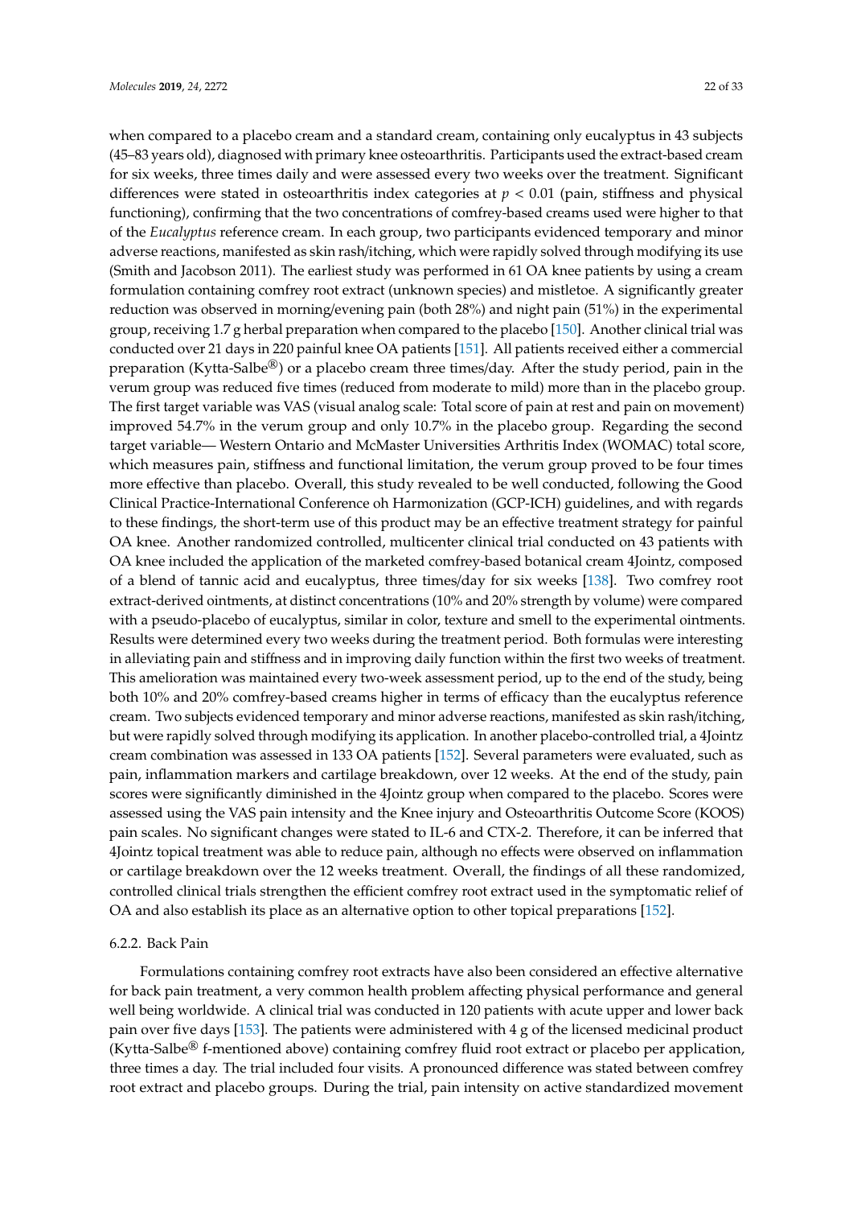when compared to a placebo cream and a standard cream, containing only eucalyptus in 43 subjects (45–83 years old), diagnosed with primary knee osteoarthritis. Participants used the extract-based cream for six weeks, three times daily and were assessed every two weeks over the treatment. Significant differences were stated in osteoarthritis index categories at $p < 0.01$ (pain, stiffness and physical functioning), confirming that the two concentrations of comfrey-based creams used were higher to that of the *Eucalyptus* reference cream. In each group, two participants evidenced temporary and minor adverse reactions, manifested as skin rash/itching, which were rapidly solved through modifying its use (Smith and Jacobson 2011). The earliest study was performed in 61 OA knee patients by using a cream formulation containing comfrey root extract (unknown species) and mistletoe. A significantly greater reduction was observed in morning/evening pain (both 28%) and night pain (51%) in the experimental group, receiving 1.7 g herbal preparation when compared to the placebo [150]. Another clinical trial was conducted over 21 days in 220 painful knee OA patients [151]. All patients received either a commercial preparation (Kytta-Salbe®) or a placebo cream three times/day. After the study period, pain in the verum group was reduced five times (reduced from moderate to mild) more than in the placebo group. The first target variable was VAS (visual analog scale: Total score of pain at rest and pain on movement) improved 54.7% in the verum group and only 10.7% in the placebo group. Regarding the second target variable— Western Ontario and McMaster Universities Arthritis Index (WOMAC) total score, which measures pain, stiffness and functional limitation, the verum group proved to be four times more effective than placebo. Overall, this study revealed to be well conducted, following the Good Clinical Practice-International Conference oh Harmonization (GCP-ICH) guidelines, and with regards to these findings, the short-term use of this product may be an effective treatment strategy for painful OA knee. Another randomized controlled, multicenter clinical trial conducted on 43 patients with OA knee included the application of the marketed comfrey-based botanical cream 4Jointz, composed of a blend of tannic acid and eucalyptus, three times/day for six weeks [138]. Two comfrey root extract-derived ointments, at distinct concentrations (10% and 20% strength by volume) were compared with a pseudo-placebo of eucalyptus, similar in color, texture and smell to the experimental ointments. Results were determined every two weeks during the treatment period. Both formulas were interesting in alleviating pain and stiffness and in improving daily function within the first two weeks of treatment. This amelioration was maintained every two-week assessment period, up to the end of the study, being both 10% and 20% comfrey-based creams higher in terms of efficacy than the eucalyptus reference cream. Two subjects evidenced temporary and minor adverse reactions, manifested as skin rash/itching, but were rapidly solved through modifying its application. In another placebo-controlled trial, a 4Jointz cream combination was assessed in 133 OA patients [152]. Several parameters were evaluated, such as pain, inflammation markers and cartilage breakdown, over 12 weeks. At the end of the study, pain scores were significantly diminished in the 4Jointz group when compared to the placebo. Scores were assessed using the VAS pain intensity and the Knee injury and Osteoarthritis Outcome Score (KOOS) pain scales. No significant changes were stated to IL-6 and CTX-2. Therefore, it can be inferred that 4Jointz topical treatment was able to reduce pain, although no effects were observed on inflammation or cartilage breakdown over the 12 weeks treatment. Overall, the findings of all these randomized, controlled clinical trials strengthen the efficient comfrey root extract used in the symptomatic relief of OA and also establish its place as an alternative option to other topical preparations [152].

### 6.2.2. Back Pain

Formulations containing comfrey root extracts have also been considered an effective alternative for back pain treatment, a very common health problem affecting physical performance and general well being worldwide. A clinical trial was conducted in 120 patients with acute upper and lower back pain over five days [153]. The patients were administered with 4 g of the licensed medicinal product (Kytta-Salbe® f-mentioned above) containing comfrey fluid root extract or placebo per application, three times a day. The trial included four visits. A pronounced difference was stated between comfrey root extract and placebo groups. During the trial, pain intensity on active standardized movement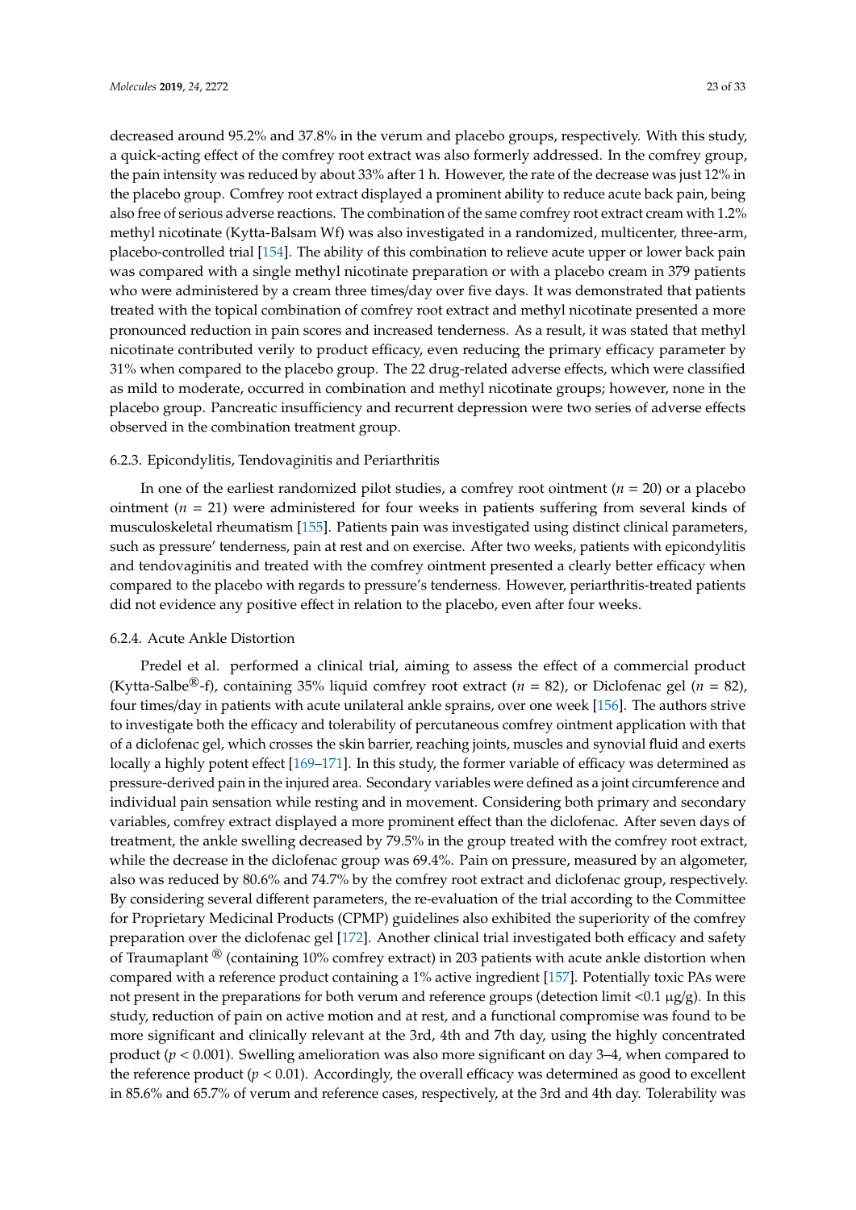decreased around 95.2% and 37.8% in the verum and placebo groups, respectively. With this study, a quick-acting effect of the comfrey root extract was also formerly addressed. In the comfrey group, the pain intensity was reduced by about 33% after 1 h. However, the rate of the decrease was just 12% in the placebo group. Comfrey root extract displayed a prominent ability to reduce acute back pain, being also free of serious adverse reactions. The combination of the same comfrey root extract cream with 1.2% methyl nicotinate (Kytta-Balsam Wf) was also investigated in a randomized, multicenter, three-arm, placebo-controlled trial [154]. The ability of this combination to relieve acute upper or lower back pain was compared with a single methyl nicotinate preparation or with a placebo cream in 379 patients who were administered by a cream three times/day over five days. It was demonstrated that patients treated with the topical combination of comfrey root extract and methyl nicotinate presented a more pronounced reduction in pain scores and increased tenderness. As a result, it was stated that methyl nicotinate contributed verily to product efficacy, even reducing the primary efficacy parameter by 31% when compared to the placebo group. The 22 drug-related adverse effects, which were classified as mild to moderate, occurred in combination and methyl nicotinate groups; however, none in the placebo group. Pancreatic insufficiency and recurrent depression were two series of adverse effects observed in the combination treatment group.

#### 6.2.3. Epicondylitis, Tendovaginitis and Periarthritis

In one of the earliest randomized pilot studies, a comfrey root ointment (*n* = 20) or a placebo ointment (*n* = 21) were administered for four weeks in patients suffering from several kinds of musculoskeletal rheumatism [155]. Patients pain was investigated using distinct clinical parameters, such as pressure' tenderness, pain at rest and on exercise. After two weeks, patients with epicondylitis and tendovaginitis and treated with the comfrey ointment presented a clearly better efficacy when compared to the placebo with regards to pressure's tenderness. However, periarthritis-treated patients did not evidence any positive effect in relation to the placebo, even after four weeks.

#### 6.2.4. Acute Ankle Distortion

Predel et al. performed a clinical trial, aiming to assess the effect of a commercial product (Kytta-Salbe®-f), containing 35% liquid comfrey root extract (*n* = 82), or Diclofenac gel (*n* = 82), four times/day in patients with acute unilateral ankle sprains, over one week [156]. The authors strive to investigate both the efficacy and tolerability of percutaneous comfrey ointment application with that of a diclofenac gel, which crosses the skin barrier, reaching joints, muscles and synovial fluid and exerts locally a highly potent effect [169–171]. In this study, the former variable of efficacy was determined as pressure-derived pain in the injured area. Secondary variables were defined as a joint circumference and individual pain sensation while resting and in movement. Considering both primary and secondary variables, comfrey extract displayed a more prominent effect than the diclofenac. After seven days of treatment, the ankle swelling decreased by 79.5% in the group treated with the comfrey root extract, while the decrease in the diclofenac group was 69.4%. Pain on pressure, measured by an algometer, also was reduced by 80.6% and 74.7% by the comfrey root extract and diclofenac group, respectively. By considering several different parameters, the re-evaluation of the trial according to the Committee for Proprietary Medicinal Products (CPMP) guidelines also exhibited the superiority of the comfrey preparation over the diclofenac gel [172]. Another clinical trial investigated both efficacy and safety of Traumaplant ® (containing 10% comfrey extract) in 203 patients with acute ankle distortion when compared with a reference product containing a 1% active ingredient [157]. Potentially toxic PAs were not present in the preparations for both verum and reference groups (detection limit <0.1 µg/g). In this study, reduction of pain on active motion and at rest, and a functional compromise was found to be more significant and clinically relevant at the 3rd, 4th and 7th day, using the highly concentrated product ($p < 0.001$). Swelling amelioration was also more significant on day 3–4, when compared to the reference product ($p < 0.01$). Accordingly, the overall efficacy was determined as good to excellent in 85.6% and 65.7% of verum and reference cases, respectively, at the 3rd and 4th day. Tolerability was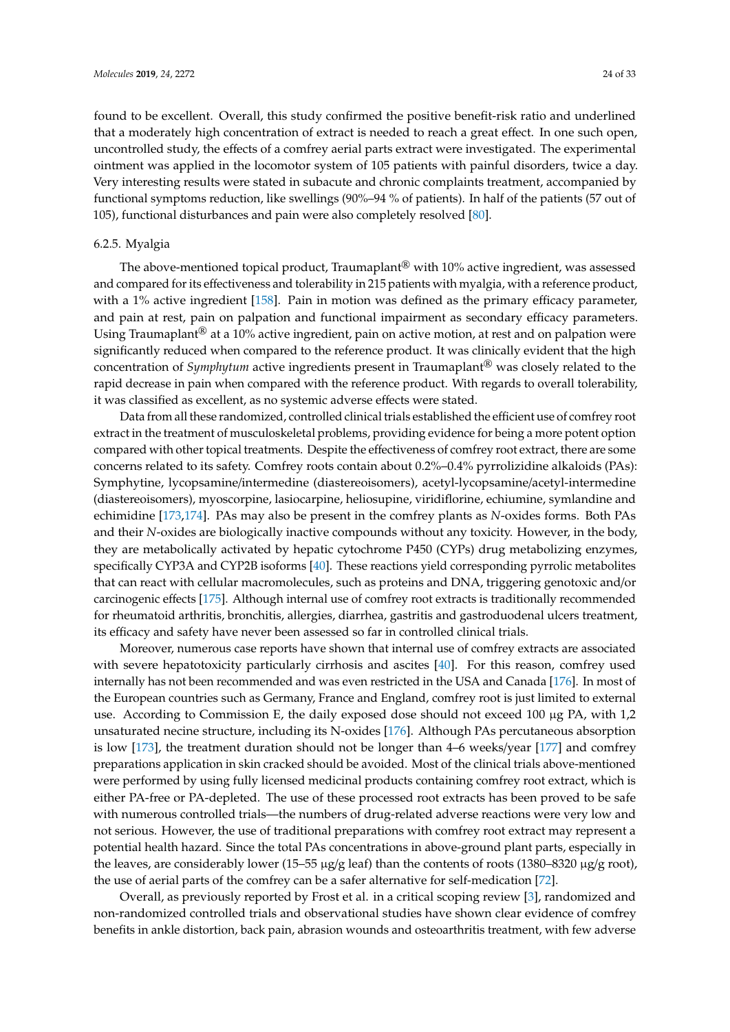found to be excellent. Overall, this study confirmed the positive benefit-risk ratio and underlined that a moderately high concentration of extract is needed to reach a great effect. In one such open, uncontrolled study, the effects of a comfrey aerial parts extract were investigated. The experimental ointment was applied in the locomotor system of 105 patients with painful disorders, twice a day. Very interesting results were stated in subacute and chronic complaints treatment, accompanied by functional symptoms reduction, like swellings (90%–94 % of patients). In half of the patients (57 out of 105), functional disturbances and pain were also completely resolved [80].

### 6.2.5. Myalgia

The above-mentioned topical product, Traumaplant® with 10% active ingredient, was assessed and compared for its effectiveness and tolerability in 215 patients with myalgia, with a reference product, with a 1% active ingredient [158]. Pain in motion was defined as the primary efficacy parameter, and pain at rest, pain on palpation and functional impairment as secondary efficacy parameters. Using Traumaplant® at a 10% active ingredient, pain on active motion, at rest and on palpation were significantly reduced when compared to the reference product. It was clinically evident that the high concentration of *Symphytum* active ingredients present in Traumaplant® was closely related to the rapid decrease in pain when compared with the reference product. With regards to overall tolerability, it was classified as excellent, as no systemic adverse effects were stated.

Data from all these randomized, controlled clinical trials established the efficient use of comfrey root extract in the treatment of musculoskeletal problems, providing evidence for being a more potent option compared with other topical treatments. Despite the effectiveness of comfrey root extract, there are some concerns related to its safety. Comfrey roots contain about 0.2%–0.4% pyrrolizidine alkaloids (PAs): Symphytine, lycopsamine/intermedine (diastereoisomers), acetyl-lycopsamine/acetyl-intermedine (diastereoisomers), myoscorpine, lasiocarpine, heliosupine, viridiflorine, echiumine, symlandine and echimidine [173,174]. PAs may also be present in the comfrey plants as *N*-oxides forms. Both PAs and their *N*-oxides are biologically inactive compounds without any toxicity. However, in the body, they are metabolically activated by hepatic cytochrome P450 (CYPs) drug metabolizing enzymes, specifically CYP3A and CYP2B isoforms [40]. These reactions yield corresponding pyrrolic metabolites that can react with cellular macromolecules, such as proteins and DNA, triggering genotoxic and/or carcinogenic effects [175]. Although internal use of comfrey root extracts is traditionally recommended for rheumatoid arthritis, bronchitis, allergies, diarrhea, gastritis and gastroduodenal ulcers treatment, its efficacy and safety have never been assessed so far in controlled clinical trials.

Moreover, numerous case reports have shown that internal use of comfrey extracts are associated with severe hepatotoxicity particularly cirrhosis and ascites [40]. For this reason, comfrey used internally has not been recommended and was even restricted in the USA and Canada [176]. In most of the European countries such as Germany, France and England, comfrey root is just limited to external use. According to Commission E, the daily exposed dose should not exceed 100 µg PA, with 1,2 unsaturated necine structure, including its N-oxides [176]. Although PAs percutaneous absorption is low [173], the treatment duration should not be longer than 4–6 weeks/year [177] and comfrey preparations application in skin cracked should be avoided. Most of the clinical trials above-mentioned were performed by using fully licensed medicinal products containing comfrey root extract, which is either PA-free or PA-depleted. The use of these processed root extracts has been proved to be safe with numerous controlled trials—the numbers of drug-related adverse reactions were very low and not serious. However, the use of traditional preparations with comfrey root extract may represent a potential health hazard. Since the total PAs concentrations in above-ground plant parts, especially in the leaves, are considerably lower (15–55 µg/g leaf) than the contents of roots (1380–8320 µg/g root), the use of aerial parts of the comfrey can be a safer alternative for self-medication [72].

Overall, as previously reported by Frost et al. in a critical scoping review [3], randomized and non-randomized controlled trials and observational studies have shown clear evidence of comfrey benefits in ankle distortion, back pain, abrasion wounds and osteoarthritis treatment, with few adverse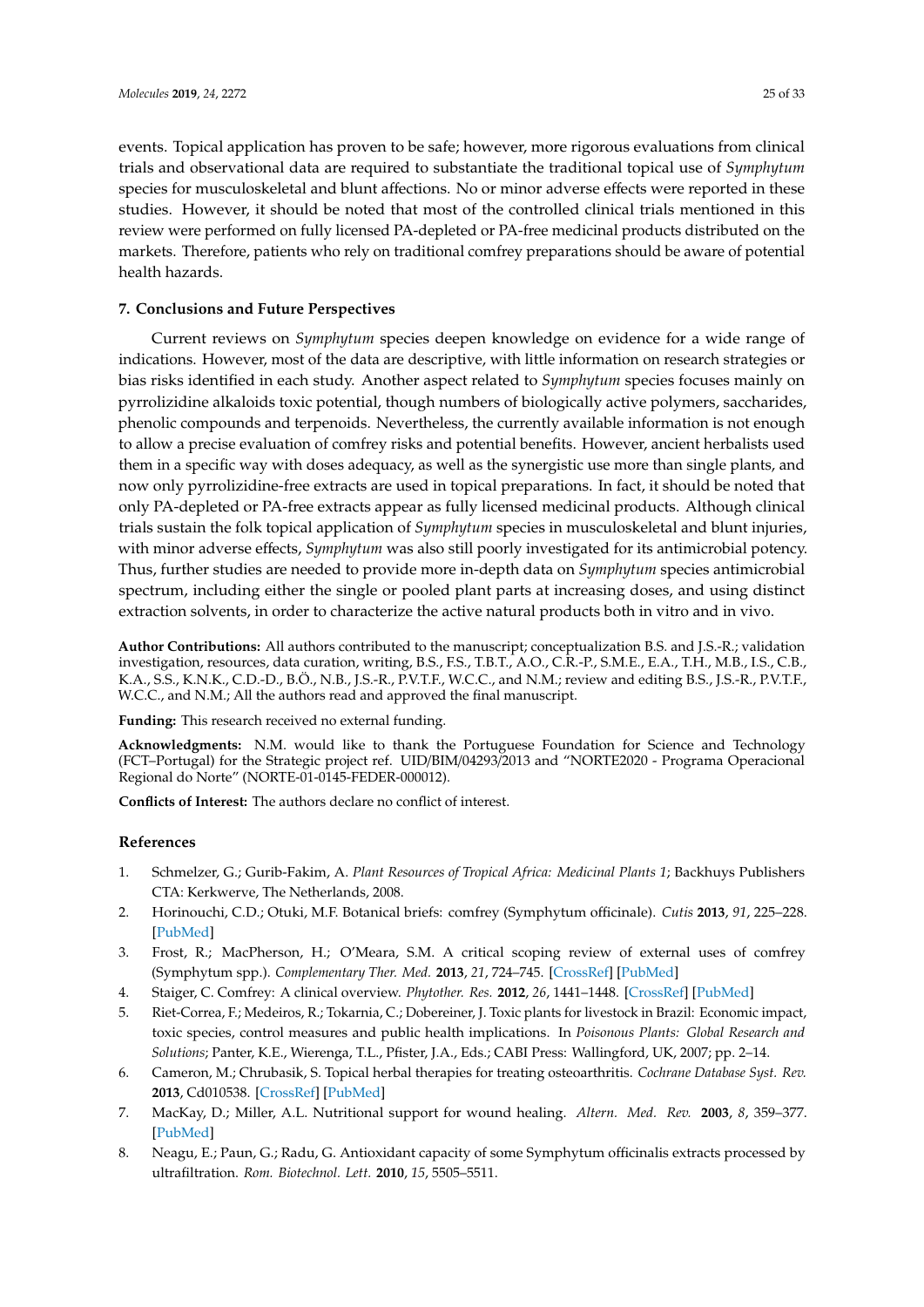events. Topical application has proven to be safe; however, more rigorous evaluations from clinical trials and observational data are required to substantiate the traditional topical use of *Symphytum* species for musculoskeletal and blunt affections. No or minor adverse effects were reported in these studies. However, it should be noted that most of the controlled clinical trials mentioned in this review were performed on fully licensed PA-depleted or PA-free medicinal products distributed on the markets. Therefore, patients who rely on traditional comfrey preparations should be aware of potential health hazards.

## 7. Conclusions and Future Perspectives

Current reviews on *Symphytum* species deepen knowledge on evidence for a wide range of indications. However, most of the data are descriptive, with little information on research strategies or bias risks identified in each study. Another aspect related to *Symphytum* species focuses mainly on pyrrolizidine alkaloids toxic potential, though numbers of biologically active polymers, saccharides, phenolic compounds and terpenoids. Nevertheless, the currently available information is not enough to allow a precise evaluation of comfrey risks and potential benefits. However, ancient herbalists used them in a specific way with doses adequacy, as well as the synergistic use more than single plants, and now only pyrrolizidine-free extracts are used in topical preparations. In fact, it should be noted that only PA-depleted or PA-free extracts appear as fully licensed medicinal products. Although clinical trials sustain the folk topical application of *Symphytum* species in musculoskeletal and blunt injuries, with minor adverse effects, *Symphytum* was also still poorly investigated for its antimicrobial potency. Thus, further studies are needed to provide more in-depth data on *Symphytum* species antimicrobial spectrum, including either the single or pooled plant parts at increasing doses, and using distinct extraction solvents, in order to characterize the active natural products both in vitro and in vivo.

**Author Contributions:** All authors contributed to the manuscript; conceptualization B.S. and J.S.-R.; validation investigation, resources, data curation, writing, B.S., F.S., T.B.T., A.O., C.R.-P., S.M.E., E.A., T.H., M.B., I.S., C.B., K.A., S.S., K.N.K., C.D.-D., B.Ö., N.B., J.S.-R., P.V.T.F., W.C.C., and N.M.; review and editing B.S., J.S.-R., P.V.T.F., W.C.C., and N.M.; All the authors read and approved the final manuscript.

**Funding:** This research received no external funding.

**Acknowledgments:** N.M. would like to thank the Portuguese Foundation for Science and Technology (FCT–Portugal) for the Strategic project ref. UID/BIM/04293/2013 and "NORTE2020 - Programa Operacional Regional do Norte" (NORTE-01-0145-FEDER-000012).

**Conflicts of Interest:** The authors declare no conflict of interest.

## References

1. Schmelzer, G.; Gurib-Fakim, A. *Plant Resources of Tropical Africa: Medicinal Plants 1*; Backhuys Publishers CTA: Kerkwerve, The Netherlands, 2008.
2. Horinouchi, C.D.; Otuki, M.F. Botanical briefs: comfrey (Symphytum officinale). *Cutis* **2013**, *91*, 225–228. [PubMed]
3. Frost, R.; MacPherson, H.; O'Meara, S.M. A critical scoping review of external uses of comfrey (Symphytum spp.). *Complementary Ther. Med.* **2013**, *21*, 724–745. [CrossRef] [PubMed]
4. Staiger, C. Comfrey: A clinical overview. *Phytother. Res.* **2012**, *26*, 1441–1448. [CrossRef] [PubMed]
5. Riet-Correa, F.; Medeiros, R.; Tokarnia, C.; Dobereiner, J. Toxic plants for livestock in Brazil: Economic impact, toxic species, control measures and public health implications. In *Poisonous Plants: Global Research and Solutions*; Panter, K.E., Wierenga, T.L., Pfister, J.A., Eds.; CABI Press: Wallingford, UK, 2007; pp. 2–14.
6. Cameron, M.; Chrubasik, S. Topical herbal therapies for treating osteoarthritis. *Cochrane Database Syst. Rev.* **2013**, Cd010538. [CrossRef] [PubMed]
7. MacKay, D.; Miller, A.L. Nutritional support for wound healing. *Altern. Med. Rev.* **2003**, *8*, 359–377. [PubMed]
8. Neagu, E.; Paun, G.; Radu, G. Antioxidant capacity of some Symphytum officinalis extracts processed by ultrafiltration. *Rom. Biotechnol. Lett.* **2010**, *15*, 5505–5511.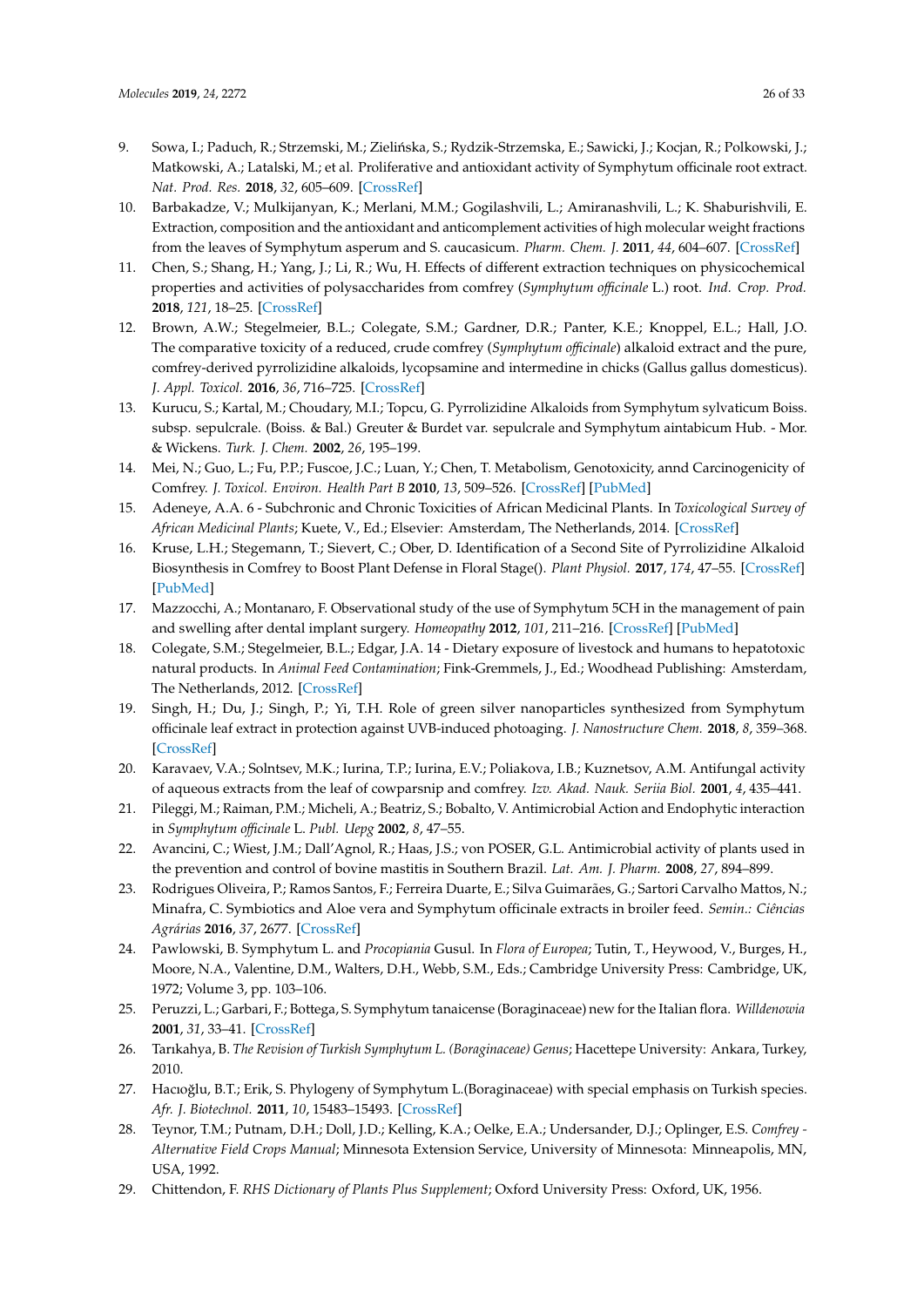9. Sowa, I.; Paduch, R.; Strzemski, M.; Zielińska, S.; Rydzik-Strzemska, E.; Sawicki, J.; Kocjan, R.; Polkowski, J.; Matkowski, A.; Latalski, M.; et al. Proliferative and antioxidant activity of Symphytum officinale root extract. *Nat. Prod. Res.* **2018**, *32*, 605–609. [CrossRef]
10. Barbakadze, V.; Mulkijanyan, K.; Merlani, M.M.; Gogilashvili, L.; Amiranashvili, L.; K. Shaburishvili, E. Extraction, composition and the antioxidant and anticomplement activities of high molecular weight fractions from the leaves of Symphytum asperum and S. caucasicum. *Pharm. Chem. J.* **2011**, *44*, 604–607. [CrossRef]
11. Chen, S.; Shang, H.; Yang, J.; Li, R.; Wu, H. Effects of different extraction techniques on physicochemical properties and activities of polysaccharides from comfrey (*Symphytum officinale* L.) root. *Ind. Crop. Prod.* **2018**, *121*, 18–25. [CrossRef]
12. Brown, A.W.; Stegelmeier, B.L.; Colegate, S.M.; Gardner, D.R.; Panter, K.E.; Knoppel, E.L.; Hall, J.O. The comparative toxicity of a reduced, crude comfrey (*Symphytum officinale*) alkaloid extract and the pure, comfrey-derived pyrrolizidine alkaloids, lycopsamine and intermedine in chicks (Gallus gallus domesticus). *J. Appl. Toxicol.* **2016**, *36*, 716–725. [CrossRef]
13. Kurucu, S.; Kartal, M.; Choudary, M.I.; Topcu, G. Pyrrolizidine Alkaloids from Symphytum sylvaticum Boiss. subsp. sepulcrale. (Boiss. & Bal.) Greuter & Burdet var. sepulcrale and Symphytum aintabicum Hub. - Mor. & Wickens. *Turk. J. Chem.* **2002**, *26*, 195–199.
14. Mei, N.; Guo, L.; Fu, P.P.; Fuscoe, J.C.; Luan, Y.; Chen, T. Metabolism, Genotoxicity, annd Carcinogenicity of Comfrey. *J. Toxicol. Environ. Health Part B* **2010**, *13*, 509–526. [CrossRef] [PubMed]
15. Adeneye, A.A. 6 - Subchronic and Chronic Toxicities of African Medicinal Plants. In *Toxicological Survey of African Medicinal Plants*; Kuete, V., Ed.; Elsevier: Amsterdam, The Netherlands, 2014. [CrossRef]
16. Kruse, L.H.; Stegemann, T.; Sievert, C.; Ober, D. Identification of a Second Site of Pyrrolizidine Alkaloid Biosynthesis in Comfrey to Boost Plant Defense in Floral Stage(). *Plant Physiol.* **2017**, *174*, 47–55. [CrossRef] [PubMed]
17. Mazzocchi, A.; Montanaro, F. Observational study of the use of Symphytum 5CH in the management of pain and swelling after dental implant surgery. *Homeopathy* **2012**, *101*, 211–216. [CrossRef] [PubMed]
18. Colegate, S.M.; Stegelmeier, B.L.; Edgar, J.A. 14 - Dietary exposure of livestock and humans to hepatotoxic natural products. In *Animal Feed Contamination*; Fink-Gremmels, J., Ed.; Woodhead Publishing: Amsterdam, The Netherlands, 2012. [CrossRef]
19. Singh, H.; Du, J.; Singh, P.; Yi, T.H. Role of green silver nanoparticles synthesized from Symphytum officinale leaf extract in protection against UVB-induced photoaging. *J. Nanostructure Chem.* **2018**, *8*, 359–368. [CrossRef]
20. Karavaev, V.A.; Solntsev, M.K.; Iurina, T.P.; Iurina, E.V.; Poliakova, I.B.; Kuznetsov, A.M. Antifungal activity of aqueous extracts from the leaf of cowparsnip and comfrey. *Izv. Akad. Nauk. Seriia Biol.* **2001**, *4*, 435–441.
21. Pileggi, M.; Raiman, P.M.; Micheli, A.; Beatriz, S.; Bobalto, V. Antimicrobial Action and Endophytic interaction in *Symphytum officinale* L. *Publ. Uepg* **2002**, *8*, 47–55.
22. Avancini, C.; Wiest, J.M.; Dall'Agnol, R.; Haas, J.S.; von POSER, G.L. Antimicrobial activity of plants used in the prevention and control of bovine mastitis in Southern Brazil. *Lat. Am. J. Pharm.* **2008**, *27*, 894–899.
23. Rodrigues Oliveira, P.; Ramos Santos, F.; Ferreira Duarte, E.; Silva Guimarães, G.; Sartori Carvalho Mattos, N.; Minafra, C. Symbiotics and Aloe vera and Symphytum officinale extracts in broiler feed. *Semin.: Ciências Agrárias* **2016**, *37*, 2677. [CrossRef]
24. Pawlowski, B. Symphytum L. and *Procopiania* Gusul. In *Flora of Europea*; Tutin, T., Heywood, V., Burges, H., Moore, N.A., Valentine, D.M., Walters, D.H., Webb, S.M., Eds.; Cambridge University Press: Cambridge, UK, 1972; Volume 3, pp. 103–106.
25. Peruzzi, L.; Garbari, F.; Bottega, S. Symphytum tanaicense (Boraginaceae) new for the Italian flora. *Willdenowia* **2001**, *31*, 33–41. [CrossRef]
26. Tarıkahya, B. *The Revision of Turkish Symphytum L. (Boraginaceae) Genus*; Hacettepe University: Ankara, Turkey, 2010.
27. Hacıoğlu, B.T.; Erik, S. Phylogeny of Symphytum L.(Boraginaceae) with special emphasis on Turkish species. *Afr. J. Biotechnol.* **2011**, *10*, 15483–15493. [CrossRef]
28. Teynor, T.M.; Putnam, D.H.; Doll, J.D.; Kelling, K.A.; Oelke, E.A.; Undersander, D.J.; Oplinger, E.S. *Comfrey - Alternative Field Crops Manual*; Minnesota Extension Service, University of Minnesota: Minneapolis, MN, USA, 1992.
29. Chittendon, F. *RHS Dictionary of Plants Plus Supplement*; Oxford University Press: Oxford, UK, 1956.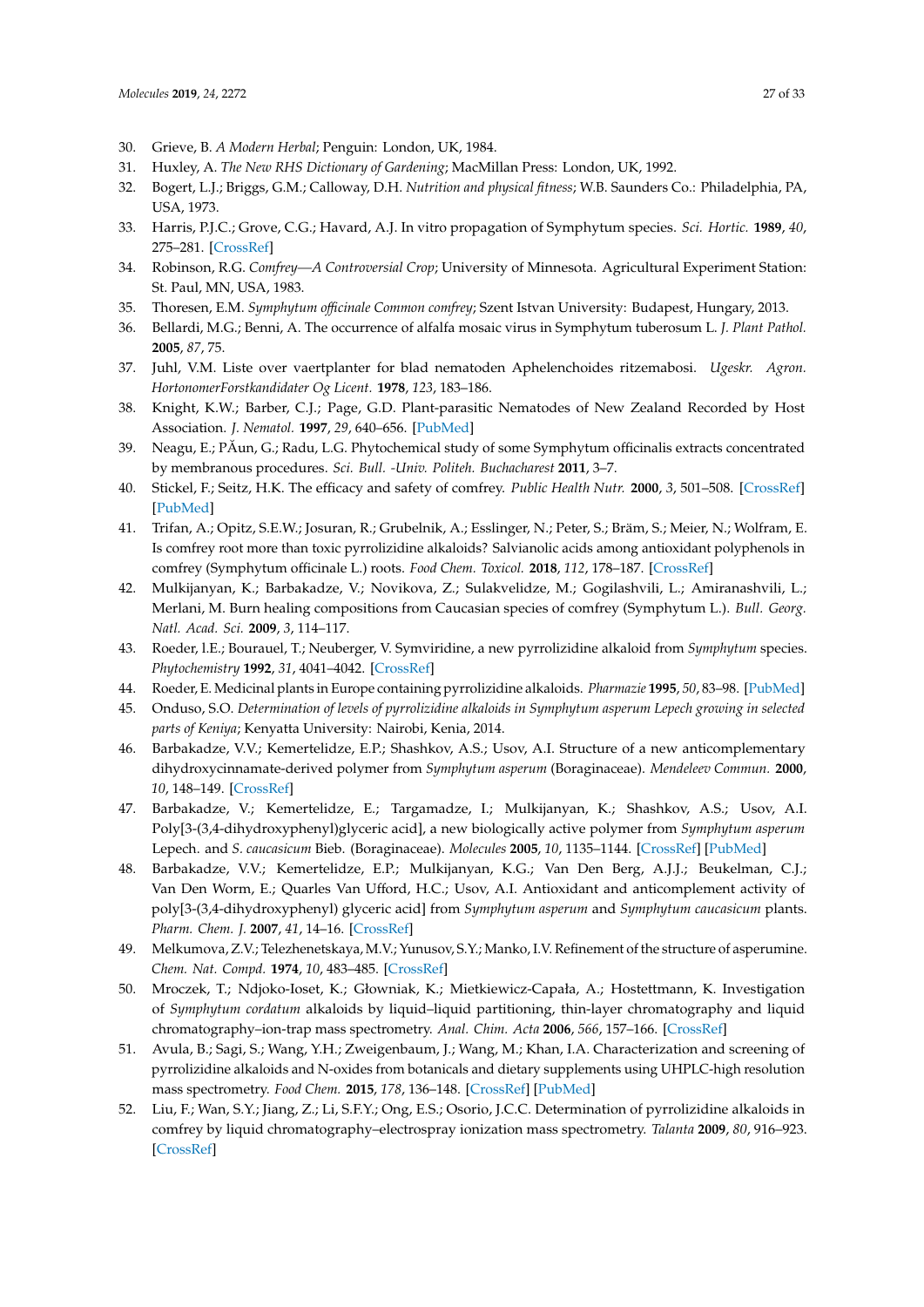30. Grieve, B. *A Modern Herbal*; Penguin: London, UK, 1984.
31. Huxley, A. *The New RHS Dictionary of Gardening*; MacMillan Press: London, UK, 1992.
32. Bogert, L.J.; Briggs, G.M.; Calloway, D.H. *Nutrition and physical fitness*; W.B. Saunders Co.: Philadelphia, PA, USA, 1973.
33. Harris, P.J.C.; Grove, C.G.; Havard, A.J. In vitro propagation of Symphytum species. *Sci. Hortic.* **1989**, *40*, 275–281. [CrossRef]
34. Robinson, R.G. *Comfrey—A Controversial Crop*; University of Minnesota. Agricultural Experiment Station: St. Paul, MN, USA, 1983.
35. Thoresen, E.M. *Symphytum officinale Common comfrey*; Szent Istvan University: Budapest, Hungary, 2013.
36. Bellardi, M.G.; Benni, A. The occurrence of alfalfa mosaic virus in Symphytum tuberosum L. *J. Plant Pathol.* **2005**, *87*, 75.
37. Juhl, V.M. Liste over vaertplanter for blad nematoden Aphelenchoides ritzemabosi. *Ugeskr. Agron. HortonomerForstkandidater Og Licent.* **1978**, *123*, 183–186.
38. Knight, K.W.; Barber, C.J.; Page, G.D. Plant-parasitic Nematodes of New Zealand Recorded by Host Association. *J. Nematol.* **1997**, *29*, 640–656. [PubMed]
39. Neagu, E.; PĂun, G.; Radu, L.G. Phytochemical study of some Symphytum officinalis extracts concentrated by membranous procedures. *Sci. Bull. -Univ. Politeh. Buchacharest* **2011**, 3–7.
40. Stickel, F.; Seitz, H.K. The efficacy and safety of comfrey. *Public Health Nutr.* **2000**, *3*, 501–508. [CrossRef] [PubMed]
41. Trifan, A.; Opitz, S.E.W.; Josuran, R.; Grubelnik, A.; Esslinger, N.; Peter, S.; Bräm, S.; Meier, N.; Wolfram, E. Is comfrey root more than toxic pyrrolizidine alkaloids? Salvianolic acids among antioxidant polyphenols in comfrey (Symphytum officinale L.) roots. *Food Chem. Toxicol.* **2018**, *112*, 178–187. [CrossRef]
42. Mulkijanyan, K.; Barbakadze, V.; Novikova, Z.; Sulakvelidze, M.; Gogilashvili, L.; Amiranashvili, L.; Merlani, M. Burn healing compositions from Caucasian species of comfrey (Symphytum L.). *Bull. Georg. Natl. Acad. Sci.* **2009**, *3*, 114–117.
43. Roeder, l.E.; Bourauel, T.; Neuberger, V. Symviridine, a new pyrrolizidine alkaloid from *Symphytum* species. *Phytochemistry* **1992**, *31*, 4041–4042. [CrossRef]
44. Roeder, E. Medicinal plants in Europe containing pyrrolizidine alkaloids. *Pharmazie* **1995**, *50*, 83–98. [PubMed]
45. Onduso, S.O. *Determination of levels of pyrrolizidine alkaloids in Symphytum asperum Lepech growing in selected parts of Keniya*; Kenyatta University: Nairobi, Kenia, 2014.
46. Barbakadze, V.V.; Kemertelidze, E.P.; Shashkov, A.S.; Usov, A.I. Structure of a new anticomplementary dihydroxycinnamate-derived polymer from *Symphytum asperum* (Boraginaceae). *Mendeleev Commun.* **2000**, *10*, 148–149. [CrossRef]
47. Barbakadze, V.; Kemertelidze, E.; Targamadze, I.; Mulkijanyan, K.; Shashkov, A.S.; Usov, A.I. Poly[3-(3,4-dihydroxyphenyl)glyceric acid], a new biologically active polymer from *Symphytum asperum* Lepech. and *S. caucasicum* Bieb. (Boraginaceae). *Molecules* **2005**, *10*, 1135–1144. [CrossRef] [PubMed]
48. Barbakadze, V.V.; Kemertelidze, E.P.; Mulkijanyan, K.G.; Van Den Berg, A.J.J.; Beukelman, C.J.; Van Den Worm, E.; Quarles Van Ufford, H.C.; Usov, A.I. Antioxidant and anticomplement activity of poly[3-(3,4-dihydroxyphenyl) glyceric acid] from *Symphytum asperum* and *Symphytum caucasicum* plants. *Pharm. Chem. J.* **2007**, *41*, 14–16. [CrossRef]
49. Melkumova, Z.V.; Telezhenetskaya, M.V.; Yunusov, S.Y.; Manko, I.V. Refinement of the structure of asperumine. *Chem. Nat. Compd.* **1974**, *10*, 483–485. [CrossRef]
50. Mroczek, T.; Ndjoko-Ioset, K.; Głowniak, K.; Mietkiewicz-Capała, A.; Hostettmann, K. Investigation of *Symphytum cordatum* alkaloids by liquid–liquid partitioning, thin-layer chromatography and liquid chromatography–ion-trap mass spectrometry. *Anal. Chim. Acta* **2006**, *566*, 157–166. [CrossRef]
51. Avula, B.; Sagi, S.; Wang, Y.H.; Zweigenbaum, J.; Wang, M.; Khan, I.A. Characterization and screening of pyrrolizidine alkaloids and N-oxides from botanicals and dietary supplements using UHPLC-high resolution mass spectrometry. *Food Chem.* **2015**, *178*, 136–148. [CrossRef] [PubMed]
52. Liu, F.; Wan, S.Y.; Jiang, Z.; Li, S.F.Y.; Ong, E.S.; Osorio, J.C.C. Determination of pyrrolizidine alkaloids in comfrey by liquid chromatography–electrospray ionization mass spectrometry. *Talanta* **2009**, *80*, 916–923. [CrossRef]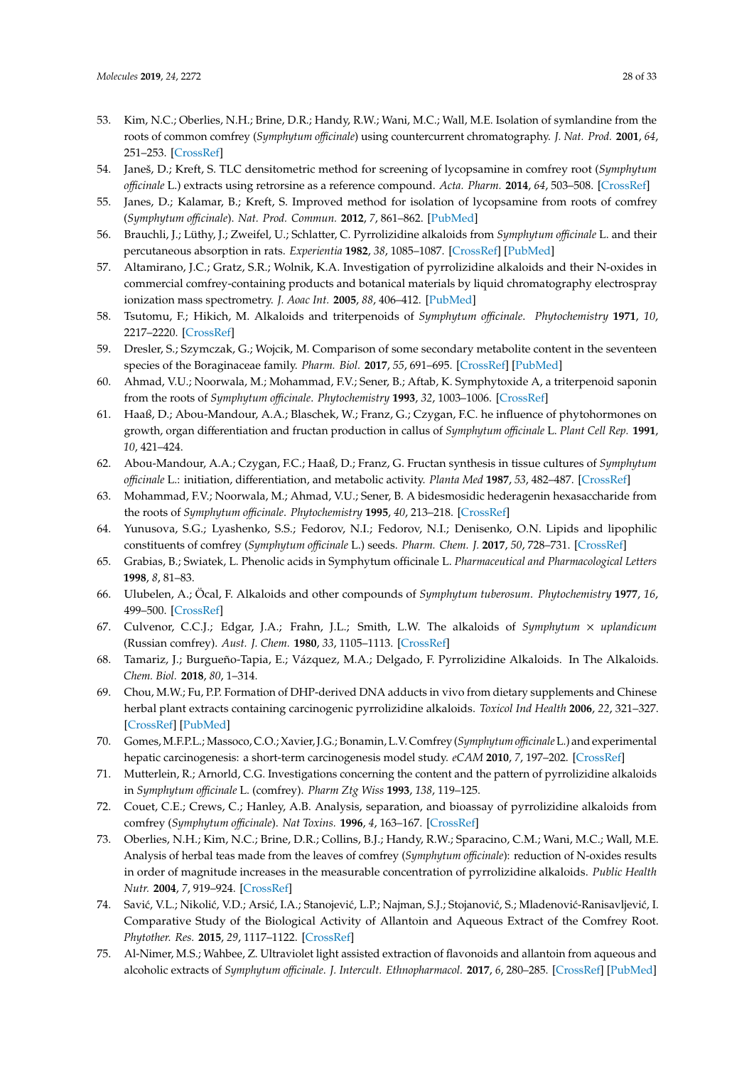53. Kim, N.C.; Oberlies, N.H.; Brine, D.R.; Handy, R.W.; Wani, M.C.; Wall, M.E. Isolation of symlandine from the roots of common comfrey (*Symphytum officinale*) using countercurrent chromatography. *J. Nat. Prod.* **2001**, *64*, 251–253. [CrossRef]
54. Janeš, D.; Kreft, S. TLC densitometric method for screening of lycopsamine in comfrey root (*Symphytum officinale* L.) extracts using retrorsine as a reference compound. *Acta. Pharm.* **2014**, *64*, 503–508. [CrossRef]
55. Janes, D.; Kalamar, B.; Kreft, S. Improved method for isolation of lycopsamine from roots of comfrey (*Symphytum officinale*). *Nat. Prod. Commun.* **2012**, *7*, 861–862. [PubMed]
56. Brauchli, J.; Lüthy, J.; Zweifel, U.; Schlatter, C. Pyrrolizidine alkaloids from *Symphytum officinale* L. and their percutaneous absorption in rats. *Experientia* **1982**, *38*, 1085–1087. [CrossRef] [PubMed]
57. Altamirano, J.C.; Gratz, S.R.; Wolnik, K.A. Investigation of pyrrolizidine alkaloids and their N-oxides in commercial comfrey-containing products and botanical materials by liquid chromatography electrospray ionization mass spectrometry. *J. Aoac Int.* **2005**, *88*, 406–412. [PubMed]
58. Tsutomu, F.; Hikich, M. Alkaloids and triterpenoids of *Symphytum officinale*. *Phytochemistry* **1971**, *10*, 2217–2220. [CrossRef]
59. Dresler, S.; Szymczak, G.; Wojcik, M. Comparison of some secondary metabolite content in the seventeen species of the Boraginaceae family. *Pharm. Biol.* **2017**, *55*, 691–695. [CrossRef] [PubMed]
60. Ahmad, V.U.; Noorwala, M.; Mohammad, F.V.; Sener, B.; Aftab, K. Symphytoxide A, a triterpenoid saponin from the roots of *Symphytum officinale*. *Phytochemistry* **1993**, *32*, 1003–1006. [CrossRef]
61. Haaß, D.; Abou-Mandour, A.A.; Blaschek, W.; Franz, G.; Czygan, F.C. he influence of phytohormones on growth, organ differentiation and fructan production in callus of *Symphytum officinale* L. *Plant Cell Rep.* **1991**, *10*, 421–424.
62. Abou-Mandour, A.A.; Czygan, F.C.; Haaß, D.; Franz, G. Fructan synthesis in tissue cultures of *Symphytum officinale* L.: initiation, differentiation, and metabolic activity. *Planta Med* **1987**, *53*, 482–487. [CrossRef]
63. Mohammad, F.V.; Noorwala, M.; Ahmad, V.U.; Sener, B. A bidesmosidic hederagenin hexasaccharide from the roots of *Symphytum officinale*. *Phytochemistry* **1995**, *40*, 213–218. [CrossRef]
64. Yunusova, S.G.; Lyashenko, S.S.; Fedorov, N.I.; Fedorov, N.I.; Denisenko, O.N. Lipids and lipophilic constituents of comfrey (*Symphytum officinale* L.) seeds. *Pharm. Chem. J.* **2017**, *50*, 728–731. [CrossRef]
65. Grabias, B.; Swiatek, L. Phenolic acids in Symphytum officinale L. *Pharmaceutical and Pharmacological Letters* **1998**, *8*, 81–83.
66. Ulubelen, A.; Öcal, F. Alkaloids and other compounds of *Symphytum tuberosum*. *Phytochemistry* **1977**, *16*, 499–500. [CrossRef]
67. Culvenor, C.C.J.; Edgar, J.A.; Frahn, J.L.; Smith, L.W. The alkaloids of *Symphytum × uplandicum* (Russian comfrey). *Aust. J. Chem.* **1980**, *33*, 1105–1113. [CrossRef]
68. Tamariz, J.; Burgueño-Tapia, E.; Vázquez, M.A.; Delgado, F. Pyrrolizidine Alkaloids. In The Alkaloids. *Chem. Biol.* **2018**, *80*, 1–314.
69. Chou, M.W.; Fu, P.P. Formation of DHP-derived DNA adducts in vivo from dietary supplements and Chinese herbal plant extracts containing carcinogenic pyrrolizidine alkaloids. *Toxicol Ind Health* **2006**, *22*, 321–327. [CrossRef] [PubMed]
70. Gomes, M.F.P.L.; Massoco, C.O.; Xavier, J.G.; Bonamin, L.V. Comfrey (*Symphytum officinale* L.) and experimental hepatic carcinogenesis: a short-term carcinogenesis model study. *eCAM* **2010**, *7*, 197–202. [CrossRef]
71. Mutterlein, R.; Arnorld, C.G. Investigations concerning the content and the pattern of pyrrolizidine alkaloids in *Symphytum officinale* L. (comfrey). *Pharm Ztg Wiss* **1993**, *138*, 119–125.
72. Couet, C.E.; Crews, C.; Hanley, A.B. Analysis, separation, and bioassay of pyrrolizidine alkaloids from comfrey (*Symphytum officinale*). *Nat Toxins.* **1996**, *4*, 163–167. [CrossRef]
73. Oberlies, N.H.; Kim, N.C.; Brine, D.R.; Collins, B.J.; Handy, R.W.; Sparacino, C.M.; Wani, M.C.; Wall, M.E. Analysis of herbal teas made from the leaves of comfrey (*Symphytum officinale*): reduction of N-oxides results in order of magnitude increases in the measurable concentration of pyrrolizidine alkaloids. *Public Health Nutr.* **2004**, *7*, 919–924. [CrossRef]
74. Savić, V.L.; Nikolić, V.D.; Arsić, I.A.; Stanojević, L.P.; Najman, S.J.; Stojanović, S.; Mladenović-Ranisavljević, I. Comparative Study of the Biological Activity of Allantoin and Aqueous Extract of the Comfrey Root. *Phytother. Res.* **2015**, *29*, 1117–1122. [CrossRef]
75. Al-Nimer, M.S.; Wahbee, Z. Ultraviolet light assisted extraction of flavonoids and allantoin from aqueous and alcoholic extracts of *Symphytum officinale*. *J. Intercult. Ethnopharmacol.* **2017**, *6*, 280–285. [CrossRef] [PubMed]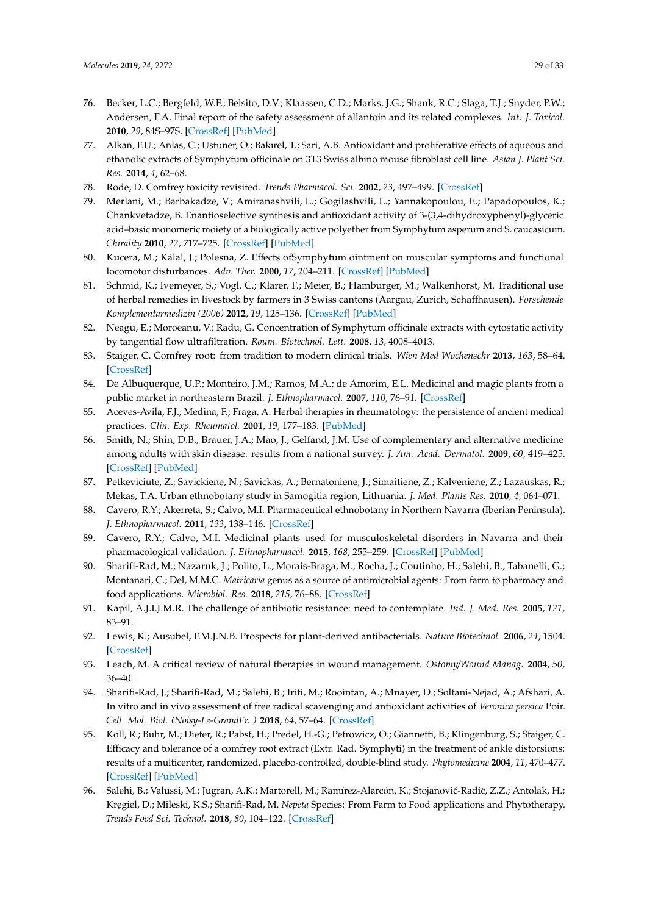76. Becker, L.C.; Bergfeld, W.F.; Belsito, D.V.; Klaassen, C.D.; Marks, J.G.; Shank, R.C.; Slaga, T.J.; Snyder, P.W.; Andersen, F.A. Final report of the safety assessment of allantoin and its related complexes. *Int. J. Toxicol.* **2010**, *29*, 84S–97S. [CrossRef] [PubMed]
77. Alkan, F.U.; Anlas, C.; Ustuner, O.; Bakırel, T.; Sari, A.B. Antioxidant and proliferative effects of aqueous and ethanolic extracts of Symphytum officinale on 3T3 Swiss albino mouse fibroblast cell line. *Asian J. Plant Sci. Res.* **2014**, *4*, 62–68.
78. Rode, D. Comfrey toxicity revisited. *Trends Pharmacol. Sci.* **2002**, *23*, 497–499. [CrossRef]
79. Merlani, M.; Barbakadze, V.; Amiranashvili, L.; Gogilashvili, L.; Yannakopoulou, E.; Papadopoulos, K.; Chankvetadze, B. Enantioselective synthesis and antioxidant activity of 3-(3,4-dihydroxyphenyl)-glyceric acid–basic monomeric moiety of a biologically active polyether from Symphytum asperum and S. caucasicum. *Chirality* **2010**, *22*, 717–725. [CrossRef] [PubMed]
80. Kucera, M.; Kálal, J.; Polesna, Z. Effects ofSymphytum ointment on muscular symptoms and functional locomotor disturbances. *Adv. Ther.* **2000**, *17*, 204–211. [CrossRef] [PubMed]
81. Schmid, K.; Ivemeyer, S.; Vogl, C.; Klarer, F.; Meier, B.; Hamburger, M.; Walkenhorst, M. Traditional use of herbal remedies in livestock by farmers in 3 Swiss cantons (Aargau, Zurich, Schaffhausen). *Forschende Komplementarmedizin (2006)* **2012**, *19*, 125–136. [CrossRef] [PubMed]
82. Neagu, E.; Moroeanu, V.; Radu, G. Concentration of Symphytum officinale extracts with cytostatic activity by tangential flow ultrafiltration. *Roum. Biotechnol. Lett.* **2008**, *13*, 4008–4013.
83. Staiger, C. Comfrey root: from tradition to modern clinical trials. *Wien Med Wochenschr* **2013**, *163*, 58–64. [CrossRef]
84. De Albuquerque, U.P.; Monteiro, J.M.; Ramos, M.A.; de Amorim, E.L. Medicinal and magic plants from a public market in northeastern Brazil. *J. Ethnopharmacol.* **2007**, *110*, 76–91. [CrossRef]
85. Aceves-Avila, F.J.; Medina, F.; Fraga, A. Herbal therapies in rheumatology: the persistence of ancient medical practices. *Clin. Exp. Rheumatol.* **2001**, *19*, 177–183. [PubMed]
86. Smith, N.; Shin, D.B.; Brauer, J.A.; Mao, J.; Gelfand, J.M. Use of complementary and alternative medicine among adults with skin disease: results from a national survey. *J. Am. Acad. Dermatol.* **2009**, *60*, 419–425. [CrossRef] [PubMed]
87. Petkeviciute, Z.; Savickiene, N.; Savickas, A.; Bernatoniene, J.; Simaitiene, Z.; Kalveniene, Z.; Lazauskas, R.; Mekas, T.A. Urban ethnobotany study in Samogitia region, Lithuania. *J. Med. Plants Res.* **2010**, *4*, 064–071.
88. Cavero, R.Y.; Akerreta, S.; Calvo, M.I. Pharmaceutical ethnobotany in Northern Navarra (Iberian Peninsula). *J. Ethnopharmacol.* **2011**, *133*, 138–146. [CrossRef]
89. Cavero, R.Y.; Calvo, M.I. Medicinal plants used for musculoskeletal disorders in Navarra and their pharmacological validation. *J. Ethnopharmacol.* **2015**, *168*, 255–259. [CrossRef] [PubMed]
90. Sharifi-Rad, M.; Nazaruk, J.; Polito, L.; Morais-Braga, M.; Rocha, J.; Coutinho, H.; Salehi, B.; Tabanelli, G.; Montanari, C.; Del, M.M.C. *Matricaria* genus as a source of antimicrobial agents: From farm to pharmacy and food applications. *Microbiol. Res.* **2018**, *215*, 76–88. [CrossRef]
91. Kapil, A.J.I.J.M.R. The challenge of antibiotic resistance: need to contemplate. *Ind. J. Med. Res.* **2005**, *121*, 83–91.
92. Lewis, K.; Ausubel, F.M.J.N.B. Prospects for plant-derived antibacterials. *Nature Biotechnol.* **2006**, *24*, 1504. [CrossRef]
93. Leach, M. A critical review of natural therapies in wound management. *Ostomy/Wound Manag.* **2004**, *50*, 36–40.
94. Sharifi-Rad, J.; Sharifi-Rad, M.; Salehi, B.; Iriti, M.; Roointan, A.; Mnayer, D.; Soltani-Nejad, A.; Afshari, A. In vitro and in vivo assessment of free radical scavenging and antioxidant activities of *Veronica persica* Poir. *Cell. Mol. Biol. (Noisy-Le-GrandFr. )* **2018**, *64*, 57–64. [CrossRef]
95. Koll, R.; Buhr, M.; Dieter, R.; Pabst, H.; Predel, H.-G.; Petrowicz, O.; Giannetti, B.; Klingenburg, S.; Staiger, C. Efficacy and tolerance of a comfrey root extract (Extr. Rad. Symphyti) in the treatment of ankle distorsions: results of a multicenter, randomized, placebo-controlled, double-blind study. *Phytomedicine* **2004**, *11*, 470–477. [CrossRef] [PubMed]
96. Salehi, B.; Valussi, M.; Jugran, A.K.; Martorell, M.; Ramírez-Alarcón, K.; Stojanović-Radić, Z.Z.; Antolak, H.; Kręgiel, D.; Mileski, K.S.; Sharifi-Rad, M. *Nepeta* Species: From Farm to Food applications and Phytotherapy. *Trends Food Sci. Technol.* **2018**, *80*, 104–122. [CrossRef]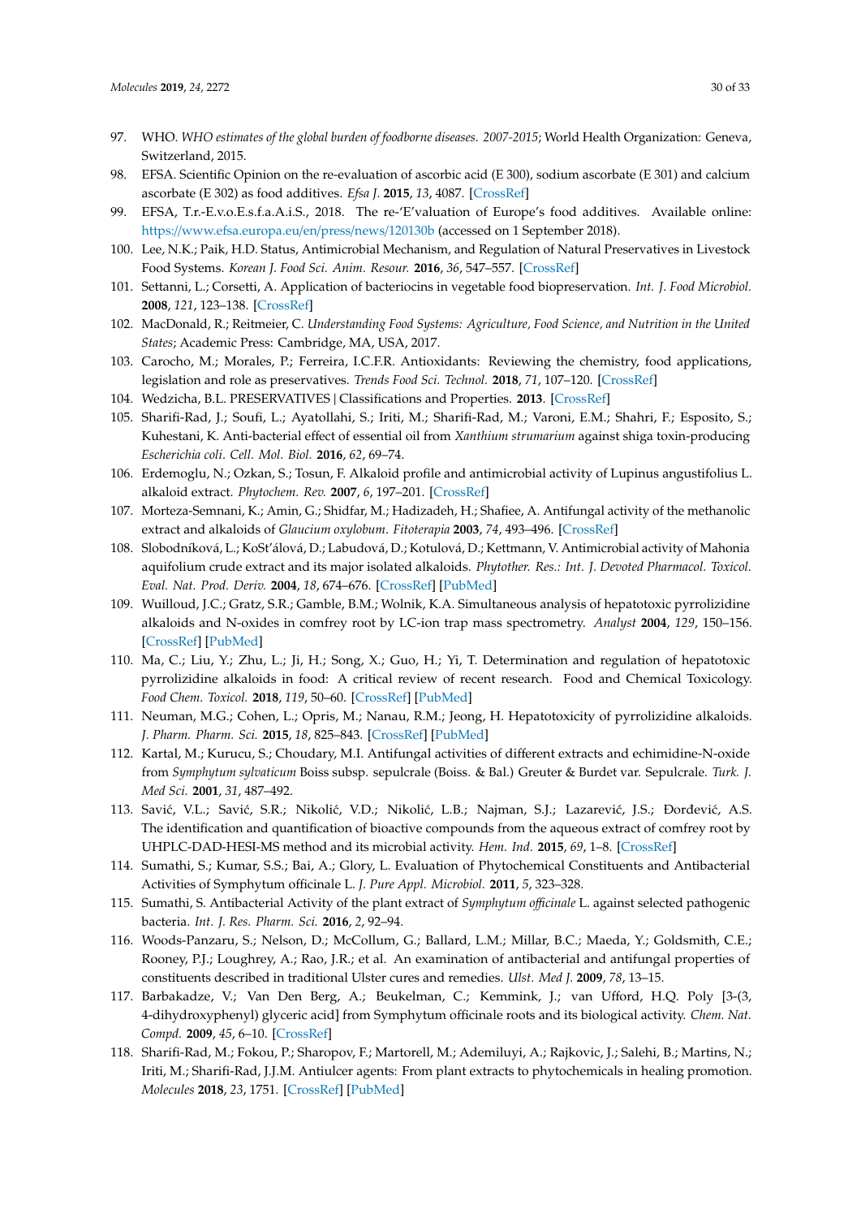97. WHO. *WHO estimates of the global burden of foodborne diseases. 2007-2015*; World Health Organization: Geneva, Switzerland, 2015.
98. EFSA. Scientific Opinion on the re-evaluation of ascorbic acid (E 300), sodium ascorbate (E 301) and calcium ascorbate (E 302) as food additives. *Efsa J.* **2015**, *13*, 4087. [CrossRef]
99. EFSA, T.r.-E.v.o.E.s.f.a.A.i.S., 2018. The re-'E'valuation of Europe's food additives. Available online: https://www.efsa.europa.eu/en/press/news/120130b (accessed on 1 September 2018).
100. Lee, N.K.; Paik, H.D. Status, Antimicrobial Mechanism, and Regulation of Natural Preservatives in Livestock Food Systems. *Korean J. Food Sci. Anim. Resour.* **2016**, *36*, 547–557. [CrossRef]
101. Settanni, L.; Corsetti, A. Application of bacteriocins in vegetable food biopreservation. *Int. J. Food Microbiol.* **2008**, *121*, 123–138. [CrossRef]
102. MacDonald, R.; Reitmeier, C. *Understanding Food Systems: Agriculture, Food Science, and Nutrition in the United States*; Academic Press: Cambridge, MA, USA, 2017.
103. Carocho, M.; Morales, P.; Ferreira, I.C.F.R. Antioxidants: Reviewing the chemistry, food applications, legislation and role as preservatives. *Trends Food Sci. Technol.* **2018**, *71*, 107–120. [CrossRef]
104. Wedzicha, B.L. PRESERVATIVES | Classifications and Properties. **2013**. [CrossRef]
105. Sharifi-Rad, J.; Soufi, L.; Ayatollahi, S.; Iriti, M.; Sharifi-Rad, M.; Varoni, E.M.; Shahri, F.; Esposito, S.; Kuhestani, K. Anti-bacterial effect of essential oil from *Xanthium strumarium* against shiga toxin-producing *Escherichia coli*. *Cell. Mol. Biol.* **2016**, *62*, 69–74.
106. Erdemoglu, N.; Ozkan, S.; Tosun, F. Alkaloid profile and antimicrobial activity of Lupinus angustifolius L. alkaloid extract. *Phytochem. Rev.* **2007**, *6*, 197–201. [CrossRef]
107. Morteza-Semnani, K.; Amin, G.; Shidfar, M.; Hadizadeh, H.; Shafiee, A. Antifungal activity of the methanolic extract and alkaloids of *Glaucium oxylobum*. *Fitoterapia* **2003**, *74*, 493–496. [CrossRef]
108. Slobodníková, L.; KoSt'álová, D.; Labudová, D.; Kotulová, D.; Kettmann, V. Antimicrobial activity of Mahonia aquifolium crude extract and its major isolated alkaloids. *Phytother. Res.: Int. J. Devoted Pharmacol. Toxicol. Eval. Nat. Prod. Deriv.* **2004**, *18*, 674–676. [CrossRef] [PubMed]
109. Wuilloud, J.C.; Gratz, S.R.; Gamble, B.M.; Wolnik, K.A. Simultaneous analysis of hepatotoxic pyrrolizidine alkaloids and N-oxides in comfrey root by LC-ion trap mass spectrometry. *Analyst* **2004**, *129*, 150–156. [CrossRef] [PubMed]
110. Ma, C.; Liu, Y.; Zhu, L.; Ji, H.; Song, X.; Guo, H.; Yi, T. Determination and regulation of hepatotoxic pyrrolizidine alkaloids in food: A critical review of recent research. Food and Chemical Toxicology. *Food Chem. Toxicol.* **2018**, *119*, 50–60. [CrossRef] [PubMed]
111. Neuman, M.G.; Cohen, L.; Opris, M.; Nanau, R.M.; Jeong, H. Hepatotoxicity of pyrrolizidine alkaloids. *J. Pharm. Pharm. Sci.* **2015**, *18*, 825–843. [CrossRef] [PubMed]
112. Kartal, M.; Kurucu, S.; Choudary, M.I. Antifungal activities of different extracts and echimidine-N-oxide from *Symphytum sylvaticum* Boiss subsp. sepulcrale (Boiss. & Bal.) Greuter & Burdet var. Sepulcrale. *Turk. J. Med Sci.* **2001**, *31*, 487–492.
113. Savić, V.L.; Savić, S.R.; Nikolić, V.D.; Nikolić, L.B.; Najman, S.J.; Lazarević, J.S.; Đorđević, A.S. The identification and quantification of bioactive compounds from the aqueous extract of comfrey root by UHPLC-DAD-HESI-MS method and its microbial activity. *Hem. Ind.* **2015**, *69*, 1–8. [CrossRef]
114. Sumathi, S.; Kumar, S.S.; Bai, A.; Glory, L. Evaluation of Phytochemical Constituents and Antibacterial Activities of Symphytum officinale L. *J. Pure Appl. Microbiol.* **2011**, *5*, 323–328.
115. Sumathi, S. Antibacterial Activity of the plant extract of *Symphytum officinale* L. against selected pathogenic bacteria. *Int. J. Res. Pharm. Sci.* **2016**, *2*, 92–94.
116. Woods-Panzaru, S.; Nelson, D.; McCollum, G.; Ballard, L.M.; Millar, B.C.; Maeda, Y.; Goldsmith, C.E.; Rooney, P.J.; Loughrey, A.; Rao, J.R.; et al. An examination of antibacterial and antifungal properties of constituents described in traditional Ulster cures and remedies. *Ulst. Med J.* **2009**, *78*, 13–15.
117. Barbakadze, V.; Van Den Berg, A.; Beukelman, C.; Kemmink, J.; van Ufford, H.Q. Poly [3-(3, 4-dihydroxyphenyl) glyceric acid] from Symphytum officinale roots and its biological activity. *Chem. Nat. Compd.* **2009**, *45*, 6–10. [CrossRef]
118. Sharifi-Rad, M.; Fokou, P.; Sharopov, F.; Martorell, M.; Ademiluyi, A.; Rajkovic, J.; Salehi, B.; Martins, N.; Iriti, M.; Sharifi-Rad, J.J.M. Antiulcer agents: From plant extracts to phytochemicals in healing promotion. *Molecules* **2018**, *23*, 1751. [CrossRef] [PubMed]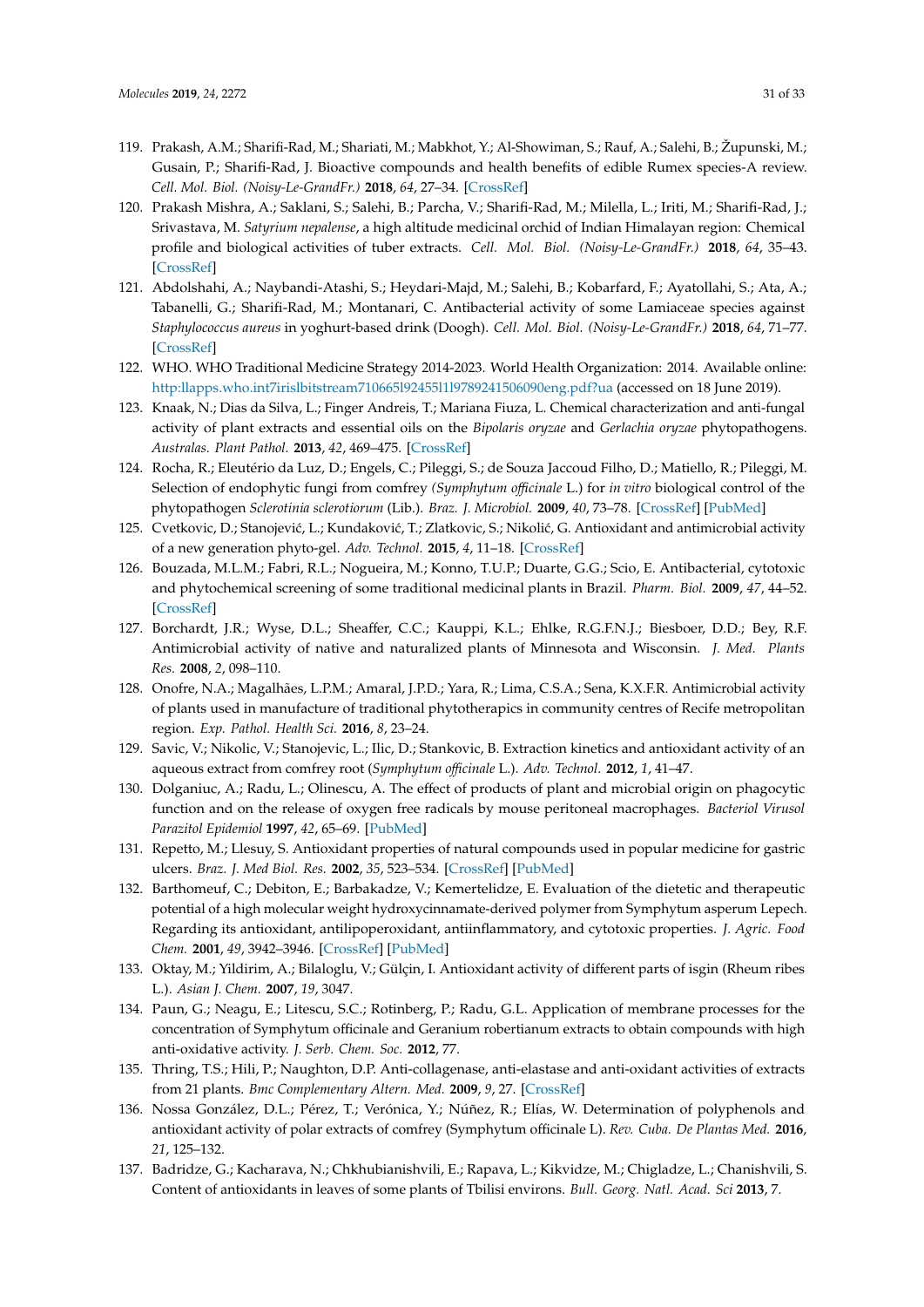119. Prakash, A.M.; Sharifi-Rad, M.; Shariati, M.; Mabkhot, Y.; Al-Showiman, S.; Rauf, A.; Salehi, B.; Župunski, M.; Gusain, P.; Sharifi-Rad, J. Bioactive compounds and health benefits of edible Rumex species-A review. *Cell. Mol. Biol. (Noisy-Le-GrandFr.)* **2018**, *64*, 27–34. [CrossRef]
120. Prakash Mishra, A.; Saklani, S.; Salehi, B.; Parcha, V.; Sharifi-Rad, M.; Milella, L.; Iriti, M.; Sharifi-Rad, J.; Srivastava, M. *Satyrium nepalense*, a high altitude medicinal orchid of Indian Himalayan region: Chemical profile and biological activities of tuber extracts. *Cell. Mol. Biol. (Noisy-Le-GrandFr.)* **2018**, *64*, 35–43. [CrossRef]
121. Abdolshahi, A.; Naybandi-Atashi, S.; Heydari-Majd, M.; Salehi, B.; Kobarfard, F.; Ayatollahi, S.; Ata, A.; Tabanelli, G.; Sharifi-Rad, M.; Montanari, C. Antibacterial activity of some Lamiaceae species against *Staphylococcus aureus* in yoghurt-based drink (Doogh). *Cell. Mol. Biol. (Noisy-Le-GrandFr.)* **2018**, *64*, 71–77. [CrossRef]
122. WHO. WHO Traditional Medicine Strategy 2014-2023. World Health Organization: 2014. Available online: http:llapps.who.int7irislbitstream71066519245511l9789241506090eng.pdf?ua (accessed on 18 June 2019).
123. Knaak, N.; Dias da Silva, L.; Finger Andreis, T.; Mariana Fiuza, L. Chemical characterization and anti-fungal activity of plant extracts and essential oils on the *Bipolaris oryzae* and *Gerlachia oryzae* phytopathogens. *Australas. Plant Pathol.* **2013**, *42*, 469–475. [CrossRef]
124. Rocha, R.; Eleutério da Luz, D.; Engels, C.; Pileggi, S.; de Souza Jaccoud Filho, D.; Matiello, R.; Pileggi, M. Selection of endophytic fungi from comfrey *(Symphytum officinale* L.) for *in vitro* biological control of the phytopathogen *Sclerotinia sclerotiorum* (Lib.). *Braz. J. Microbiol.* **2009**, *40*, 73–78. [CrossRef] [PubMed]
125. Cvetkovic, D.; Stanojević, L.; Kundaković, T.; Zlatkovic, S.; Nikolić, G. Antioxidant and antimicrobial activity of a new generation phyto-gel. *Adv. Technol.* **2015**, *4*, 11–18. [CrossRef]
126. Bouzada, M.L.M.; Fabri, R.L.; Nogueira, M.; Konno, T.U.P.; Duarte, G.G.; Scio, E. Antibacterial, cytotoxic and phytochemical screening of some traditional medicinal plants in Brazil. *Pharm. Biol.* **2009**, *47*, 44–52. [CrossRef]
127. Borchardt, J.R.; Wyse, D.L.; Sheaffer, C.C.; Kauppi, K.L.; Ehlke, R.G.F.N.J.; Biesboer, D.D.; Bey, R.F. Antimicrobial activity of native and naturalized plants of Minnesota and Wisconsin. *J. Med. Plants Res.* **2008**, *2*, 098–110.
128. Onofre, N.A.; Magalhães, L.P.M.; Amaral, J.P.D.; Yara, R.; Lima, C.S.A.; Sena, K.X.F.R. Antimicrobial activity of plants used in manufacture of traditional phytotherapics in community centres of Recife metropolitan region. *Exp. Pathol. Health Sci.* **2016**, *8*, 23–24.
129. Savic, V.; Nikolic, V.; Stanojevic, L.; Ilic, D.; Stankovic, B. Extraction kinetics and antioxidant activity of an aqueous extract from comfrey root (*Symphytum officinale* L.). *Adv. Technol.* **2012**, *1*, 41–47.
130. Dolganiuc, A.; Radu, L.; Olinescu, A. The effect of products of plant and microbial origin on phagocytic function and on the release of oxygen free radicals by mouse peritoneal macrophages. *Bacteriol Virusol Parazitol Epidemiol* **1997**, *42*, 65–69. [PubMed]
131. Repetto, M.; Llesuy, S. Antioxidant properties of natural compounds used in popular medicine for gastric ulcers. *Braz. J. Med Biol. Res.* **2002**, *35*, 523–534. [CrossRef] [PubMed]
132. Barthomeuf, C.; Debiton, E.; Barbakadze, V.; Kemertelidze, E. Evaluation of the dietetic and therapeutic potential of a high molecular weight hydroxycinnamate-derived polymer from Symphytum asperum Lepech. Regarding its antioxidant, antilipoperoxidant, antiinflammatory, and cytotoxic properties. *J. Agric. Food Chem.* **2001**, *49*, 3942–3946. [CrossRef] [PubMed]
133. Oktay, M.; Yildirim, A.; Bilaloglu, V.; Gülçin, I. Antioxidant activity of different parts of isgin (Rheum ribes L.). *Asian J. Chem.* **2007**, *19*, 3047.
134. Paun, G.; Neagu, E.; Litescu, S.C.; Rotinberg, P.; Radu, G.L. Application of membrane processes for the concentration of Symphytum officinale and Geranium robertianum extracts to obtain compounds with high anti-oxidative activity. *J. Serb. Chem. Soc.* **2012**, 77.
135. Thring, T.S.; Hili, P.; Naughton, D.P. Anti-collagenase, anti-elastase and anti-oxidant activities of extracts from 21 plants. *Bmc Complementary Altern. Med.* **2009**, *9*, 27. [CrossRef]
136. Nossa González, D.L.; Pérez, T.; Verónica, Y.; Núñez, R.; Elías, W. Determination of polyphenols and antioxidant activity of polar extracts of comfrey (Symphytum officinale L). *Rev. Cuba. De Plantas Med.* **2016**, *21*, 125–132.
137. Badridze, G.; Kacharava, N.; Chkhubianishvili, E.; Rapava, L.; Kikvidze, M.; Chigladze, L.; Chanishvili, S. Content of antioxidants in leaves of some plants of Tbilisi environs. *Bull. Georg. Natl. Acad. Sci* **2013**, 7.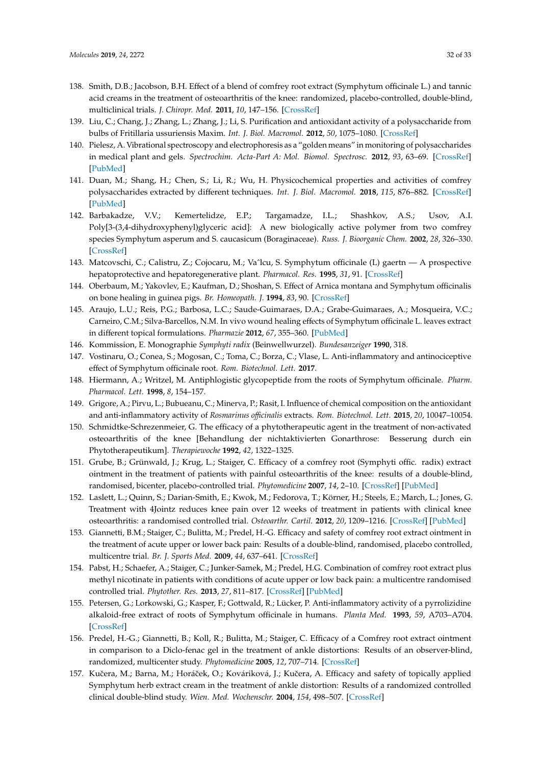138. Smith, D.B.; Jacobson, B.H. Effect of a blend of comfrey root extract (Symphytum officinale L.) and tannic acid creams in the treatment of osteoarthritis of the knee: randomized, placebo-controlled, double-blind, multiclinical trials. *J. Chiropr. Med.* **2011**, *10*, 147–156. [CrossRef]
139. Liu, C.; Chang, J.; Zhang, L.; Zhang, J.; Li, S. Purification and antioxidant activity of a polysaccharide from bulbs of Fritillaria ussuriensis Maxim. *Int. J. Biol. Macromol.* **2012**, *50*, 1075–1080. [CrossRef]
140. Pielesz, A. Vibrational spectroscopy and electrophoresis as a "golden means" in monitoring of polysaccharides in medical plant and gels. *Spectrochim. Acta-Part A: Mol. Biomol. Spectrosc.* **2012**, *93*, 63–69. [CrossRef] [PubMed]
141. Duan, M.; Shang, H.; Chen, S.; Li, R.; Wu, H. Physicochemical properties and activities of comfrey polysaccharides extracted by different techniques. *Int. J. Biol. Macromol.* **2018**, *115*, 876–882. [CrossRef] [PubMed]
142. Barbakadze, V.V.; Kemertelidze, E.P.; Targamadze, I.L.; Shashkov, A.S.; Usov, A.I. Poly[3-(3,4-dihydroxyphenyl)glyceric acid]: A new biologically active polymer from two comfrey species Symphytum asperum and S. caucasicum (Boraginaceae). *Russ. J. Bioorganic Chem.* **2002**, *28*, 326–330. [CrossRef]
143. Matcovschi, C.; Calistru, Z.; Cojocaru, M.; Vaˆlcu, S. Symphytum officinale (L) gaertn — A prospective hepatoprotective and hepatoregenerative plant. *Pharmacol. Res.* **1995**, *31*, 91. [CrossRef]
144. Oberbaum, M.; Yakovlev, E.; Kaufman, D.; Shoshan, S. Effect of Arnica montana and Symphytum officinalis on bone healing in guinea pigs. *Br. Homeopath. J.* **1994**, *83*, 90. [CrossRef]
145. Araujo, L.U.; Reis, P.G.; Barbosa, L.C.; Saude-Guimaraes, D.A.; Grabe-Guimaraes, A.; Mosqueira, V.C.; Carneiro, C.M.; Silva-Barcellos, N.M. In vivo wound healing effects of Symphytum officinale L. leaves extract in different topical formulations. *Pharmazie* **2012**, *67*, 355–360. [PubMed]
146. Kommission, E. Monographie *Symphyti radix* (Beinwellwurzel). *Bundesanzeiger* **1990**, 318.
147. Vostinaru, O.; Conea, S.; Mogosan, C.; Toma, C.; Borza, C.; Vlase, L. Anti-inflammatory and antinociceptive effect of Symphytum officinale root. *Rom. Biotechnol. Lett.* **2017**.
148. Hiermann, A.; Writzel, M. Antiphlogistic glycopeptide from the roots of Symphytum officinale. *Pharm. Pharmacol. Lett.* **1998**, *8*, 154–157.
149. Grigore, A.; Pirvu, L.; Bubueanu, C.; Minerva, P.; Rasit, I. Influence of chemical composition on the antioxidant and anti-inflammatory activity of *Rosmarinus officinalis* extracts. *Rom. Biotechnol. Lett.* **2015**, *20*, 10047–10054.
150. Schmidtke-Schrezenmeier, G. The efficacy of a phytotherapeutic agent in the treatment of non-activated osteoarthritis of the knee [Behandlung der nichtaktivierten Gonarthrose: Besserung durch ein Phytotherapeutikum]. *Therapiewoche* **1992**, *42*, 1322–1325.
151. Grube, B.; Grünwald, J.; Krug, L.; Staiger, C. Efficacy of a comfrey root (Symphyti offic. radix) extract ointment in the treatment of patients with painful osteoarthritis of the knee: results of a double-blind, randomised, bicenter, placebo-controlled trial. *Phytomedicine* **2007**, *14*, 2–10. [CrossRef] [PubMed]
152. Laslett, L.; Quinn, S.; Darian-Smith, E.; Kwok, M.; Fedorova, T.; Körner, H.; Steels, E.; March, L.; Jones, G. Treatment with 4Jointz reduces knee pain over 12 weeks of treatment in patients with clinical knee osteoarthritis: a randomised controlled trial. *Osteoarthr. Cartil.* **2012**, *20*, 1209–1216. [CrossRef] [PubMed]
153. Giannetti, B.M.; Staiger, C.; Bulitta, M.; Predel, H.-G. Efficacy and safety of comfrey root extract ointment in the treatment of acute upper or lower back pain: Results of a double-blind, randomised, placebo controlled, multicentre trial. *Br. J. Sports Med.* **2009**, *44*, 637–641. [CrossRef]
154. Pabst, H.; Schaefer, A.; Staiger, C.; Junker-Samek, M.; Predel, H.G. Combination of comfrey root extract plus methyl nicotinate in patients with conditions of acute upper or low back pain: a multicentre randomised controlled trial. *Phytother. Res.* **2013**, *27*, 811–817. [CrossRef] [PubMed]
155. Petersen, G.; Lorkowski, G.; Kasper, F.; Gottwald, R.; Lücker, P. Anti-inflammatory activity of a pyrrolizidine alkaloid-free extract of roots of Symphytum officinale in humans. *Planta Med.* **1993**, *59*, A703–A704. [CrossRef]
156. Predel, H.-G.; Giannetti, B.; Koll, R.; Bulitta, M.; Staiger, C. Efficacy of a Comfrey root extract ointment in comparison to a Diclo-fenac gel in the treatment of ankle distortions: Results of an observer-blind, randomized, multicenter study. *Phytomedicine* **2005**, *12*, 707–714. [CrossRef]
157. Kučera, M.; Barna, M.; Horáček, O.; Kováriková, J.; Kučera, A. Efficacy and safety of topically applied Symphytum herb extract cream in the treatment of ankle distortion: Results of a randomized controlled clinical double-blind study. *Wien. Med. Wochenschr.* **2004**, *154*, 498–507. [CrossRef]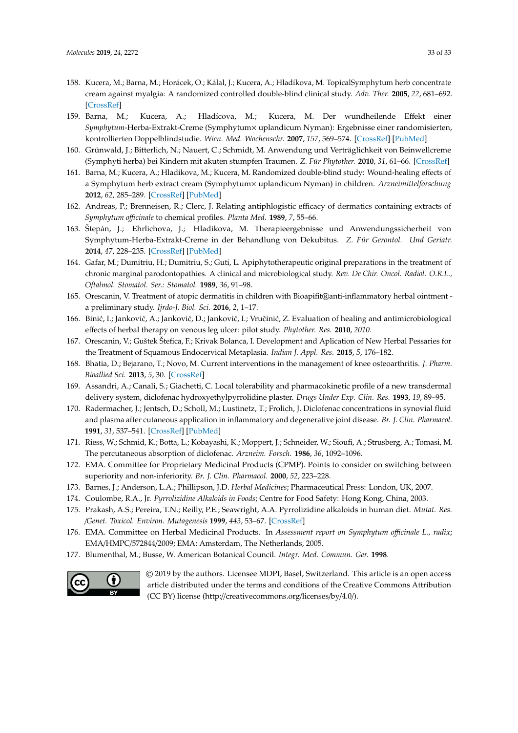158. Kucera, M.; Barna, M.; Horácek, O.; Kálal, J.; Kucera, A.; Hladíkova, M. TopicalSymphytum herb concentrate cream against myalgia: A randomized controlled double-blind clinical study. *Adv. Ther.* **2005**, *22*, 681–692. [CrossRef]
159. Barna, M.; Kucera, A.; Hladícova, M.; Kucera, M. Der wundheilende Effekt einer *Symphytum*-Herba-Extrakt-Creme (Symphytum× uplandicum Nyman): Ergebnisse einer randomisierten, kontrollierten Doppelblindstudie. *Wien. Med. Wochenschr.* **2007**, *157*, 569–574. [CrossRef] [PubMed]
160. Grünwald, J.; Bitterlich, N.; Nauert, C.; Schmidt, M. Anwendung und Verträglichkeit von Beinwellcreme (Symphyti herba) bei Kindern mit akuten stumpfen Traumen. *Z. Für Phytother.* **2010**, *31*, 61–66. [CrossRef]
161. Barna, M.; Kucera, A.; Hladikova, M.; Kucera, M. Randomized double-blind study: Wound-healing effects of a Symphytum herb extract cream (Symphytum× uplandicum Nyman) in children. *Arzneimittelforschung* **2012**, *62*, 285–289. [CrossRef] [PubMed]
162. Andreas, P.; Brenneisen, R.; Clerc, J. Relating antiphlogistic efficacy of dermatics containing extracts of *Symphytum officinale* to chemical profiles. *Planta Med.* **1989**, *7*, 55–66.
163. Štepán, J.; Ehrlichova, J.; Hladikova, M. Therapieergebnisse und Anwendungssicherheit von Symphytum-Herba-Extrakt-Creme in der Behandlung von Dekubitus. *Z. Für Gerontol. Und Geriatr.* **2014**, *47*, 228–235. [CrossRef] [PubMed]
164. Gafar, M.; Dumitriu, H.; Dumitriu, S.; Guti, L. Apiphytotherapeutic original preparations in the treatment of chronic marginal parodontopathies. A clinical and microbiological study. *Rev. De Chir. Oncol. Radiol. O.R.L., Oftalmol. Stomatol. Ser.: Stomatol.* **1989**, *36*, 91–98.
165. Orescanin, V. Treatment of atopic dermatitis in children with Bioapifit®anti-inflammatory herbal ointment - a preliminary study. *Ijrdo-J. Biol. Sci.* **2016**, *2*, 1–17.
166. Binić, I.; Janković, A.; Janković, D.; Janković, I.; Vručinić, Z. Evaluation of healing and antimicrobiological effects of herbal therapy on venous leg ulcer: pilot study. *Phytother. Res.* **2010**, *2010*.
167. Orescanin, V.; Guštek Štefica, F.; Krivak Bolanca, I. Development and Aplication of New Herbal Pessaries for the Treatment of Squamous Endocervical Metaplasia. *Indian J. Appl. Res.* **2015**, *5*, 176–182.
168. Bhatia, D.; Bejarano, T.; Novo, M. Current interventions in the management of knee osteoarthritis. *J. Pharm. Bioallied Sci.* **2013**, *5*, 30. [CrossRef]
169. Assandri, A.; Canali, S.; Giachetti, C. Local tolerability and pharmacokinetic profile of a new transdermal delivery system, diclofenac hydroxyethylpyrrolidine plaster. *Drugs Under Exp. Clin. Res.* **1993**, *19*, 89–95.
170. Radermacher, J.; Jentsch, D.; Scholl, M.; Lustinetz, T.; Frolich, J. Diclofenac concentrations in synovial fluid and plasma after cutaneous application in inflammatory and degenerative joint disease. *Br. J. Clin. Pharmacol.* **1991**, *31*, 537–541. [CrossRef] [PubMed]
171. Riess, W.; Schmid, K.; Botta, L.; Kobayashi, K.; Moppert, J.; Schneider, W.; Sioufi, A.; Strusberg, A.; Tomasi, M. The percutaneous absorption of diclofenac. *Arzneim. Forsch.* **1986**, *36*, 1092–1096.
172. EMA. Committee for Proprietary Medicinal Products (CPMP). Points to consider on switching between superiority and non-inferiority. *Br. J. Clin. Pharmacol.* **2000**, *52*, 223–228.
173. Barnes, J.; Anderson, L.A.; Phillipson, J.D. *Herbal Medicines*; Pharmaceutical Press: London, UK, 2007.
174. Coulombe, R.A., Jr. *Pyrrolizidine Alkaloids in Foods*; Centre for Food Safety: Hong Kong, China, 2003.
175. Prakash, A.S.; Pereira, T.N.; Reilly, P.E.; Seawright, A.A. Pyrrolizidine alkaloids in human diet. *Mutat. Res. /Genet. Toxicol. Environ. Mutagenesis* **1999**, *443*, 53–67. [CrossRef]
176. EMA. Committee on Herbal Medicinal Products. In *Assessment report on Symphytum officinale L., radix*; EMA/HMPC/572844/2009; EMA: Amsterdam, The Netherlands, 2005.
177. Blumenthal, M.; Busse, W. American Botanical Council. *Integr. Med. Commun. Ger.* **1998**.

© 2019 by the authors. Licensee MDPI, Basel, Switzerland. This article is an open access article distributed under the terms and conditions of the Creative Commons Attribution (CC BY) license (http://creativecommons.org/licenses/by/4.0/).